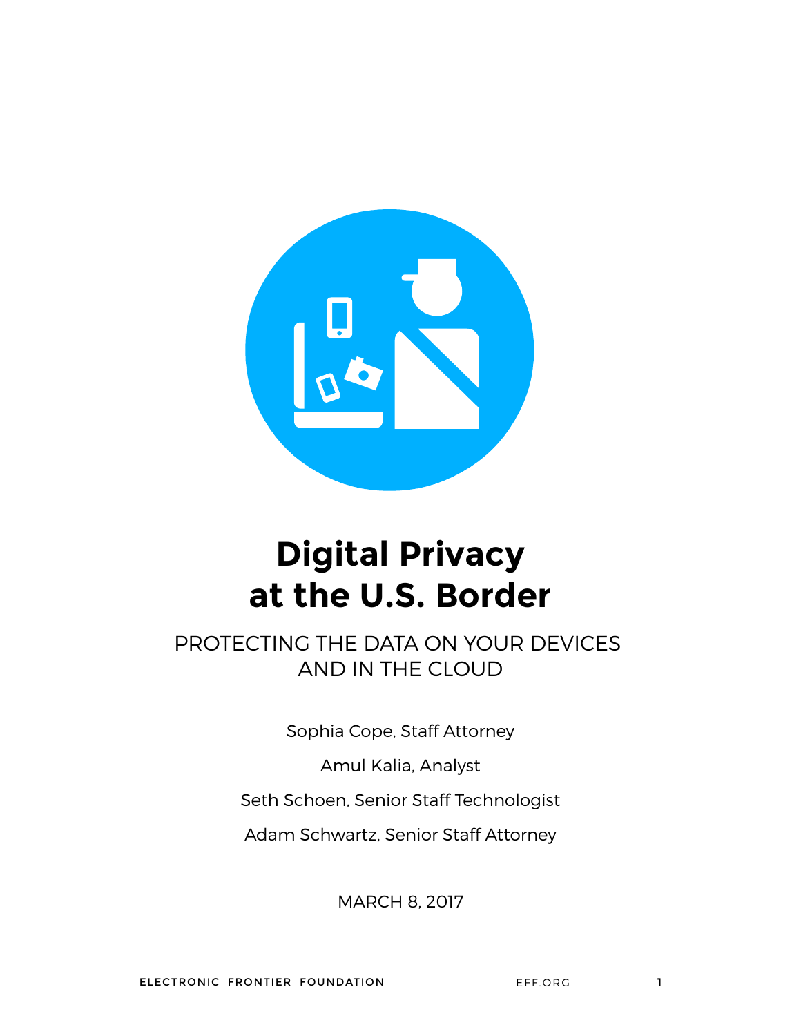# Digital Privacy at the U.S. Border

## PROTECTING THE DATA ON YOUR DEVICES AND IN THE CLOUD

Sophia Cope, Staff Attorney

Amul Kalia, Analyst

Seth Schoen, Senior Staff Technologist

Adam Schwartz, Senior Staff Attorney

MARCH 8, 2017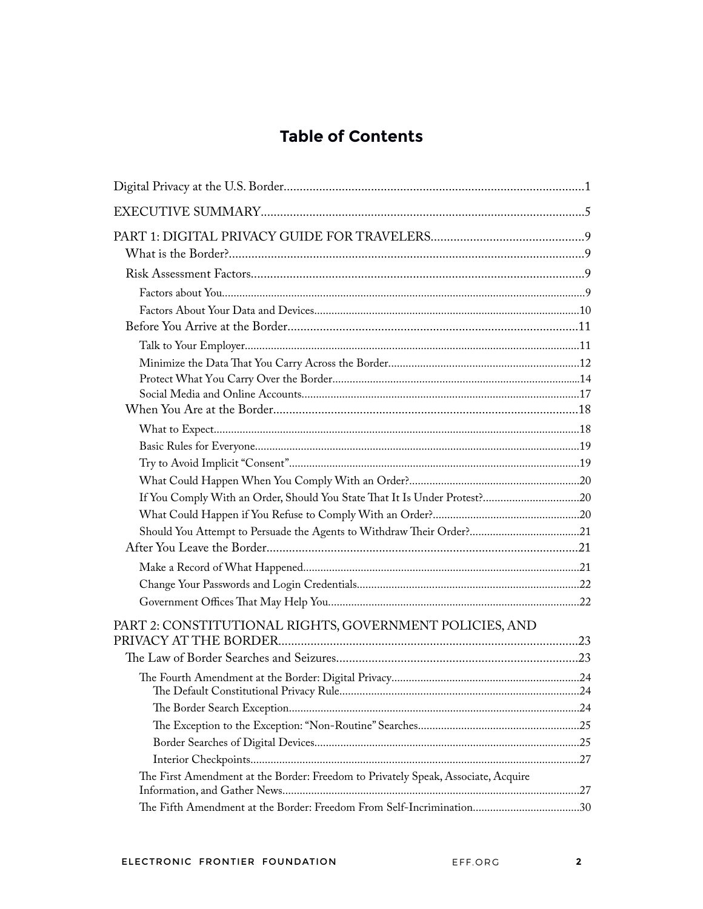# Table of Contents

- Digital Privacy at the U.S. Border....................1
- EXECUTIVE SUMMARY....................5
- PART 1: DIGITAL PRIVACY GUIDE FOR TRAVELERS....................9
  - What is the Border?....................9
  - Risk Assessment Factors....................9
    - Factors about You....................9
    - Factors About Your Data and Devices....................10
  - Before You Arrive at the Border....................11
    - Talk to Your Employer....................11
    - Minimize the Data That You Carry Across the Border....................12
    - Protect What You Carry Over the Border....................14
    - Social Media and Online Accounts....................17
  - When You Are at the Border....................18
    - What to Expect....................18
    - Basic Rules for Everyone....................19
    - Try to Avoid Implicit "Consent"....................19
    - What Could Happen When You Comply With an Order?....................20
    - If You Comply With an Order, Should You State That It Is Under Protest?....................20
    - What Could Happen if You Refuse to Comply With an Order?....................20
    - Should You Attempt to Persuade the Agents to Withdraw Their Order?....................21
  - After You Leave the Border....................21
    - Make a Record of What Happened....................21
    - Change Your Passwords and Login Credentials....................22
    - Government Offices That May Help You....................22
- PART 2: CONSTITUTIONAL RIGHTS, GOVERNMENT POLICIES, AND PRIVACY AT THE BORDER....................23
  - The Law of Border Searches and Seizures....................23
    - The Fourth Amendment at the Border: Digital Privacy....................24
      - The Default Constitutional Privacy Rule....................24
      - The Border Search Exception....................24
      - The Exception to the Exception: "Non-Routine" Searches....................25
      - Border Searches of Digital Devices....................25
      - Interior Checkpoints....................27
    - The First Amendment at the Border: Freedom to Privately Speak, Associate, Acquire Information, and Gather News....................27
    - The Fifth Amendment at the Border: Freedom From Self-Incrimination....................30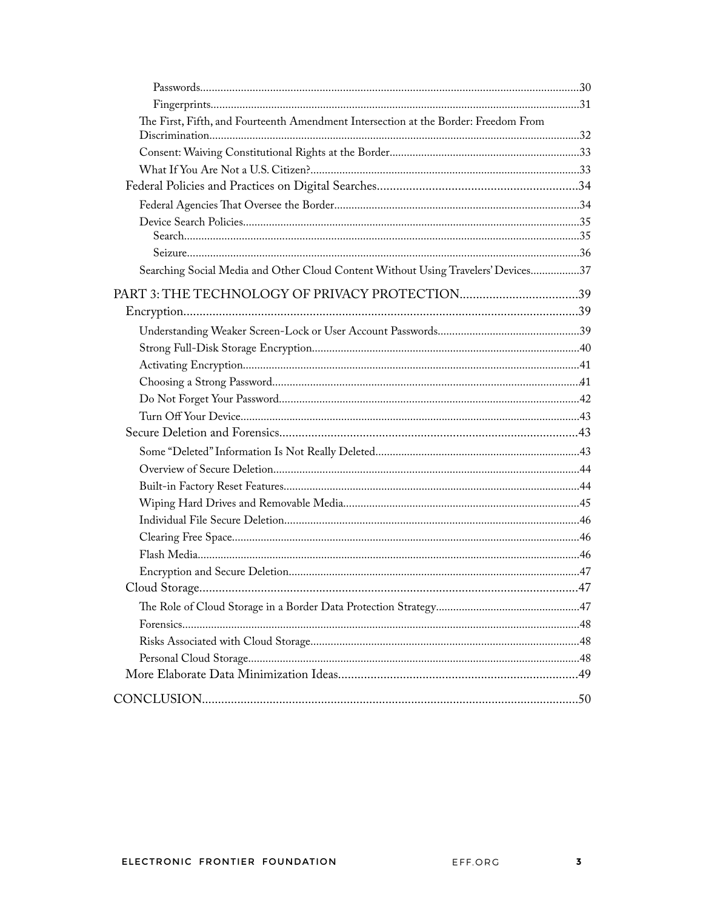Passwords......30

Fingerprints......31

The First, Fifth, and Fourteenth Amendment Intersection at the Border: Freedom From Discrimination......32

Consent: Waiving Constitutional Rights at the Border......33

What If You Are Not a U.S. Citizen?......33

Federal Policies and Practices on Digital Searches......34

Federal Agencies That Oversee the Border......34

Device Search Policies......35

Search......35

Seizure......36

Searching Social Media and Other Cloud Content Without Using Travelers' Devices......37

PART 3: THE TECHNOLOGY OF PRIVACY PROTECTION......39

Encryption......39

Understanding Weaker Screen-Lock or User Account Passwords......39

Strong Full-Disk Storage Encryption......40

Activating Encryption......41

Choosing a Strong Password......41

Do Not Forget Your Password......42

Turn Off Your Device......43

Secure Deletion and Forensics......43

Some "Deleted" Information Is Not Really Deleted......43

Overview of Secure Deletion......44

Built-in Factory Reset Features......44

Wiping Hard Drives and Removable Media......45

Individual File Secure Deletion......46

Clearing Free Space......46

Flash Media......46

Encryption and Secure Deletion......47

Cloud Storage......47

The Role of Cloud Storage in a Border Data Protection Strategy......47

Forensics......48

Risks Associated with Cloud Storage......48

Personal Cloud Storage......48

More Elaborate Data Minimization Ideas......49

CONCLUSION......50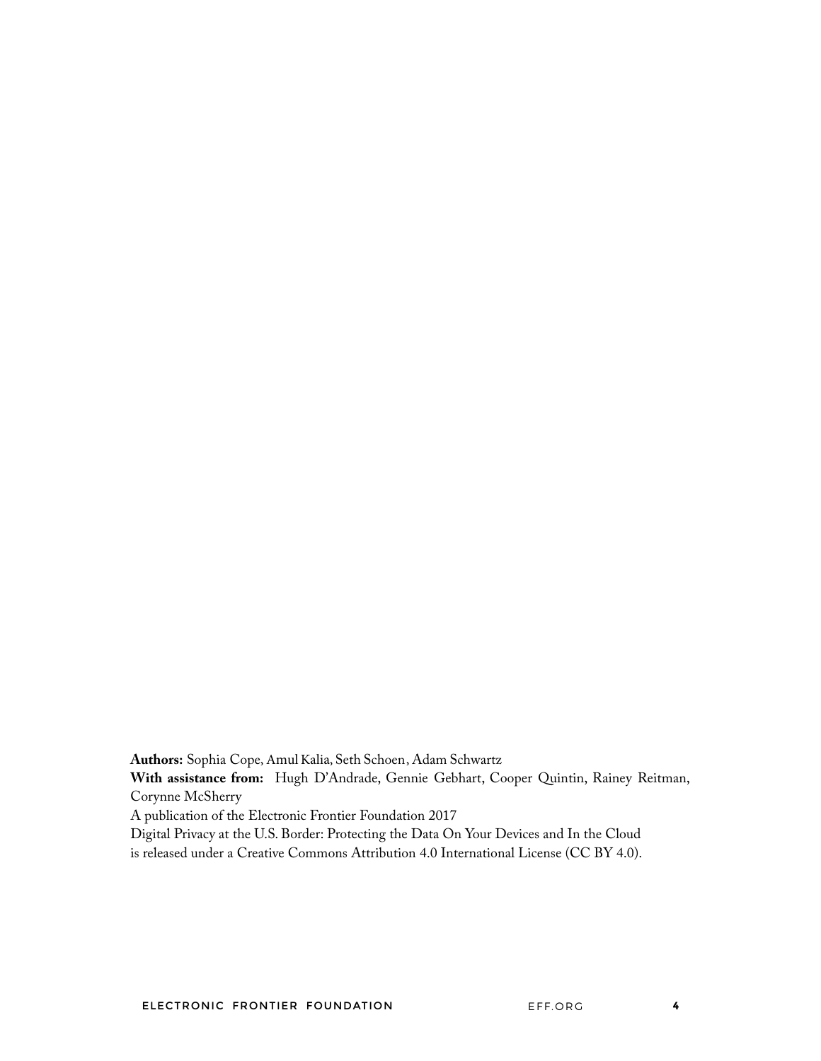**Authors:** Sophia Cope, Amul Kalia, Seth Schoen, Adam Schwartz
**With assistance from:** Hugh D'Andrade, Gennie Gebhart, Cooper Quintin, Rainey Reitman, Corynne McSherry
A publication of the Electronic Frontier Foundation 2017
Digital Privacy at the U.S. Border: Protecting the Data On Your Devices and In the Cloud is released under a Creative Commons Attribution 4.0 International License (CC BY 4.0).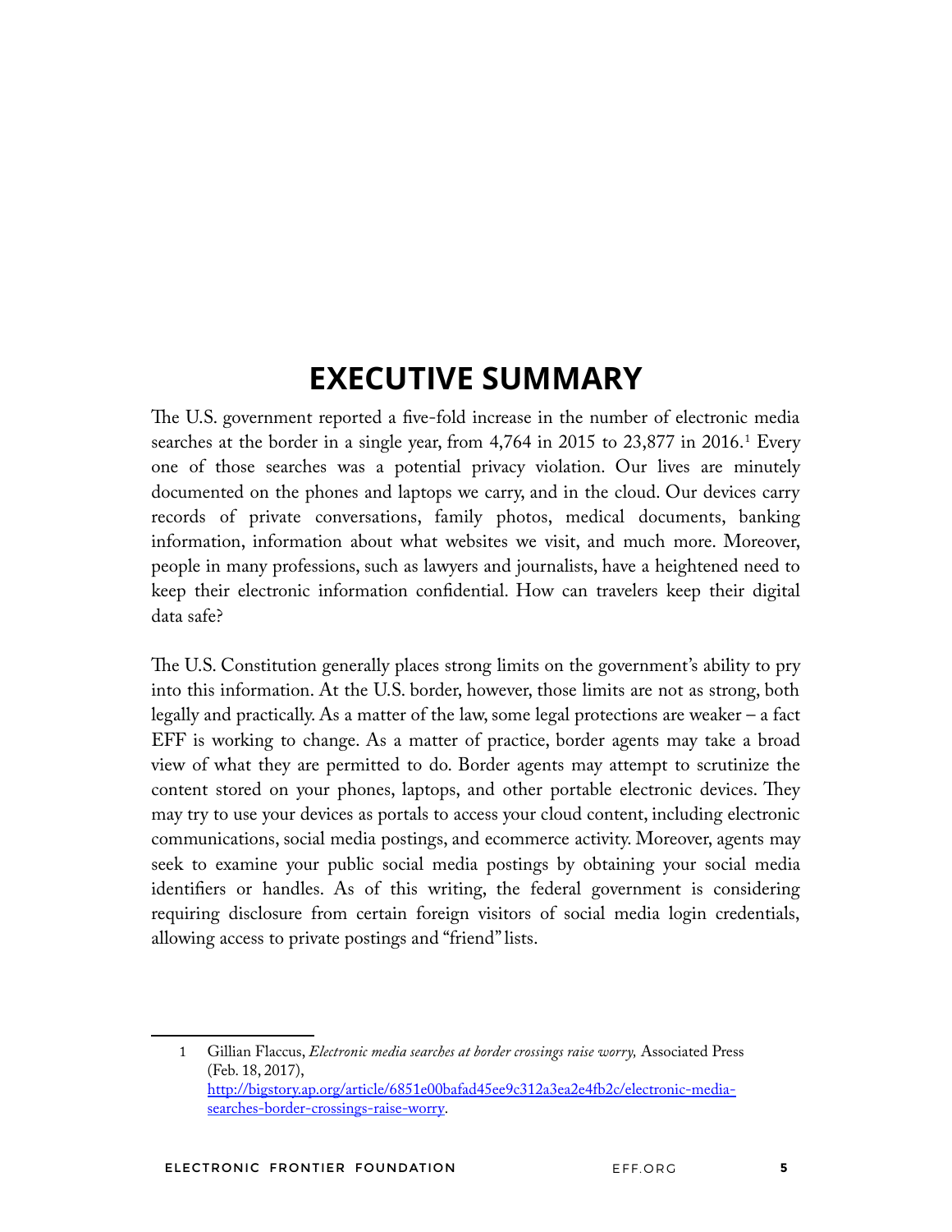# EXECUTIVE SUMMARY

The U.S. government reported a five-fold increase in the number of electronic media searches at the border in a single year, from 4,764 in 2015 to 23,877 in 2016.[1] Every one of those searches was a potential privacy violation. Our lives are minutely documented on the phones and laptops we carry, and in the cloud. Our devices carry records of private conversations, family photos, medical documents, banking information, information about what websites we visit, and much more. Moreover, people in many professions, such as lawyers and journalists, have a heightened need to keep their electronic information confidential. How can travelers keep their digital data safe?

The U.S. Constitution generally places strong limits on the government's ability to pry into this information. At the U.S. border, however, those limits are not as strong, both legally and practically. As a matter of the law, some legal protections are weaker – a fact EFF is working to change. As a matter of practice, border agents may take a broad view of what they are permitted to do. Border agents may attempt to scrutinize the content stored on your phones, laptops, and other portable electronic devices. They may try to use your devices as portals to access your cloud content, including electronic communications, social media postings, and ecommerce activity. Moreover, agents may seek to examine your public social media postings by obtaining your social media identifiers or handles. As of this writing, the federal government is considering requiring disclosure from certain foreign visitors of social media login credentials, allowing access to private postings and "friend" lists.

---

1 Gillian Flaccus, *Electronic media searches at border crossings raise worry,* Associated Press (Feb. 18, 2017), [http://bigstory.ap.org/article/6851e00bafad45ee9c312a3ea2e4fb2c/electronic-media-searches-border-crossings-raise-worry](http://bigstory.ap.org/article/6851e00bafad45ee9c312a3ea2e4fb2c/electronic-media-searches-border-crossings-raise-worry).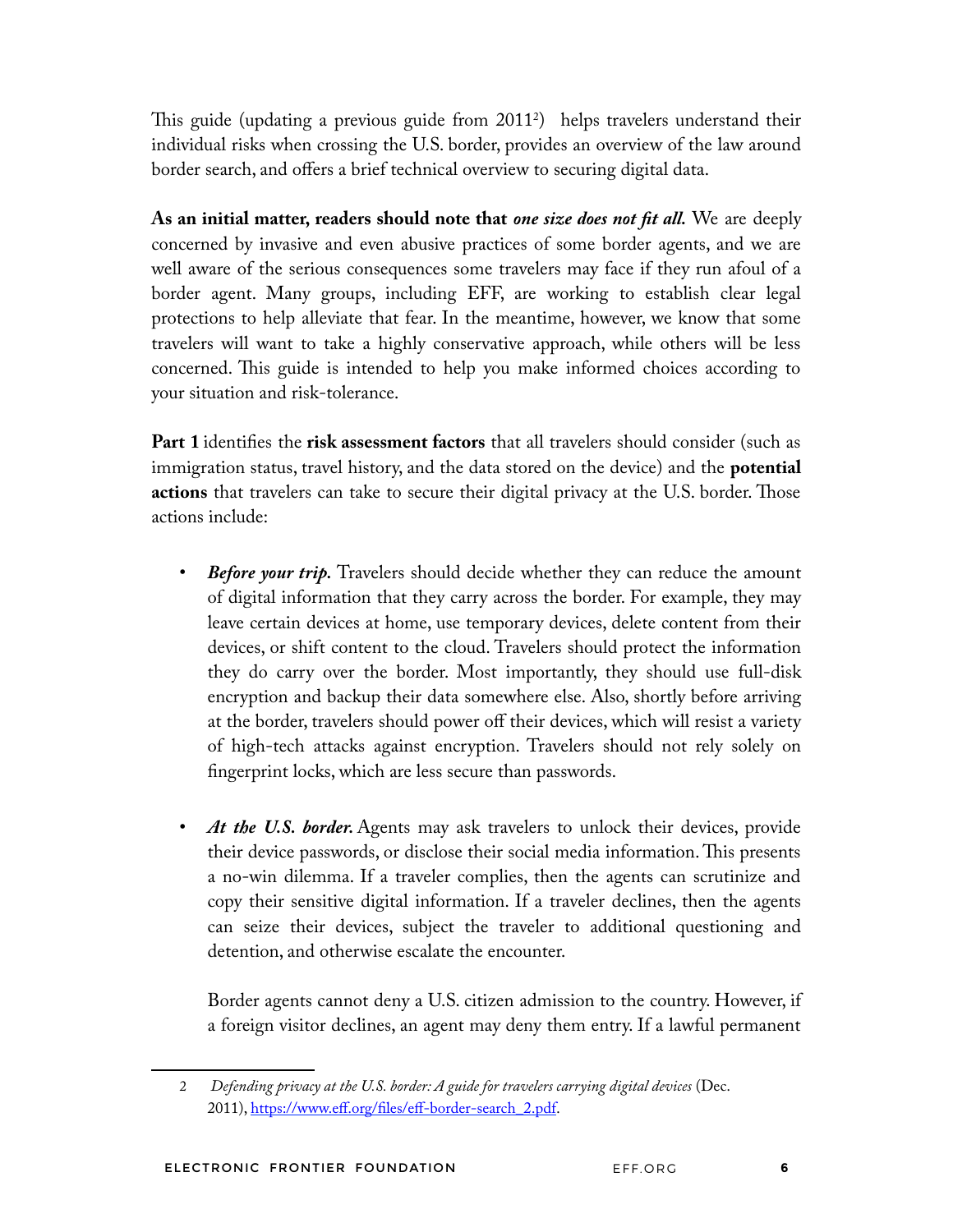This guide (updating a previous guide from 2011[2]) helps travelers understand their individual risks when crossing the U.S. border, provides an overview of the law around border search, and offers a brief technical overview to securing digital data.

**As an initial matter, readers should note that *one size does not fit all.*** We are deeply concerned by invasive and even abusive practices of some border agents, and we are well aware of the serious consequences some travelers may face if they run afoul of a border agent. Many groups, including EFF, are working to establish clear legal protections to help alleviate that fear. In the meantime, however, we know that some travelers will want to take a highly conservative approach, while others will be less concerned. This guide is intended to help you make informed choices according to your situation and risk-tolerance.

**Part 1** identifies the **risk assessment factors** that all travelers should consider (such as immigration status, travel history, and the data stored on the device) and the **potential actions** that travelers can take to secure their digital privacy at the U.S. border. Those actions include:

- ***Before your trip.*** Travelers should decide whether they can reduce the amount of digital information that they carry across the border. For example, they may leave certain devices at home, use temporary devices, delete content from their devices, or shift content to the cloud. Travelers should protect the information they do carry over the border. Most importantly, they should use full-disk encryption and backup their data somewhere else. Also, shortly before arriving at the border, travelers should power off their devices, which will resist a variety of high-tech attacks against encryption. Travelers should not rely solely on fingerprint locks, which are less secure than passwords.

- ***At the U.S. border.*** Agents may ask travelers to unlock their devices, provide their device passwords, or disclose their social media information. This presents a no-win dilemma. If a traveler complies, then the agents can scrutinize and copy their sensitive digital information. If a traveler declines, then the agents can seize their devices, subject the traveler to additional questioning and detention, and otherwise escalate the encounter.

  Border agents cannot deny a U.S. citizen admission to the country. However, if a foreign visitor declines, an agent may deny them entry. If a lawful permanent

---

2 *Defending privacy at the U.S. border: A guide for travelers carrying digital devices* (Dec. 2011), https://www.eff.org/files/eff-border-search_2.pdf.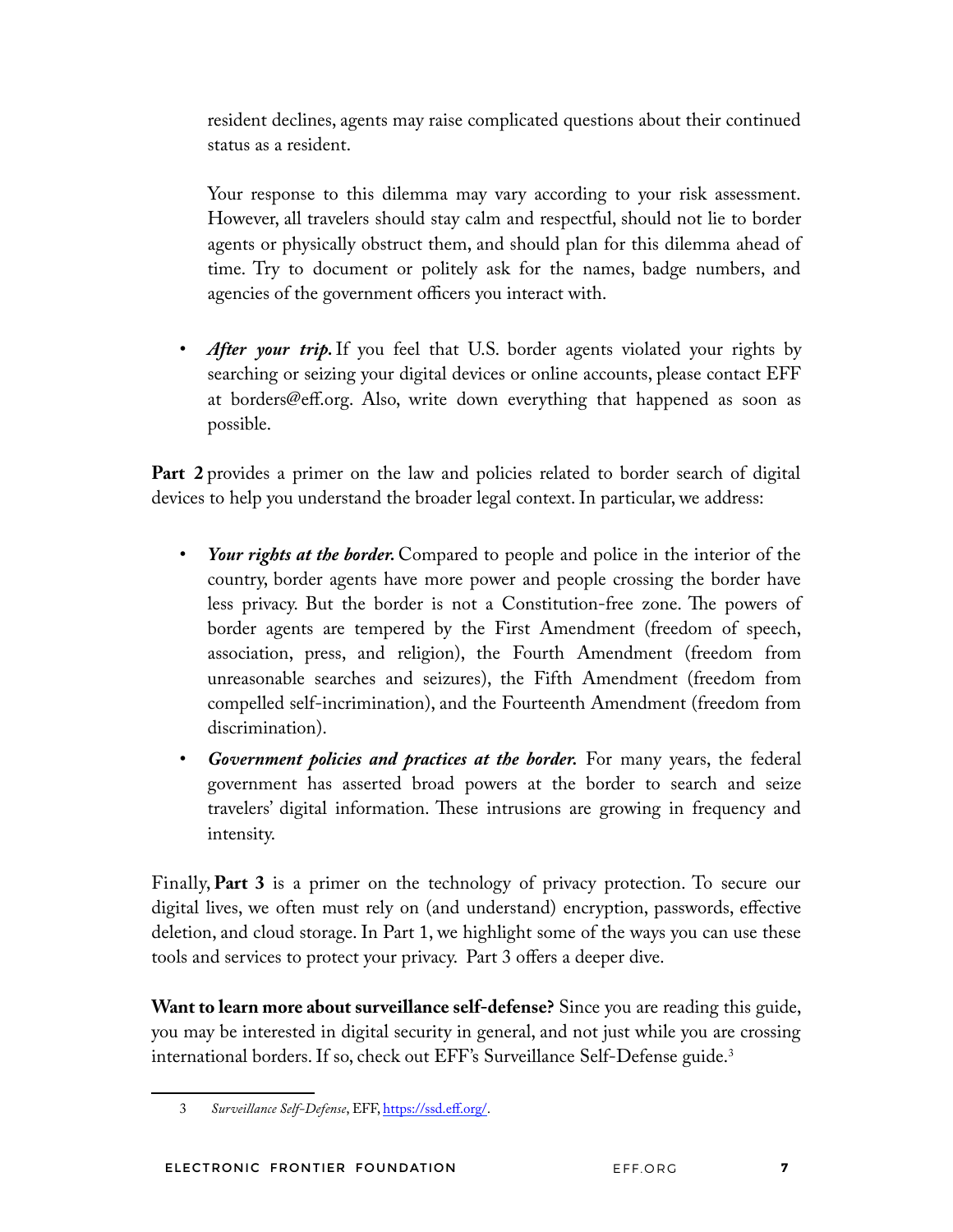resident declines, agents may raise complicated questions about their continued status as a resident.

Your response to this dilemma may vary according to your risk assessment. However, all travelers should stay calm and respectful, should not lie to border agents or physically obstruct them, and should plan for this dilemma ahead of time. Try to document or politely ask for the names, badge numbers, and agencies of the government officers you interact with.

- ***After your trip.*** If you feel that U.S. border agents violated your rights by searching or seizing your digital devices or online accounts, please contact EFF at borders@eff.org. Also, write down everything that happened as soon as possible.

**Part 2** provides a primer on the law and policies related to border search of digital devices to help you understand the broader legal context. In particular, we address:

- ***Your rights at the border.*** Compared to people and police in the interior of the country, border agents have more power and people crossing the border have less privacy. But the border is not a Constitution-free zone. The powers of border agents are tempered by the First Amendment (freedom of speech, association, press, and religion), the Fourth Amendment (freedom from unreasonable searches and seizures), the Fifth Amendment (freedom from compelled self-incrimination), and the Fourteenth Amendment (freedom from discrimination).
- ***Government policies and practices at the border.*** For many years, the federal government has asserted broad powers at the border to search and seize travelers' digital information. These intrusions are growing in frequency and intensity.

Finally, **Part 3** is a primer on the technology of privacy protection. To secure our digital lives, we often must rely on (and understand) encryption, passwords, effective deletion, and cloud storage. In Part 1, we highlight some of the ways you can use these tools and services to protect your privacy. Part 3 offers a deeper dive.

**Want to learn more about surveillance self-defense?** Since you are reading this guide, you may be interested in digital security in general, and not just while you are crossing international borders. If so, check out EFF's Surveillance Self-Defense guide.[3]

---

3 *Surveillance Self-Defense*, EFF, https://ssd.eff.org/.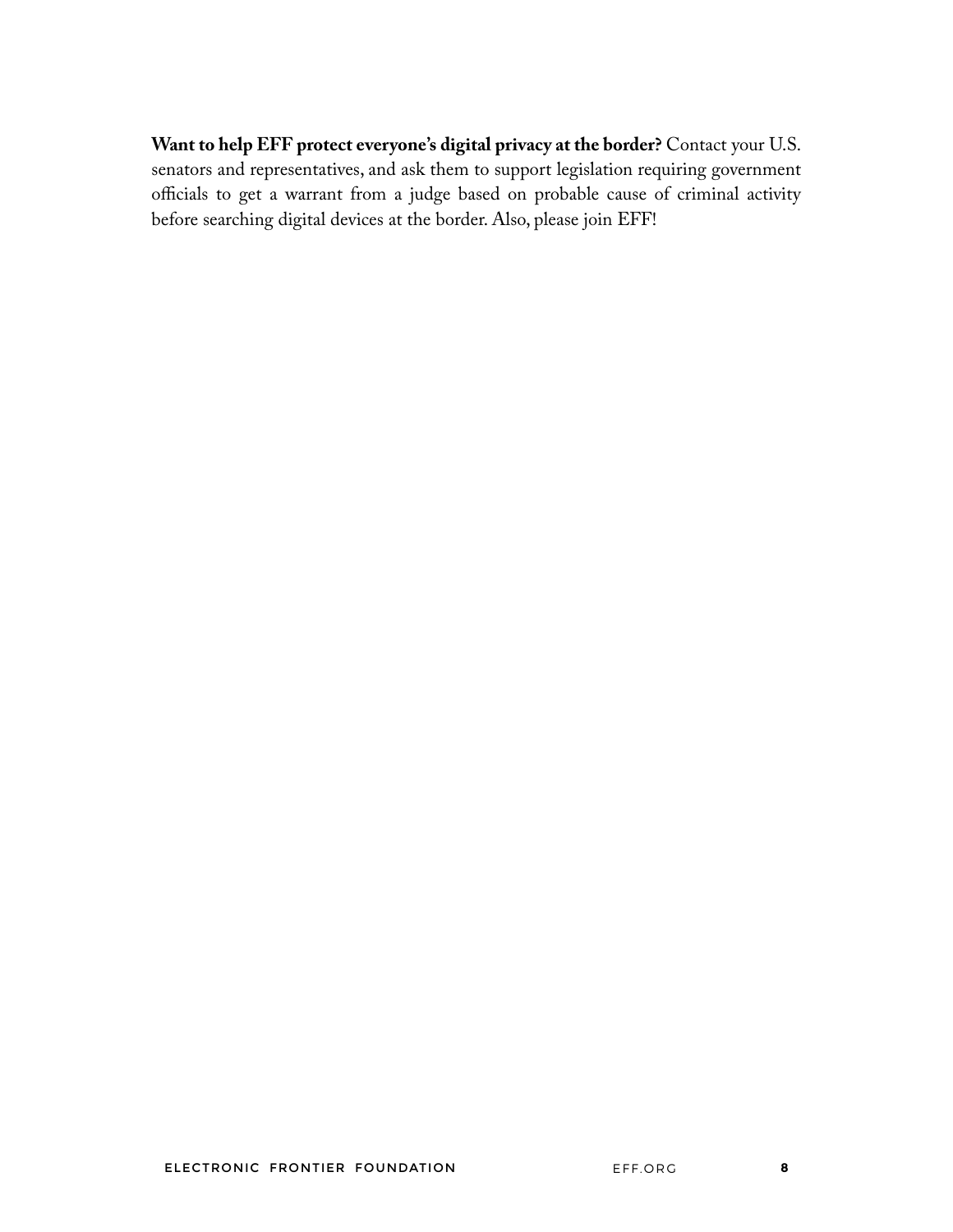**Want to help EFF protect everyone's digital privacy at the border?** Contact your U.S. senators and representatives, and ask them to support legislation requiring government officials to get a warrant from a judge based on probable cause of criminal activity before searching digital devices at the border. Also, please join EFF!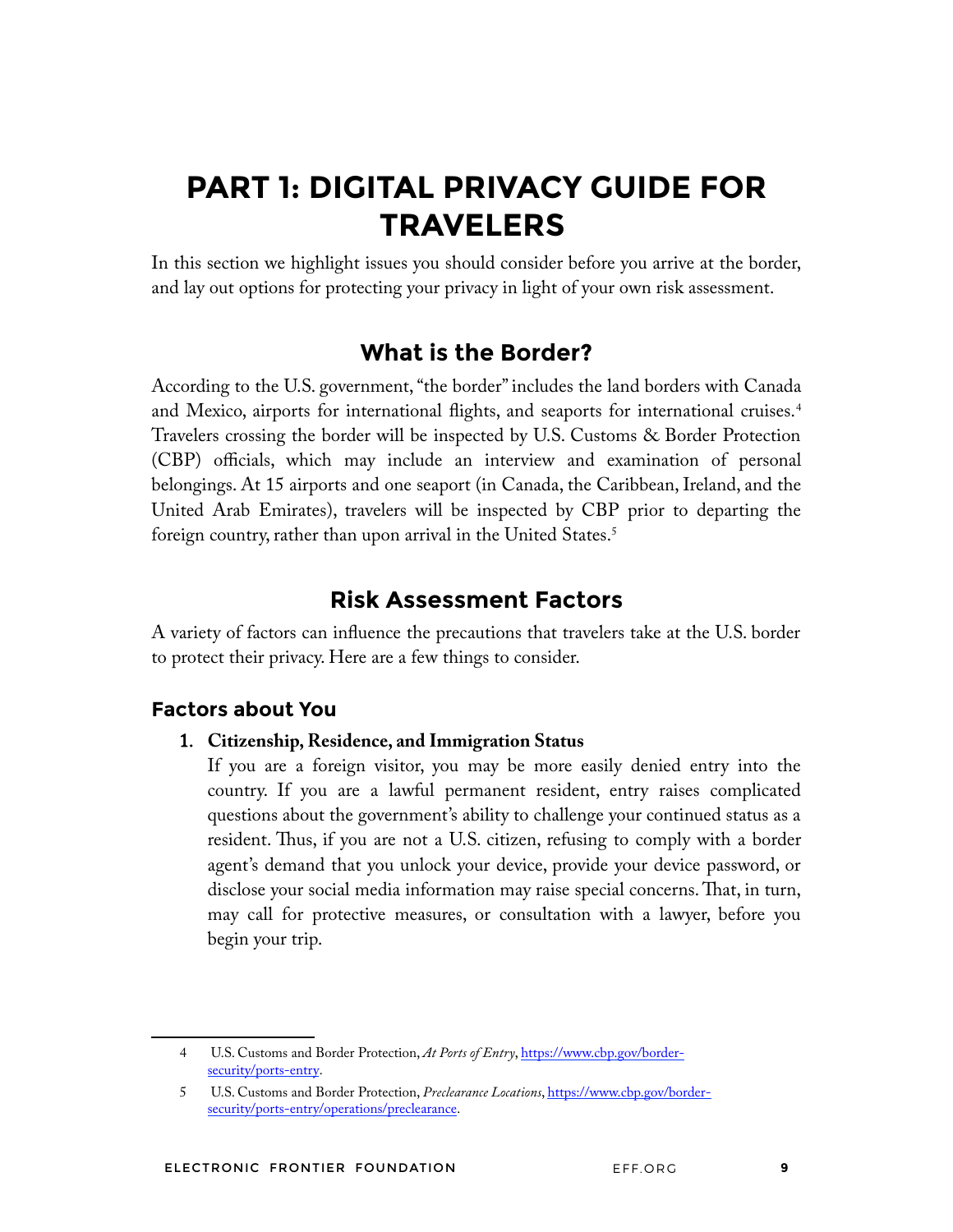# PART 1: DIGITAL PRIVACY GUIDE FOR TRAVELERS

In this section we highlight issues you should consider before you arrive at the border, and lay out options for protecting your privacy in light of your own risk assessment.

## What is the Border?

According to the U.S. government, "the border" includes the land borders with Canada and Mexico, airports for international flights, and seaports for international cruises.[4] Travelers crossing the border will be inspected by U.S. Customs & Border Protection (CBP) officials, which may include an interview and examination of personal belongings. At 15 airports and one seaport (in Canada, the Caribbean, Ireland, and the United Arab Emirates), travelers will be inspected by CBP prior to departing the foreign country, rather than upon arrival in the United States.[5]

## Risk Assessment Factors

A variety of factors can influence the precautions that travelers take at the U.S. border to protect their privacy. Here are a few things to consider.

### Factors about You

1. **Citizenship, Residence, and Immigration Status**
   If you are a foreign visitor, you may be more easily denied entry into the country. If you are a lawful permanent resident, entry raises complicated questions about the government's ability to challenge your continued status as a resident. Thus, if you are not a U.S. citizen, refusing to comply with a border agent's demand that you unlock your device, provide your device password, or disclose your social media information may raise special concerns. That, in turn, may call for protective measures, or consultation with a lawyer, before you begin your trip.

---

4 U.S. Customs and Border Protection, *At Ports of Entry*, https://www.cbp.gov/border-security/ports-entry.

5 U.S. Customs and Border Protection, *Preclearance Locations*, https://www.cbp.gov/border-security/ports-entry/operations/preclearance.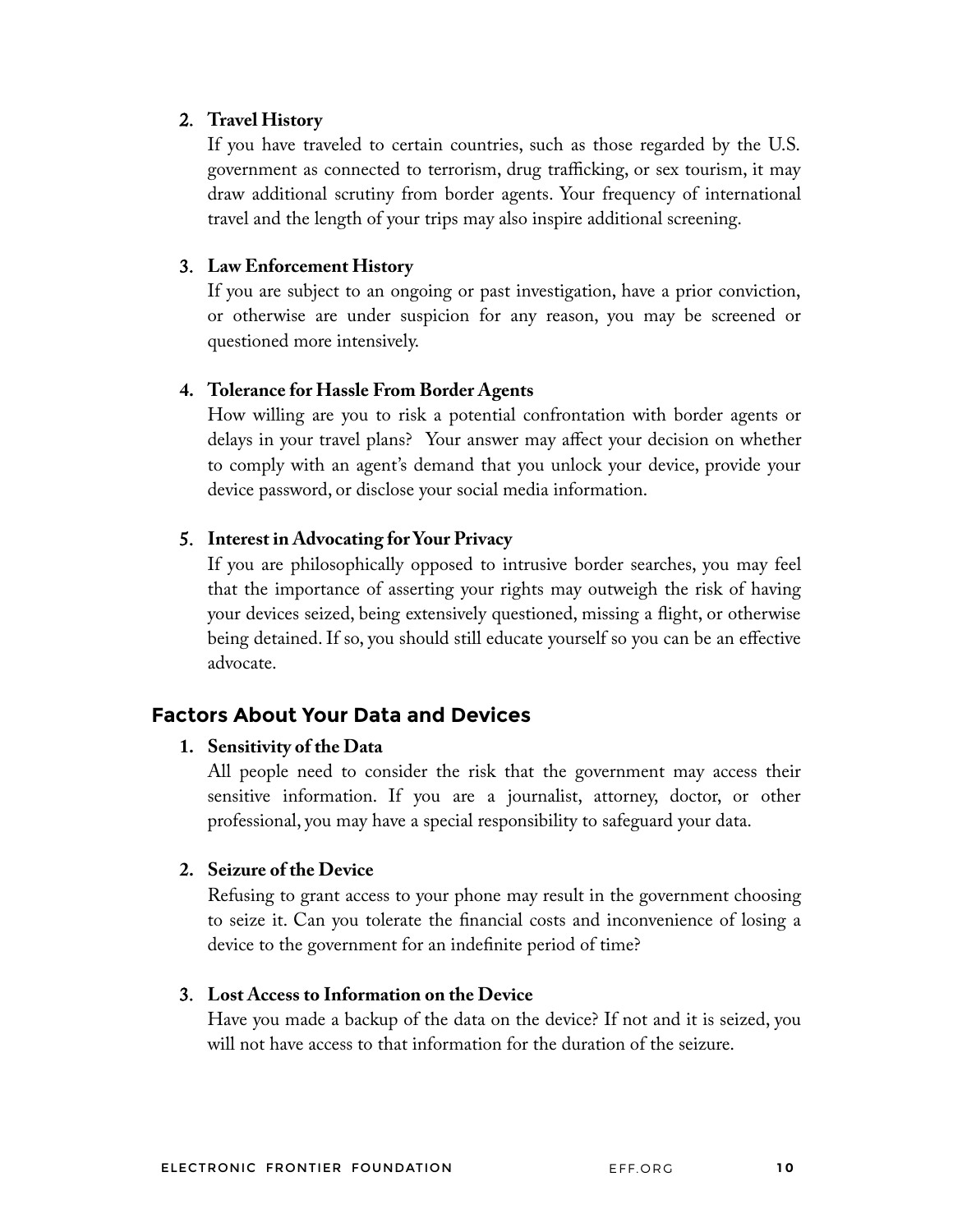2. **Travel History**
   If you have traveled to certain countries, such as those regarded by the U.S. government as connected to terrorism, drug trafficking, or sex tourism, it may draw additional scrutiny from border agents. Your frequency of international travel and the length of your trips may also inspire additional screening.

3. **Law Enforcement History**
   If you are subject to an ongoing or past investigation, have a prior conviction, or otherwise are under suspicion for any reason, you may be screened or questioned more intensively.

4. **Tolerance for Hassle From Border Agents**
   How willing are you to risk a potential confrontation with border agents or delays in your travel plans? Your answer may affect your decision on whether to comply with an agent's demand that you unlock your device, provide your device password, or disclose your social media information.

5. **Interest in Advocating for Your Privacy**
   If you are philosophically opposed to intrusive border searches, you may feel that the importance of asserting your rights may outweigh the risk of having your devices seized, being extensively questioned, missing a flight, or otherwise being detained. If so, you should still educate yourself so you can be an effective advocate.

## Factors About Your Data and Devices

1. **Sensitivity of the Data**
   All people need to consider the risk that the government may access their sensitive information. If you are a journalist, attorney, doctor, or other professional, you may have a special responsibility to safeguard your data.

2. **Seizure of the Device**
   Refusing to grant access to your phone may result in the government choosing to seize it. Can you tolerate the financial costs and inconvenience of losing a device to the government for an indefinite period of time?

3. **Lost Access to Information on the Device**
   Have you made a backup of the data on the device? If not and it is seized, you will not have access to that information for the duration of the seizure.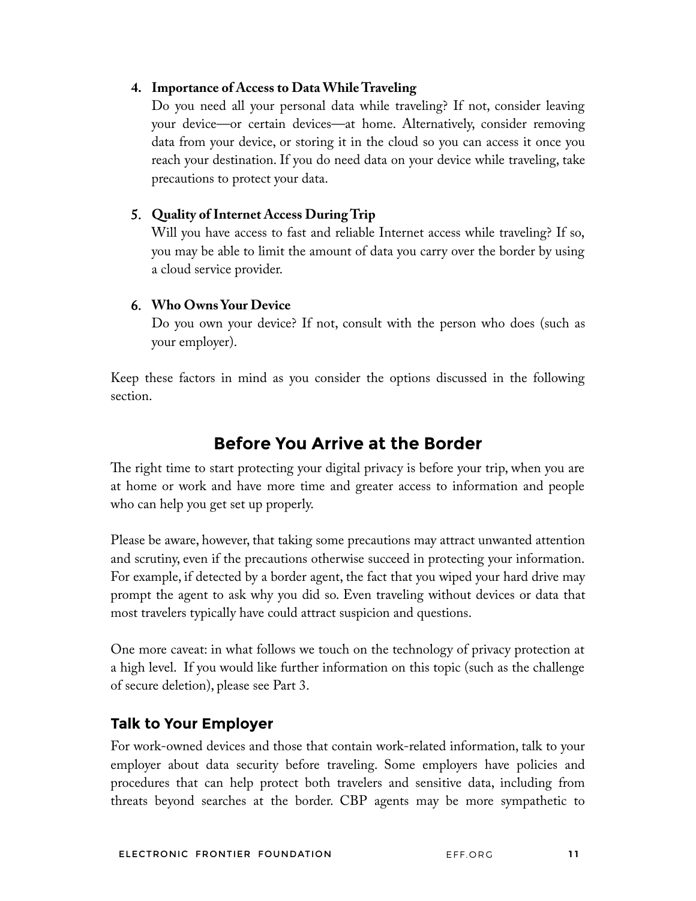4. **Importance of Access to Data While Traveling**
   Do you need all your personal data while traveling? If not, consider leaving your device—or certain devices—at home. Alternatively, consider removing data from your device, or storing it in the cloud so you can access it once you reach your destination. If you do need data on your device while traveling, take precautions to protect your data.

5. **Quality of Internet Access During Trip**
   Will you have access to fast and reliable Internet access while traveling? If so, you may be able to limit the amount of data you carry over the border by using a cloud service provider.

6. **Who Owns Your Device**
   Do you own your device? If not, consult with the person who does (such as your employer).

Keep these factors in mind as you consider the options discussed in the following section.

## Before You Arrive at the Border

The right time to start protecting your digital privacy is before your trip, when you are at home or work and have more time and greater access to information and people who can help you get set up properly.

Please be aware, however, that taking some precautions may attract unwanted attention and scrutiny, even if the precautions otherwise succeed in protecting your information. For example, if detected by a border agent, the fact that you wiped your hard drive may prompt the agent to ask why you did so. Even traveling without devices or data that most travelers typically have could attract suspicion and questions.

One more caveat: in what follows we touch on the technology of privacy protection at a high level. If you would like further information on this topic (such as the challenge of secure deletion), please see Part 3.

### Talk to Your Employer

For work-owned devices and those that contain work-related information, talk to your employer about data security before traveling. Some employers have policies and procedures that can help protect both travelers and sensitive data, including from threats beyond searches at the border. CBP agents may be more sympathetic to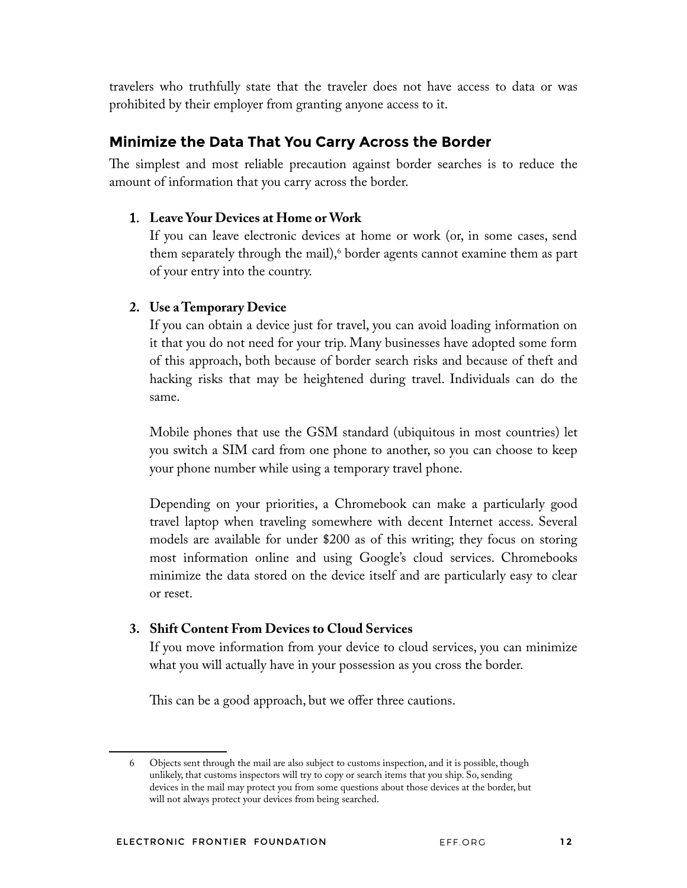travelers who truthfully state that the traveler does not have access to data or was prohibited by their employer from granting anyone access to it.

## Minimize the Data That You Carry Across the Border

The simplest and most reliable precaution against border searches is to reduce the amount of information that you carry across the border.

1. **Leave Your Devices at Home or Work**
   If you can leave electronic devices at home or work (or, in some cases, send them separately through the mail),[6] border agents cannot examine them as part of your entry into the country.

2. **Use a Temporary Device**
   If you can obtain a device just for travel, you can avoid loading information on it that you do not need for your trip. Many businesses have adopted some form of this approach, both because of border search risks and because of theft and hacking risks that may be heightened during travel. Individuals can do the same.

   Mobile phones that use the GSM standard (ubiquitous in most countries) let you switch a SIM card from one phone to another, so you can choose to keep your phone number while using a temporary travel phone.

   Depending on your priorities, a Chromebook can make a particularly good travel laptop when traveling somewhere with decent Internet access. Several models are available for under $200 as of this writing; they focus on storing most information online and using Google's cloud services. Chromebooks minimize the data stored on the device itself and are particularly easy to clear or reset.

3. **Shift Content From Devices to Cloud Services**
   If you move information from your device to cloud services, you can minimize what you will actually have in your possession as you cross the border.

   This can be a good approach, but we offer three cautions.

---

6 Objects sent through the mail are also subject to customs inspection, and it is possible, though unlikely, that customs inspectors will try to copy or search items that you ship. So, sending devices in the mail may protect you from some questions about those devices at the border, but will not always protect your devices from being searched.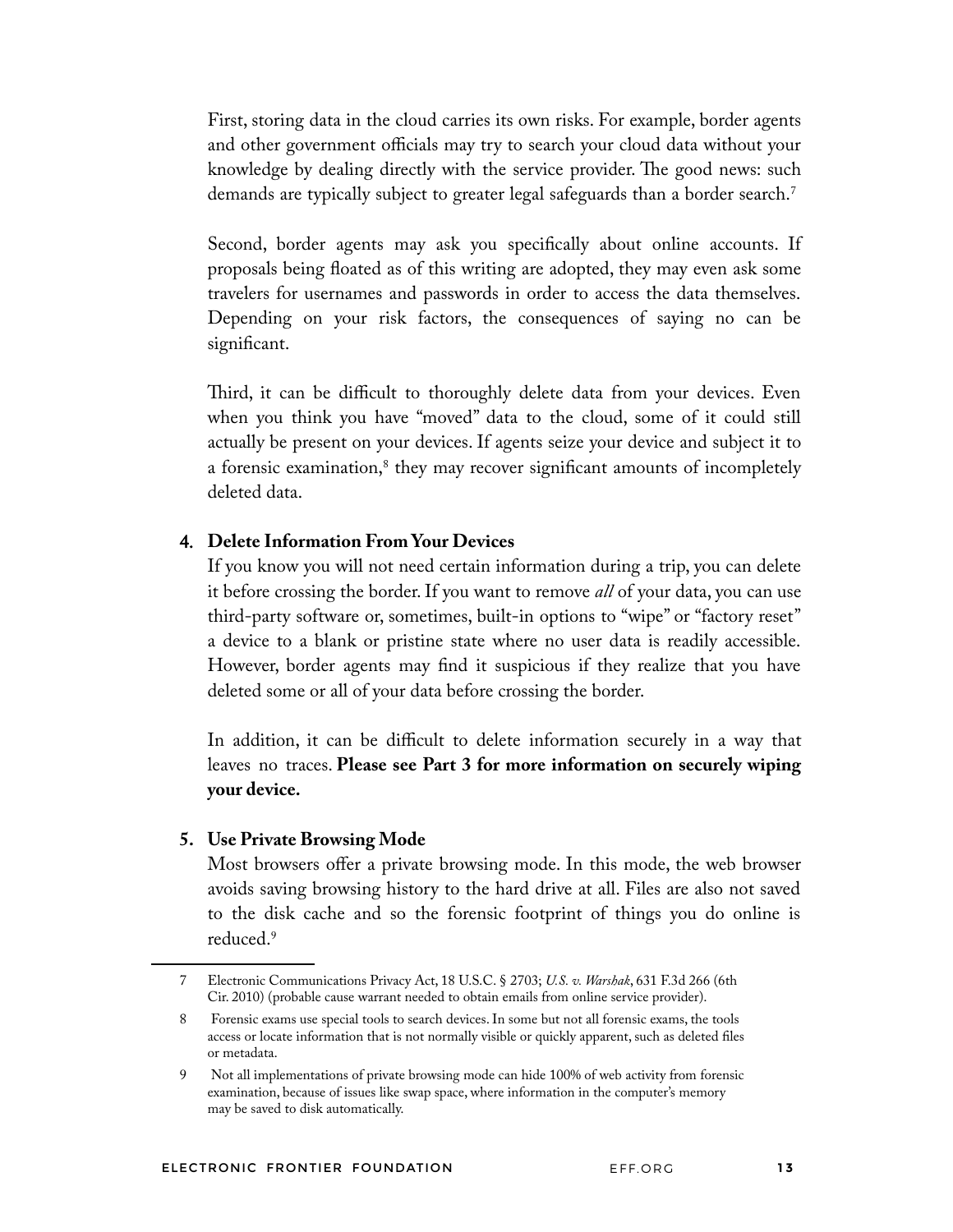First, storing data in the cloud carries its own risks. For example, border agents and other government officials may try to search your cloud data without your knowledge by dealing directly with the service provider. The good news: such demands are typically subject to greater legal safeguards than a border search.[7]

Second, border agents may ask you specifically about online accounts. If proposals being floated as of this writing are adopted, they may even ask some travelers for usernames and passwords in order to access the data themselves. Depending on your risk factors, the consequences of saying no can be significant.

Third, it can be difficult to thoroughly delete data from your devices. Even when you think you have "moved" data to the cloud, some of it could still actually be present on your devices. If agents seize your device and subject it to a forensic examination,[8] they may recover significant amounts of incompletely deleted data.

4. **Delete Information From Your Devices**

   If you know you will not need certain information during a trip, you can delete it before crossing the border. If you want to remove *all* of your data, you can use third-party software or, sometimes, built-in options to "wipe" or "factory reset" a device to a blank or pristine state where no user data is readily accessible. However, border agents may find it suspicious if they realize that you have deleted some or all of your data before crossing the border.

   In addition, it can be difficult to delete information securely in a way that leaves no traces. **Please see Part 3 for more information on securely wiping your device.**

5. **Use Private Browsing Mode**

   Most browsers offer a private browsing mode. In this mode, the web browser avoids saving browsing history to the hard drive at all. Files are also not saved to the disk cache and so the forensic footprint of things you do online is reduced.[9]

---

7 Electronic Communications Privacy Act, 18 U.S.C. § 2703; *U.S. v. Warshak*, 631 F.3d 266 (6th Cir. 2010) (probable cause warrant needed to obtain emails from online service provider).

8 Forensic exams use special tools to search devices. In some but not all forensic exams, the tools access or locate information that is not normally visible or quickly apparent, such as deleted files or metadata.

9 Not all implementations of private browsing mode can hide 100% of web activity from forensic examination, because of issues like swap space, where information in the computer's memory may be saved to disk automatically.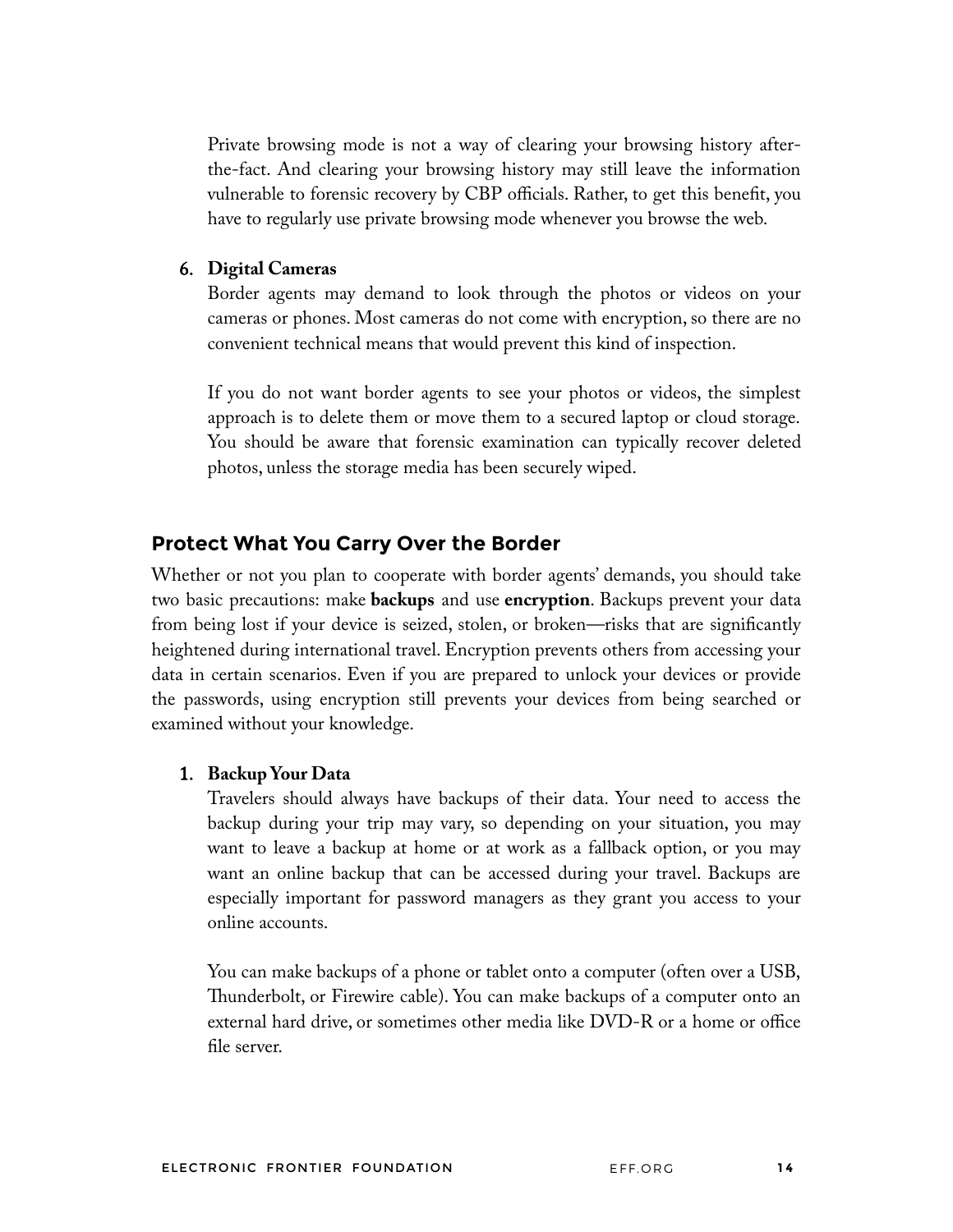Private browsing mode is not a way of clearing your browsing history after-the-fact. And clearing your browsing history may still leave the information vulnerable to forensic recovery by CBP officials. Rather, to get this benefit, you have to regularly use private browsing mode whenever you browse the web.

6. **Digital Cameras**

   Border agents may demand to look through the photos or videos on your cameras or phones. Most cameras do not come with encryption, so there are no convenient technical means that would prevent this kind of inspection.

   If you do not want border agents to see your photos or videos, the simplest approach is to delete them or move them to a secured laptop or cloud storage. You should be aware that forensic examination can typically recover deleted photos, unless the storage media has been securely wiped.

## Protect What You Carry Over the Border

Whether or not you plan to cooperate with border agents' demands, you should take two basic precautions: make **backups** and use **encryption**. Backups prevent your data from being lost if your device is seized, stolen, or broken—risks that are significantly heightened during international travel. Encryption prevents others from accessing your data in certain scenarios. Even if you are prepared to unlock your devices or provide the passwords, using encryption still prevents your devices from being searched or examined without your knowledge.

1. **Backup Your Data**

   Travelers should always have backups of their data. Your need to access the backup during your trip may vary, so depending on your situation, you may want to leave a backup at home or at work as a fallback option, or you may want an online backup that can be accessed during your travel. Backups are especially important for password managers as they grant you access to your online accounts.

   You can make backups of a phone or tablet onto a computer (often over a USB, Thunderbolt, or Firewire cable). You can make backups of a computer onto an external hard drive, or sometimes other media like DVD-R or a home or office file server.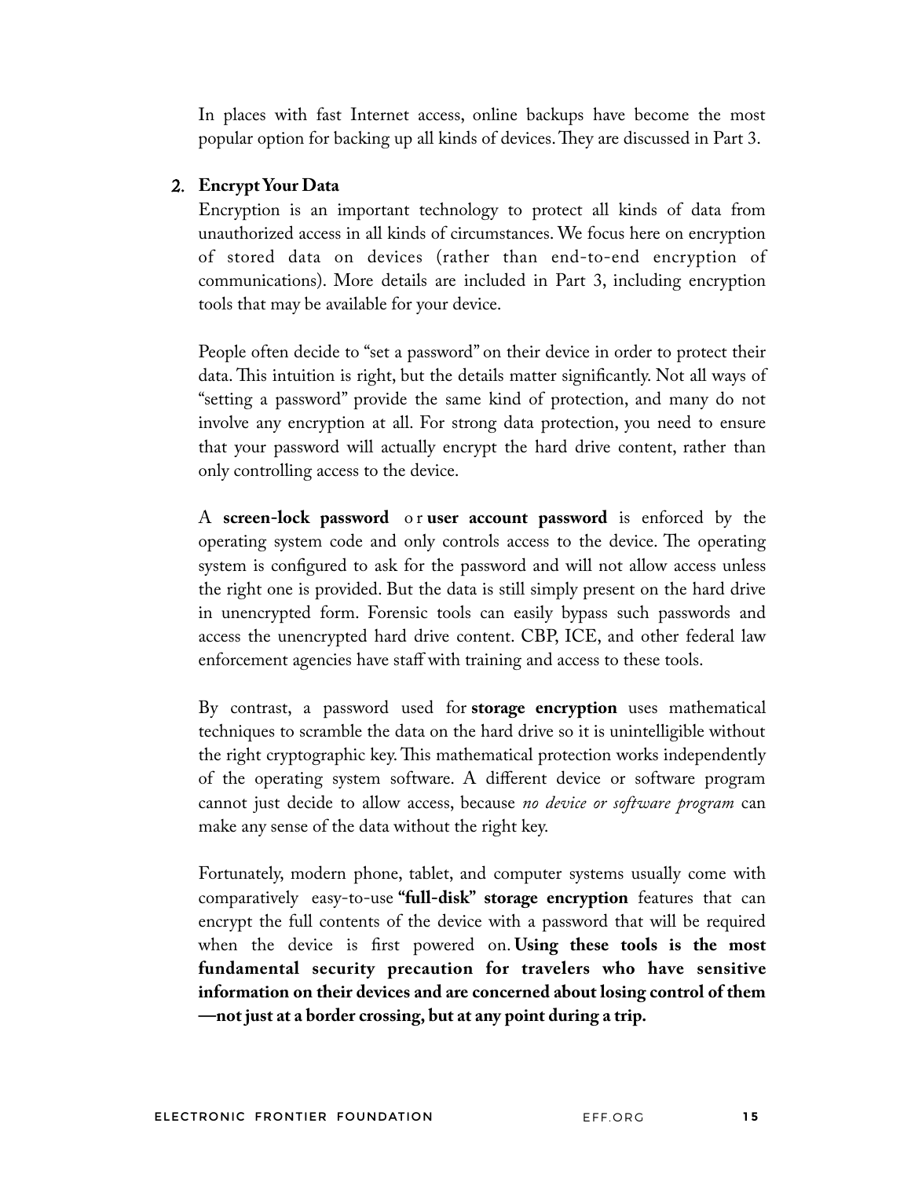In places with fast Internet access, online backups have become the most popular option for backing up all kinds of devices. They are discussed in Part 3.

2. **Encrypt Your Data**

   Encryption is an important technology to protect all kinds of data from unauthorized access in all kinds of circumstances. We focus here on encryption of stored data on devices (rather than end-to-end encryption of communications). More details are included in Part 3, including encryption tools that may be available for your device.

   People often decide to "set a password" on their device in order to protect their data. This intuition is right, but the details matter significantly. Not all ways of "setting a password" provide the same kind of protection, and many do not involve any encryption at all. For strong data protection, you need to ensure that your password will actually encrypt the hard drive content, rather than only controlling access to the device.

   A **screen-lock password** or **user account password** is enforced by the operating system code and only controls access to the device. The operating system is configured to ask for the password and will not allow access unless the right one is provided. But the data is still simply present on the hard drive in unencrypted form. Forensic tools can easily bypass such passwords and access the unencrypted hard drive content. CBP, ICE, and other federal law enforcement agencies have staff with training and access to these tools.

   By contrast, a password used for **storage encryption** uses mathematical techniques to scramble the data on the hard drive so it is unintelligible without the right cryptographic key. This mathematical protection works independently of the operating system software. A different device or software program cannot just decide to allow access, because *no device or software program* can make any sense of the data without the right key.

   Fortunately, modern phone, tablet, and computer systems usually come with comparatively easy-to-use **"full-disk" storage encryption** features that can encrypt the full contents of the device with a password that will be required when the device is first powered on. **Using these tools is the most fundamental security precaution for travelers who have sensitive information on their devices and are concerned about losing control of them—not just at a border crossing, but at any point during a trip.**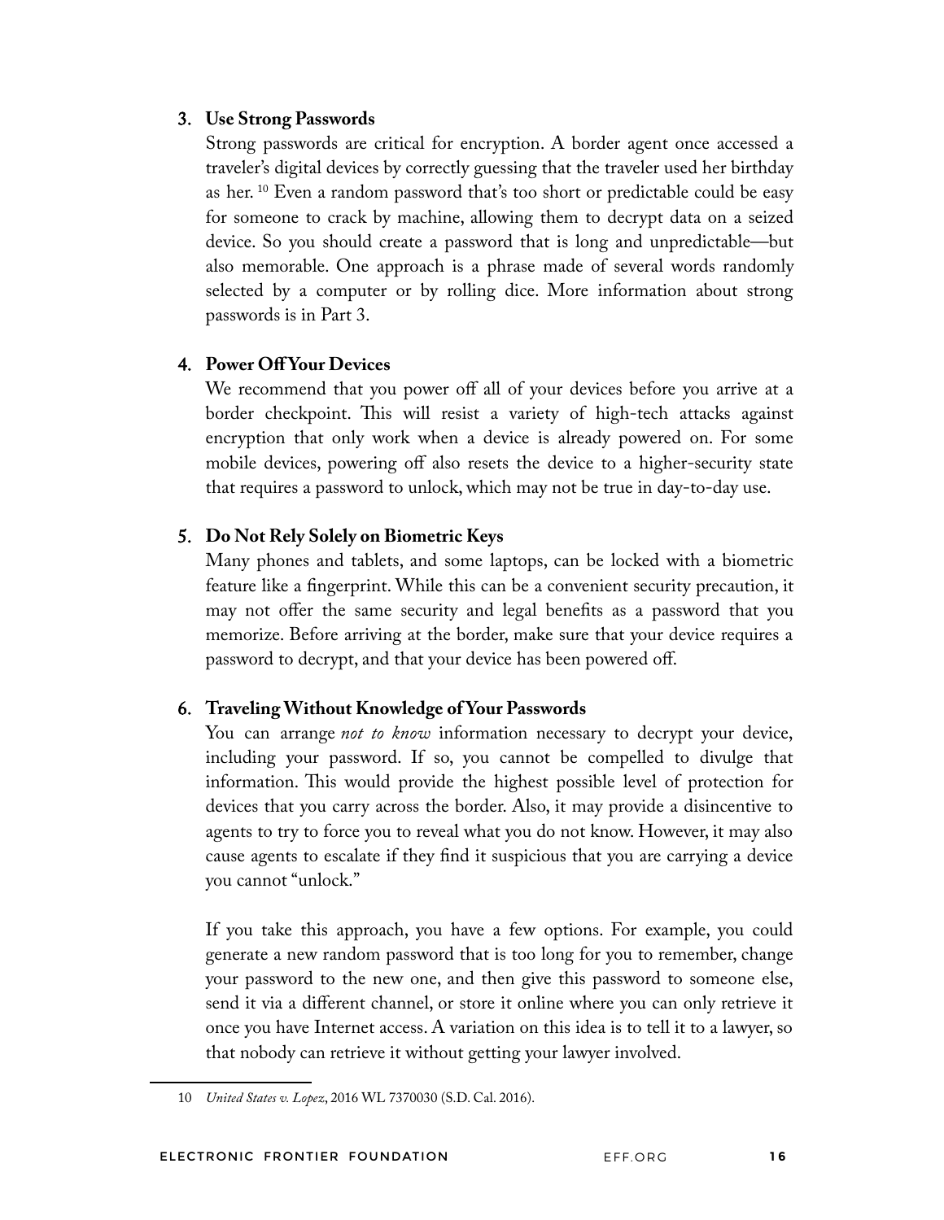3. **Use Strong Passwords**

   Strong passwords are critical for encryption. A border agent once accessed a traveler's digital devices by correctly guessing that the traveler used her birthday as her. [10] Even a random password that's too short or predictable could be easy for someone to crack by machine, allowing them to decrypt data on a seized device. So you should create a password that is long and unpredictable—but also memorable. One approach is a phrase made of several words randomly selected by a computer or by rolling dice. More information about strong passwords is in Part 3.

4. **Power Off Your Devices**

   We recommend that you power off all of your devices before you arrive at a border checkpoint. This will resist a variety of high-tech attacks against encryption that only work when a device is already powered on. For some mobile devices, powering off also resets the device to a higher-security state that requires a password to unlock, which may not be true in day-to-day use.

5. **Do Not Rely Solely on Biometric Keys**

   Many phones and tablets, and some laptops, can be locked with a biometric feature like a fingerprint. While this can be a convenient security precaution, it may not offer the same security and legal benefits as a password that you memorize. Before arriving at the border, make sure that your device requires a password to decrypt, and that your device has been powered off.

6. **Traveling Without Knowledge of Your Passwords**

   You can arrange *not to know* information necessary to decrypt your device, including your password. If so, you cannot be compelled to divulge that information. This would provide the highest possible level of protection for devices that you carry across the border. Also, it may provide a disincentive to agents to try to force you to reveal what you do not know. However, it may also cause agents to escalate if they find it suspicious that you are carrying a device you cannot "unlock."

   If you take this approach, you have a few options. For example, you could generate a new random password that is too long for you to remember, change your password to the new one, and then give this password to someone else, send it via a different channel, or store it online where you can only retrieve it once you have Internet access. A variation on this idea is to tell it to a lawyer, so that nobody can retrieve it without getting your lawyer involved.

---

10 *United States v. Lopez*, 2016 WL 7370030 (S.D. Cal. 2016).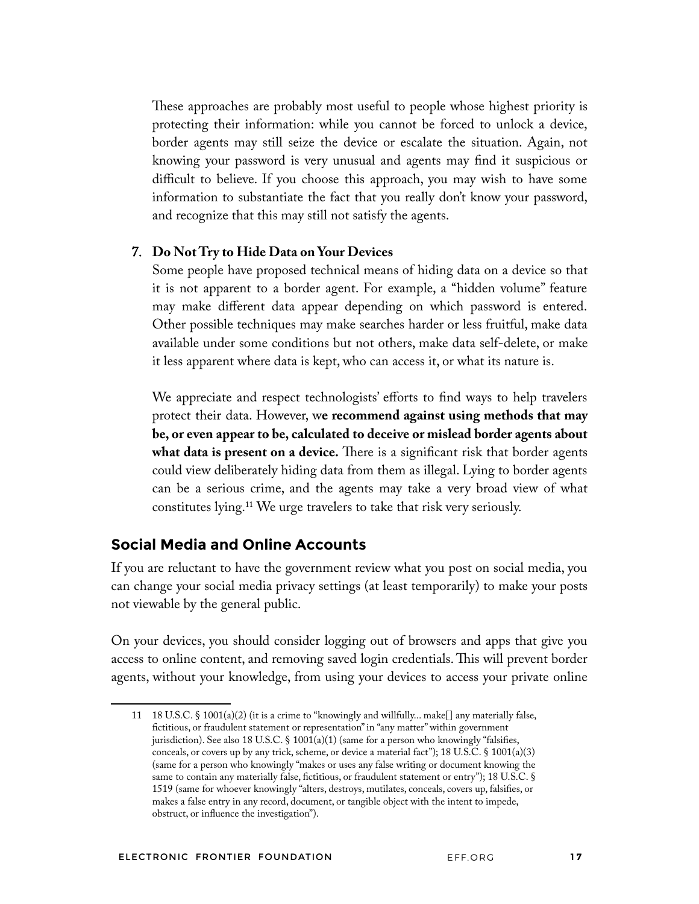These approaches are probably most useful to people whose highest priority is protecting their information: while you cannot be forced to unlock a device, border agents may still seize the device or escalate the situation. Again, not knowing your password is very unusual and agents may find it suspicious or difficult to believe. If you choose this approach, you may wish to have some information to substantiate the fact that you really don't know your password, and recognize that this may still not satisfy the agents.

7. **Do Not Try to Hide Data on Your Devices**

   Some people have proposed technical means of hiding data on a device so that it is not apparent to a border agent. For example, a "hidden volume" feature may make different data appear depending on which password is entered. Other possible techniques may make searches harder or less fruitful, make data available under some conditions but not others, make data self-delete, or make it less apparent where data is kept, who can access it, or what its nature is.

   We appreciate and respect technologists' efforts to find ways to help travelers protect their data. However, w**e recommend against using methods that may be, or even appear to be, calculated to deceive or mislead border agents about what data is present on a device.** There is a significant risk that border agents could view deliberately hiding data from them as illegal. Lying to border agents can be a serious crime, and the agents may take a very broad view of what constitutes lying.[11] We urge travelers to take that risk very seriously.

## Social Media and Online Accounts

If you are reluctant to have the government review what you post on social media, you can change your social media privacy settings (at least temporarily) to make your posts not viewable by the general public.

On your devices, you should consider logging out of browsers and apps that give you access to online content, and removing saved login credentials. This will prevent border agents, without your knowledge, from using your devices to access your private online

---

11 18 U.S.C. § 1001(a)(2) (it is a crime to "knowingly and willfully... make[] any materially false, fictitious, or fraudulent statement or representation" in "any matter" within government jurisdiction). See also 18 U.S.C. § 1001(a)(1) (same for a person who knowingly "falsifies, conceals, or covers up by any trick, scheme, or device a material fact"); 18 U.S.C. § 1001(a)(3) (same for a person who knowingly "makes or uses any false writing or document knowing the same to contain any materially false, fictitious, or fraudulent statement or entry"); 18 U.S.C. § 1519 (same for whoever knowingly "alters, destroys, mutilates, conceals, covers up, falsifies, or makes a false entry in any record, document, or tangible object with the intent to impede, obstruct, or influence the investigation").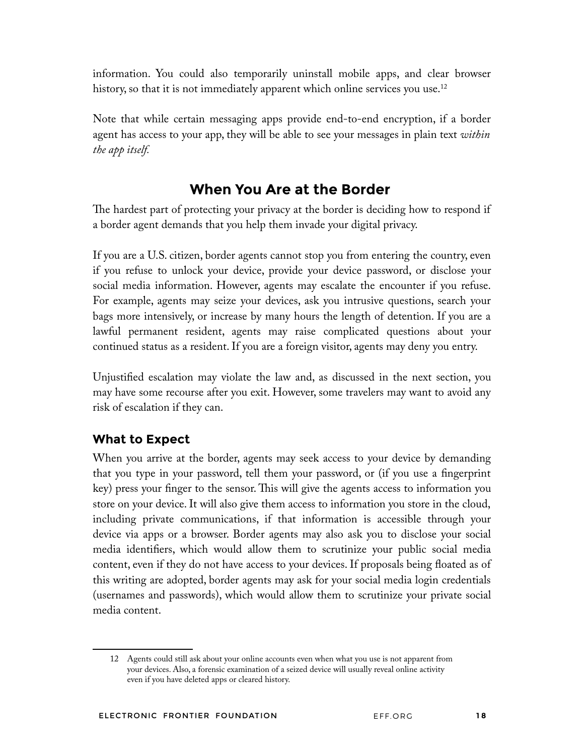information. You could also temporarily uninstall mobile apps, and clear browser history, so that it is not immediately apparent which online services you use.[12]

Note that while certain messaging apps provide end-to-end encryption, if a border agent has access to your app, they will be able to see your messages in plain text *within the app itself.*

## When You Are at the Border

The hardest part of protecting your privacy at the border is deciding how to respond if a border agent demands that you help them invade your digital privacy.

If you are a U.S. citizen, border agents cannot stop you from entering the country, even if you refuse to unlock your device, provide your device password, or disclose your social media information. However, agents may escalate the encounter if you refuse. For example, agents may seize your devices, ask you intrusive questions, search your bags more intensively, or increase by many hours the length of detention. If you are a lawful permanent resident, agents may raise complicated questions about your continued status as a resident. If you are a foreign visitor, agents may deny you entry.

Unjustified escalation may violate the law and, as discussed in the next section, you may have some recourse after you exit. However, some travelers may want to avoid any risk of escalation if they can.

### What to Expect

When you arrive at the border, agents may seek access to your device by demanding that you type in your password, tell them your password, or (if you use a fingerprint key) press your finger to the sensor. This will give the agents access to information you store on your device. It will also give them access to information you store in the cloud, including private communications, if that information is accessible through your device via apps or a browser. Border agents may also ask you to disclose your social media identifiers, which would allow them to scrutinize your public social media content, even if they do not have access to your devices. If proposals being floated as of this writing are adopted, border agents may ask for your social media login credentials (usernames and passwords), which would allow them to scrutinize your private social media content.

---

12 Agents could still ask about your online accounts even when what you use is not apparent from your devices. Also, a forensic examination of a seized device will usually reveal online activity even if you have deleted apps or cleared history.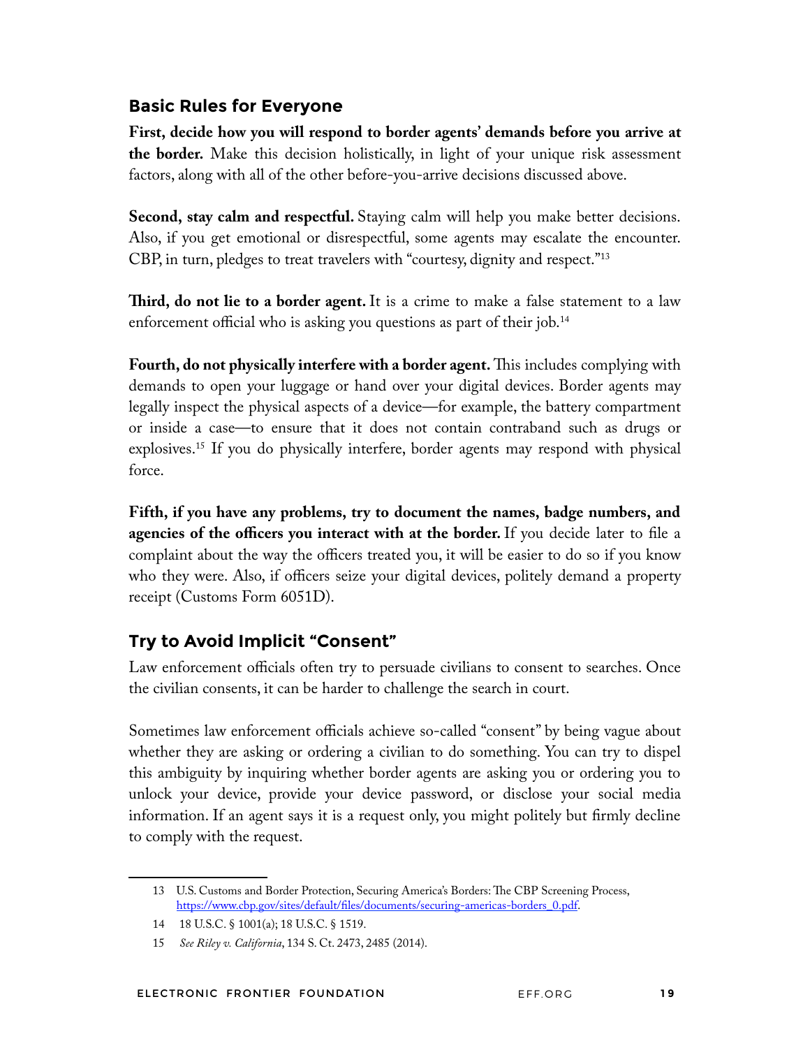## Basic Rules for Everyone

**First, decide how you will respond to border agents' demands before you arrive at the border.** Make this decision holistically, in light of your unique risk assessment factors, along with all of the other before-you-arrive decisions discussed above.

**Second, stay calm and respectful.** Staying calm will help you make better decisions. Also, if you get emotional or disrespectful, some agents may escalate the encounter. CBP, in turn, pledges to treat travelers with "courtesy, dignity and respect."[13]

**Third, do not lie to a border agent.** It is a crime to make a false statement to a law enforcement official who is asking you questions as part of their job.[14]

**Fourth, do not physically interfere with a border agent.** This includes complying with demands to open your luggage or hand over your digital devices. Border agents may legally inspect the physical aspects of a device—for example, the battery compartment or inside a case—to ensure that it does not contain contraband such as drugs or explosives.[15] If you do physically interfere, border agents may respond with physical force.

**Fifth, if you have any problems, try to document the names, badge numbers, and agencies of the officers you interact with at the border.** If you decide later to file a complaint about the way the officers treated you, it will be easier to do so if you know who they were. Also, if officers seize your digital devices, politely demand a property receipt (Customs Form 6051D).

## Try to Avoid Implicit "Consent"

Law enforcement officials often try to persuade civilians to consent to searches. Once the civilian consents, it can be harder to challenge the search in court.

Sometimes law enforcement officials achieve so-called "consent" by being vague about whether they are asking or ordering a civilian to do something. You can try to dispel this ambiguity by inquiring whether border agents are asking you or ordering you to unlock your device, provide your device password, or disclose your social media information. If an agent says it is a request only, you might politely but firmly decline to comply with the request.

---

13 U.S. Customs and Border Protection, Securing America's Borders: The CBP Screening Process, https://www.cbp.gov/sites/default/files/documents/securing-americas-borders_0.pdf.

14 18 U.S.C. § 1001(a); 18 U.S.C. § 1519.

15 *See Riley v. California*, 134 S. Ct. 2473, 2485 (2014).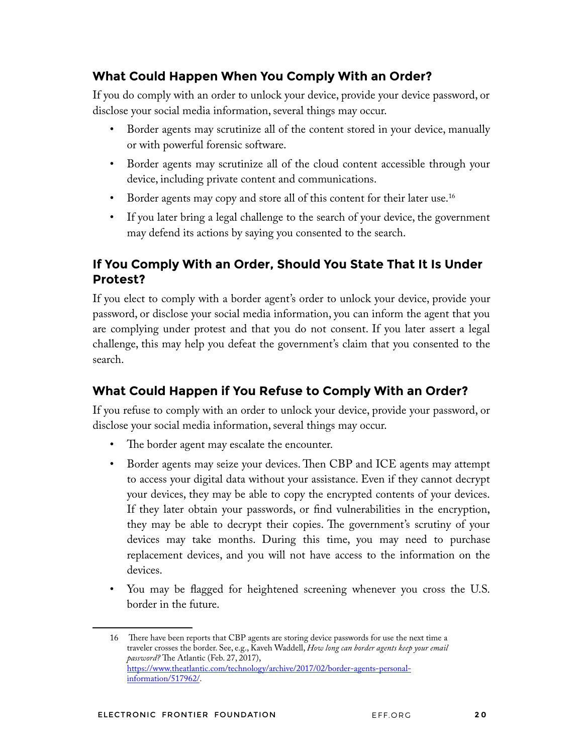## What Could Happen When You Comply With an Order?

If you do comply with an order to unlock your device, provide your device password, or disclose your social media information, several things may occur.

- Border agents may scrutinize all of the content stored in your device, manually or with powerful forensic software.
- Border agents may scrutinize all of the cloud content accessible through your device, including private content and communications.
- Border agents may copy and store all of this content for their later use.[16]
- If you later bring a legal challenge to the search of your device, the government may defend its actions by saying you consented to the search.

## If You Comply With an Order, Should You State That It Is Under Protest?

If you elect to comply with a border agent's order to unlock your device, provide your password, or disclose your social media information, you can inform the agent that you are complying under protest and that you do not consent. If you later assert a legal challenge, this may help you defeat the government's claim that you consented to the search.

## What Could Happen if You Refuse to Comply With an Order?

If you refuse to comply with an order to unlock your device, provide your password, or disclose your social media information, several things may occur.

- The border agent may escalate the encounter.
- Border agents may seize your devices. Then CBP and ICE agents may attempt to access your digital data without your assistance. Even if they cannot decrypt your devices, they may be able to copy the encrypted contents of your devices. If they later obtain your passwords, or find vulnerabilities in the encryption, they may be able to decrypt their copies. The government's scrutiny of your devices may take months. During this time, you may need to purchase replacement devices, and you will not have access to the information on the devices.
- You may be flagged for heightened screening whenever you cross the U.S. border in the future.

---

16 There have been reports that CBP agents are storing device passwords for use the next time a traveler crosses the border. See, e.g., Kaveh Waddell, *How long can border agents keep your email password?* The Atlantic (Feb. 27, 2017), https://www.theatlantic.com/technology/archive/2017/02/border-agents-personal-information/517962/.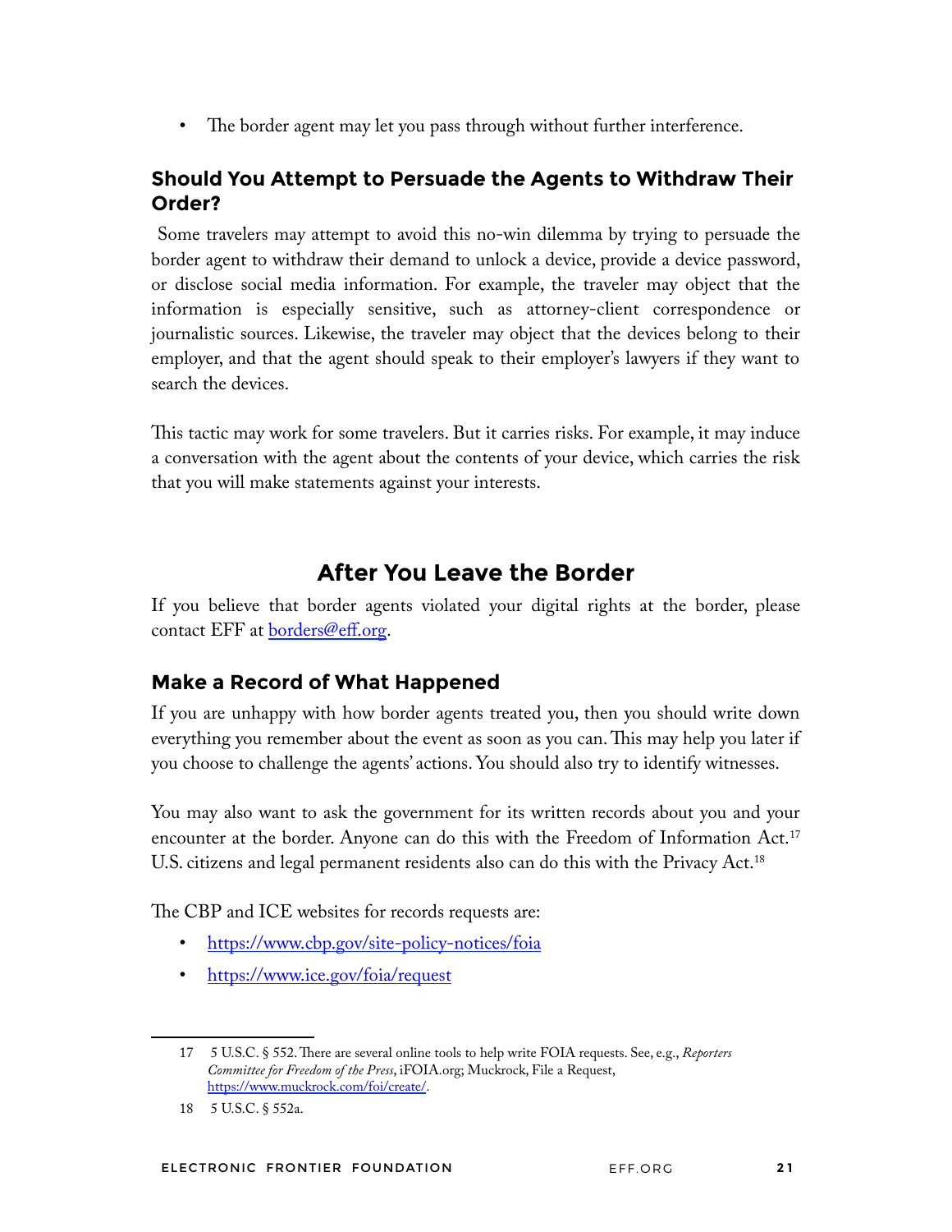- The border agent may let you pass through without further interference.

### Should You Attempt to Persuade the Agents to Withdraw Their Order?

Some travelers may attempt to avoid this no-win dilemma by trying to persuade the border agent to withdraw their demand to unlock a device, provide a device password, or disclose social media information. For example, the traveler may object that the information is especially sensitive, such as attorney-client correspondence or journalistic sources. Likewise, the traveler may object that the devices belong to their employer, and that the agent should speak to their employer's lawyers if they want to search the devices.

This tactic may work for some travelers. But it carries risks. For example, it may induce a conversation with the agent about the contents of your device, which carries the risk that you will make statements against your interests.

## After You Leave the Border

If you believe that border agents violated your digital rights at the border, please contact EFF at [borders@eff.org](mailto:borders@eff.org).

### Make a Record of What Happened

If you are unhappy with how border agents treated you, then you should write down everything you remember about the event as soon as you can. This may help you later if you choose to challenge the agents' actions. You should also try to identify witnesses.

You may also want to ask the government for its written records about you and your encounter at the border. Anyone can do this with the Freedom of Information Act.[17] U.S. citizens and legal permanent residents also can do this with the Privacy Act.[18]

The CBP and ICE websites for records requests are:

- https://www.cbp.gov/site-policy-notices/foia
- https://www.ice.gov/foia/request

---

17 5 U.S.C. § 552. There are several online tools to help write FOIA requests. See, e.g., *Reporters Committee for Freedom of the Press*, iFOIA.org; Muckrock, File a Request, https://www.muckrock.com/foi/create/.

18 5 U.S.C. § 552a.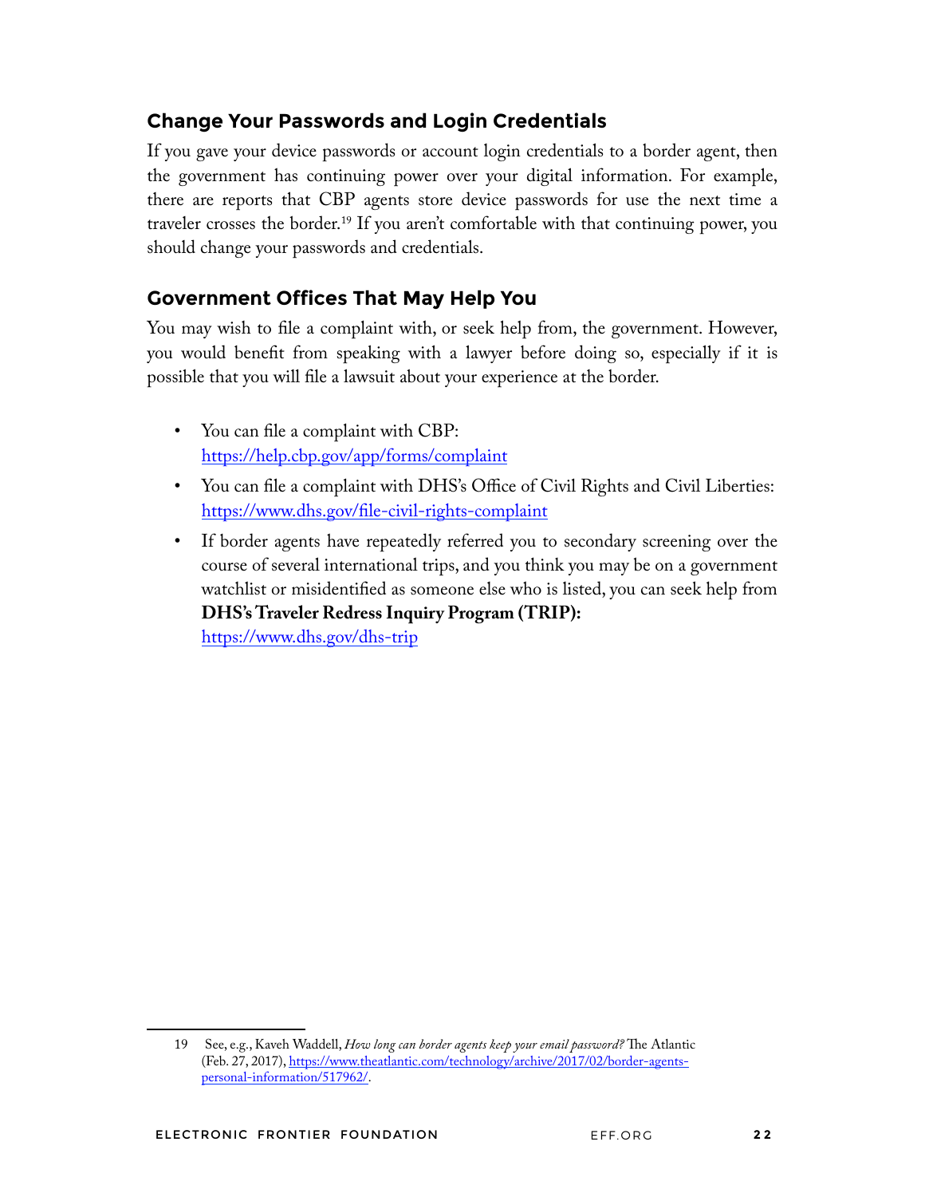## Change Your Passwords and Login Credentials

If you gave your device passwords or account login credentials to a border agent, then the government has continuing power over your digital information. For example, there are reports that CBP agents store device passwords for use the next time a traveler crosses the border.[19] If you aren't comfortable with that continuing power, you should change your passwords and credentials.

## Government Offices That May Help You

You may wish to file a complaint with, or seek help from, the government. However, you would benefit from speaking with a lawyer before doing so, especially if it is possible that you will file a lawsuit about your experience at the border.

- You can file a complaint with CBP: https://help.cbp.gov/app/forms/complaint
- You can file a complaint with DHS's Office of Civil Rights and Civil Liberties: https://www.dhs.gov/file-civil-rights-complaint
- If border agents have repeatedly referred you to secondary screening over the course of several international trips, and you think you may be on a government watchlist or misidentified as someone else who is listed, you can seek help from **DHS's Traveler Redress Inquiry Program (TRIP):** https://www.dhs.gov/dhs-trip

---

19 See, e.g., Kaveh Waddell, *How long can border agents keep your email password?* The Atlantic (Feb. 27, 2017), https://www.theatlantic.com/technology/archive/2017/02/border-agents-personal-information/517962/.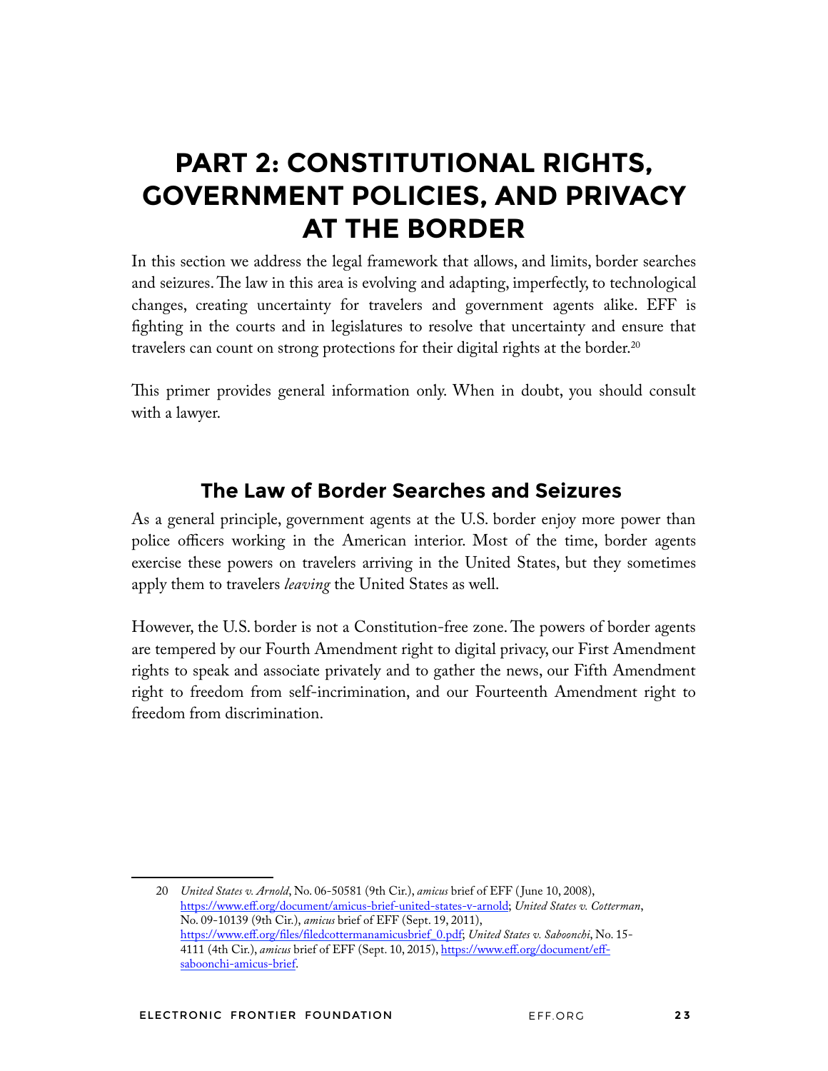# PART 2: CONSTITUTIONAL RIGHTS, GOVERNMENT POLICIES, AND PRIVACY AT THE BORDER

In this section we address the legal framework that allows, and limits, border searches and seizures. The law in this area is evolving and adapting, imperfectly, to technological changes, creating uncertainty for travelers and government agents alike. EFF is fighting in the courts and in legislatures to resolve that uncertainty and ensure that travelers can count on strong protections for their digital rights at the border.[20]

This primer provides general information only. When in doubt, you should consult with a lawyer.

## The Law of Border Searches and Seizures

As a general principle, government agents at the U.S. border enjoy more power than police officers working in the American interior. Most of the time, border agents exercise these powers on travelers arriving in the United States, but they sometimes apply them to travelers *leaving* the United States as well.

However, the U.S. border is not a Constitution-free zone. The powers of border agents are tempered by our Fourth Amendment right to digital privacy, our First Amendment rights to speak and associate privately and to gather the news, our Fifth Amendment right to freedom from self-incrimination, and our Fourteenth Amendment right to freedom from discrimination.

---

20 *United States v. Arnold*, No. 06-50581 (9th Cir.), *amicus* brief of EFF (June 10, 2008), https://www.eff.org/document/amicus-brief-united-states-v-arnold; *United States v. Cotterman*, No. 09-10139 (9th Cir.), *amicus* brief of EFF (Sept. 19, 2011), https://www.eff.org/files/filedcottermanamicusbrief_0.pdf; *United States v. Saboonchi*, No. 15-4111 (4th Cir.), *amicus* brief of EFF (Sept. 10, 2015), https://www.eff.org/document/eff-saboonchi-amicus-brief.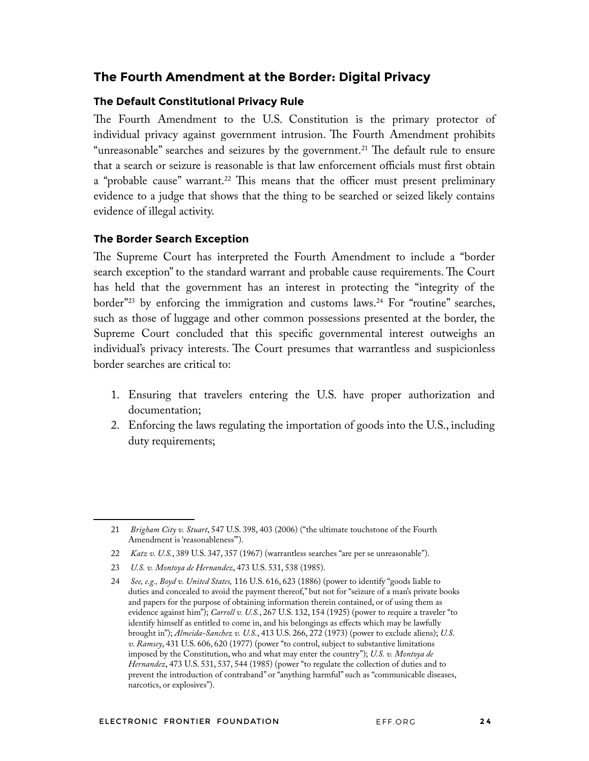## The Fourth Amendment at the Border: Digital Privacy

### The Default Constitutional Privacy Rule

The Fourth Amendment to the U.S. Constitution is the primary protector of individual privacy against government intrusion. The Fourth Amendment prohibits "unreasonable" searches and seizures by the government.[21] The default rule to ensure that a search or seizure is reasonable is that law enforcement officials must first obtain a "probable cause" warrant.[22] This means that the officer must present preliminary evidence to a judge that shows that the thing to be searched or seized likely contains evidence of illegal activity.

### The Border Search Exception

The Supreme Court has interpreted the Fourth Amendment to include a "border search exception" to the standard warrant and probable cause requirements. The Court has held that the government has an interest in protecting the "integrity of the border"[23] by enforcing the immigration and customs laws.[24] For "routine" searches, such as those of luggage and other common possessions presented at the border, the Supreme Court concluded that this specific governmental interest outweighs an individual's privacy interests. The Court presumes that warrantless and suspicionless border searches are critical to:

1. Ensuring that travelers entering the U.S. have proper authorization and documentation;
2. Enforcing the laws regulating the importation of goods into the U.S., including duty requirements;

---

21 *Brigham City v. Stuart*, 547 U.S. 398, 403 (2006) ("the ultimate touchstone of the Fourth Amendment is 'reasonableness'").

22 *Katz v. U.S.*, 389 U.S. 347, 357 (1967) (warrantless searches "are per se unreasonable").

23 *U.S. v. Montoya de Hernandez*, 473 U.S. 531, 538 (1985).

24 *See, e.g., Boyd v. United States,* 116 U.S. 616, 623 (1886) (power to identify "goods liable to duties and concealed to avoid the payment thereof," but not for "seizure of a man's private books and papers for the purpose of obtaining information therein contained, or of using them as evidence against him"); *Carroll v. U.S.*, 267 U.S. 132, 154 (1925) (power to require a traveler "to identify himself as entitled to come in, and his belongings as effects which may be lawfully brought in"); *Almeida-Sanchez v. U.S.*, 413 U.S. 266, 272 (1973) (power to exclude aliens); *U.S. v. Ramsey*, 431 U.S. 606, 620 (1977) (power "to control, subject to substantive limitations imposed by the Constitution, who and what may enter the country"); *U.S. v. Montoya de Hernandez*, 473 U.S. 531, 537, 544 (1985) (power "to regulate the collection of duties and to prevent the introduction of contraband" or "anything harmful" such as "communicable diseases, narcotics, or explosives").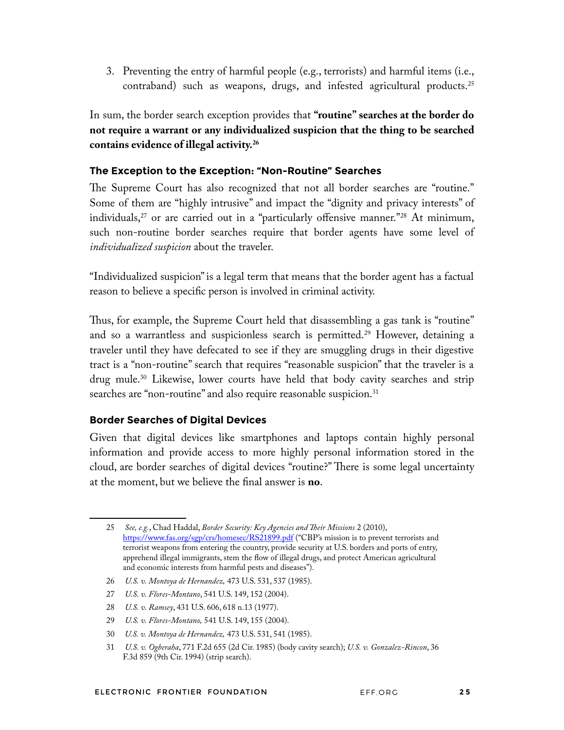3. Preventing the entry of harmful people (e.g., terrorists) and harmful items (i.e., contraband) such as weapons, drugs, and infested agricultural products.[25]

In sum, the border search exception provides that **"routine" searches at the border do not require a warrant or any individualized suspicion that the thing to be searched contains evidence of illegal activity.[26]**

### The Exception to the Exception: "Non-Routine" Searches

The Supreme Court has also recognized that not all border searches are "routine." Some of them are "highly intrusive" and impact the "dignity and privacy interests" of individuals,[27] or are carried out in a "particularly offensive manner."[28] At minimum, such non-routine border searches require that border agents have some level of *individualized suspicion* about the traveler.

"Individualized suspicion" is a legal term that means that the border agent has a factual reason to believe a specific person is involved in criminal activity.

Thus, for example, the Supreme Court held that disassembling a gas tank is "routine" and so a warrantless and suspicionless search is permitted.[29] However, detaining a traveler until they have defecated to see if they are smuggling drugs in their digestive tract is a "non-routine" search that requires "reasonable suspicion" that the traveler is a drug mule.[30] Likewise, lower courts have held that body cavity searches and strip searches are "non-routine" and also require reasonable suspicion.[31]

### Border Searches of Digital Devices

Given that digital devices like smartphones and laptops contain highly personal information and provide access to more highly personal information stored in the cloud, are border searches of digital devices "routine?" There is some legal uncertainty at the moment, but we believe the final answer is **no**.

---

25 *See, e.g.*, Chad Haddal, *Border Security: Key Agencies and Their Missions* 2 (2010), https://www.fas.org/sgp/crs/homesec/RS21899.pdf ("CBP's mission is to prevent terrorists and terrorist weapons from entering the country, provide security at U.S. borders and ports of entry, apprehend illegal immigrants, stem the flow of illegal drugs, and protect American agricultural and economic interests from harmful pests and diseases").

26 *U.S. v. Montoya de Hernandez,* 473 U.S. 531, 537 (1985).

27 *U.S. v. Flores-Montano*, 541 U.S. 149, 152 (2004).

28 *U.S. v. Ramsey*, 431 U.S. 606, 618 n.13 (1977).

29 *U.S. v. Flores-Montano,* 541 U.S. 149, 155 (2004).

30 *U.S. v. Montoya de Hernandez,* 473 U.S. 531, 541 (1985).

31 *U.S. v. Ogberaha*, 771 F.2d 655 (2d Cir. 1985) (body cavity search); *U.S. v. Gonzalez-Rincon*, 36 F.3d 859 (9th Cir. 1994) (strip search).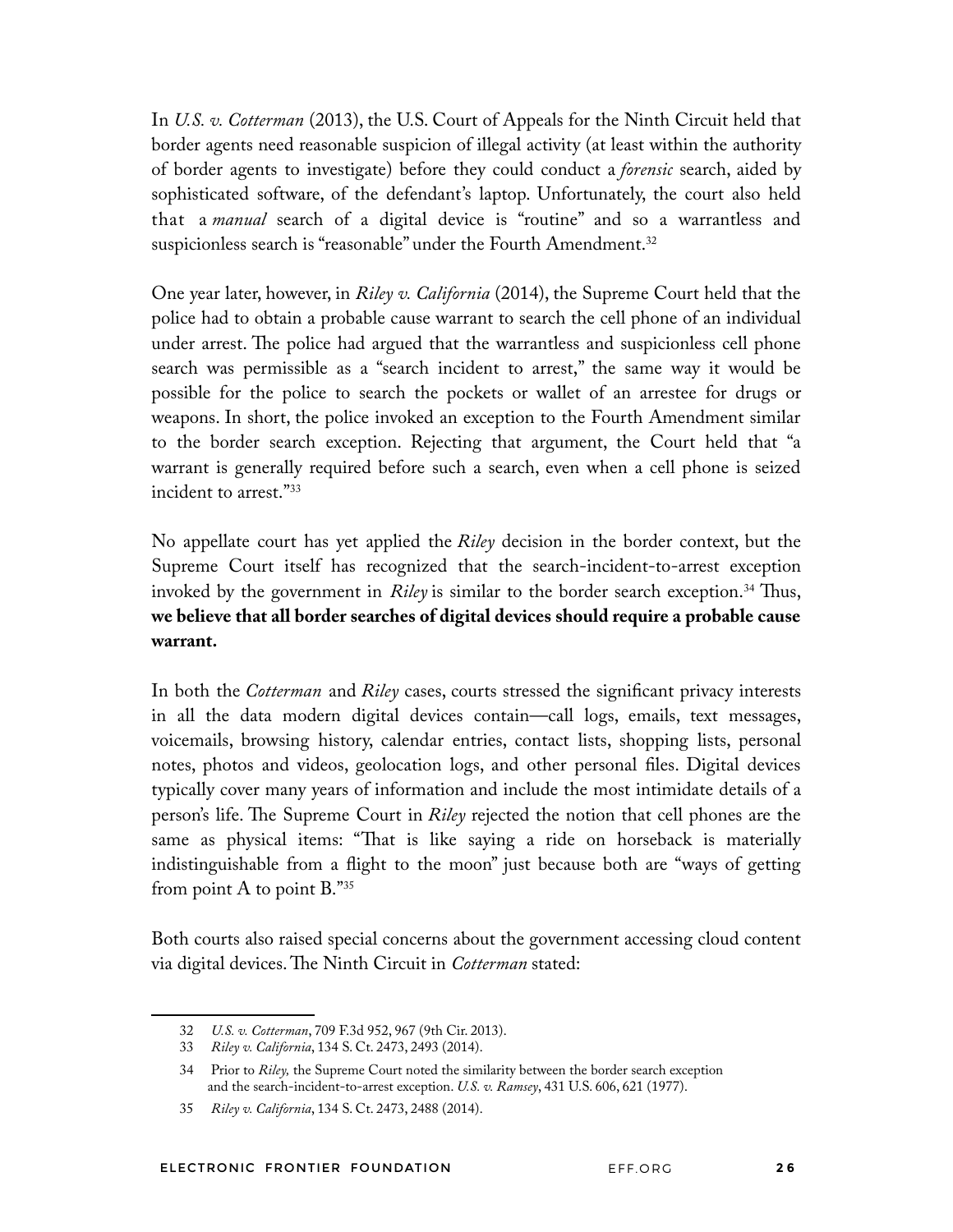In *U.S. v. Cotterman* (2013), the U.S. Court of Appeals for the Ninth Circuit held that border agents need reasonable suspicion of illegal activity (at least within the authority of border agents to investigate) before they could conduct a *forensic* search, aided by sophisticated software, of the defendant's laptop. Unfortunately, the court also held that a *manual* search of a digital device is "routine" and so a warrantless and suspicionless search is "reasonable" under the Fourth Amendment.[32]

One year later, however, in *Riley v. California* (2014), the Supreme Court held that the police had to obtain a probable cause warrant to search the cell phone of an individual under arrest. The police had argued that the warrantless and suspicionless cell phone search was permissible as a "search incident to arrest," the same way it would be possible for the police to search the pockets or wallet of an arrestee for drugs or weapons. In short, the police invoked an exception to the Fourth Amendment similar to the border search exception. Rejecting that argument, the Court held that "a warrant is generally required before such a search, even when a cell phone is seized incident to arrest."[33]

No appellate court has yet applied the *Riley* decision in the border context, but the Supreme Court itself has recognized that the search-incident-to-arrest exception invoked by the government in *Riley* is similar to the border search exception.[34] Thus, **we believe that all border searches of digital devices should require a probable cause warrant.**

In both the *Cotterman* and *Riley* cases, courts stressed the significant privacy interests in all the data modern digital devices contain—call logs, emails, text messages, voicemails, browsing history, calendar entries, contact lists, shopping lists, personal notes, photos and videos, geolocation logs, and other personal files. Digital devices typically cover many years of information and include the most intimidate details of a person's life. The Supreme Court in *Riley* rejected the notion that cell phones are the same as physical items: "That is like saying a ride on horseback is materially indistinguishable from a flight to the moon" just because both are "ways of getting from point A to point B."[35]

Both courts also raised special concerns about the government accessing cloud content via digital devices. The Ninth Circuit in *Cotterman* stated:

---

32 *U.S. v. Cotterman*, 709 F.3d 952, 967 (9th Cir. 2013).

33 *Riley v. California*, 134 S. Ct. 2473, 2493 (2014).

34 Prior to *Riley,* the Supreme Court noted the similarity between the border search exception and the search-incident-to-arrest exception. *U.S. v. Ramsey*, 431 U.S. 606, 621 (1977).

35 *Riley v. California*, 134 S. Ct. 2473, 2488 (2014).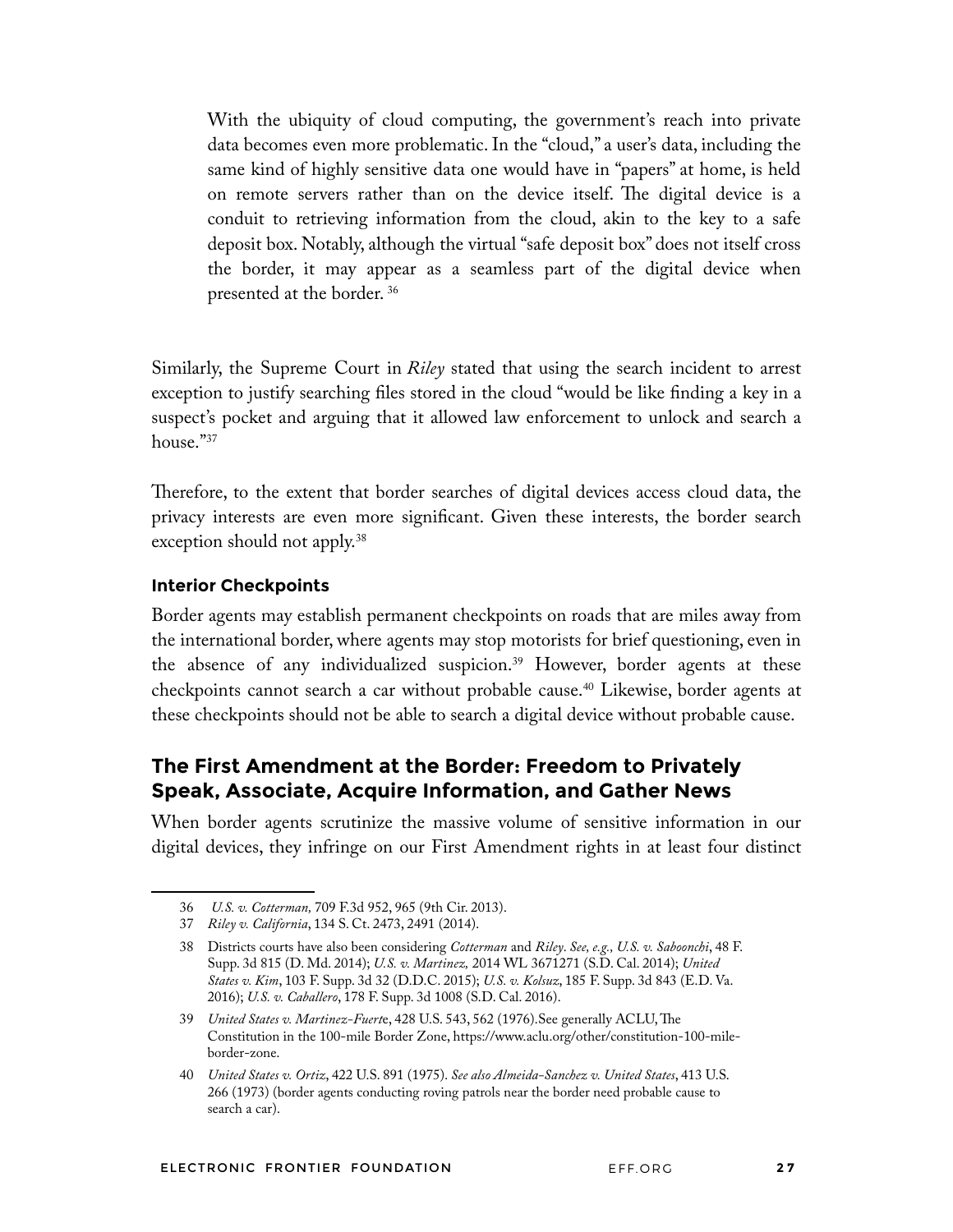> With the ubiquity of cloud computing, the government's reach into private data becomes even more problematic. In the "cloud," a user's data, including the same kind of highly sensitive data one would have in "papers" at home, is held on remote servers rather than on the device itself. The digital device is a conduit to retrieving information from the cloud, akin to the key to a safe deposit box. Notably, although the virtual "safe deposit box" does not itself cross the border, it may appear as a seamless part of the digital device when presented at the border. [36]

Similarly, the Supreme Court in *Riley* stated that using the search incident to arrest exception to justify searching files stored in the cloud "would be like finding a key in a suspect's pocket and arguing that it allowed law enforcement to unlock and search a house."[37]

Therefore, to the extent that border searches of digital devices access cloud data, the privacy interests are even more significant. Given these interests, the border search exception should not apply.[38]

#### Interior Checkpoints

Border agents may establish permanent checkpoints on roads that are miles away from the international border, where agents may stop motorists for brief questioning, even in the absence of any individualized suspicion.[39] However, border agents at these checkpoints cannot search a car without probable cause.[40] Likewise, border agents at these checkpoints should not be able to search a digital device without probable cause.

### The First Amendment at the Border: Freedom to Privately Speak, Associate, Acquire Information, and Gather News

When border agents scrutinize the massive volume of sensitive information in our digital devices, they infringe on our First Amendment rights in at least four distinct

---

36 *U.S. v. Cotterman,* 709 F.3d 952, 965 (9th Cir. 2013).

37 *Riley v. California*, 134 S. Ct. 2473, 2491 (2014).

38 Districts courts have also been considering *Cotterman* and *Riley*. *See, e.g., U.S. v. Saboonchi*, 48 F. Supp. 3d 815 (D. Md. 2014); *U.S. v. Martinez,* 2014 WL 3671271 (S.D. Cal. 2014); *United States v. Kim*, 103 F. Supp. 3d 32 (D.D.C. 2015); *U.S. v. Kolsuz*, 185 F. Supp. 3d 843 (E.D. Va. 2016); *U.S. v. Caballero*, 178 F. Supp. 3d 1008 (S.D. Cal. 2016).

39 *United States v. Martinez-Fuert*e, 428 U.S. 543, 562 (1976).See generally ACLU, The Constitution in the 100-mile Border Zone, https://www.aclu.org/other/constitution-100-mile-border-zone.

40 *United States v. Ortiz*, 422 U.S. 891 (1975). *See also Almeida-Sanchez v. United States*, 413 U.S. 266 (1973) (border agents conducting roving patrols near the border need probable cause to search a car).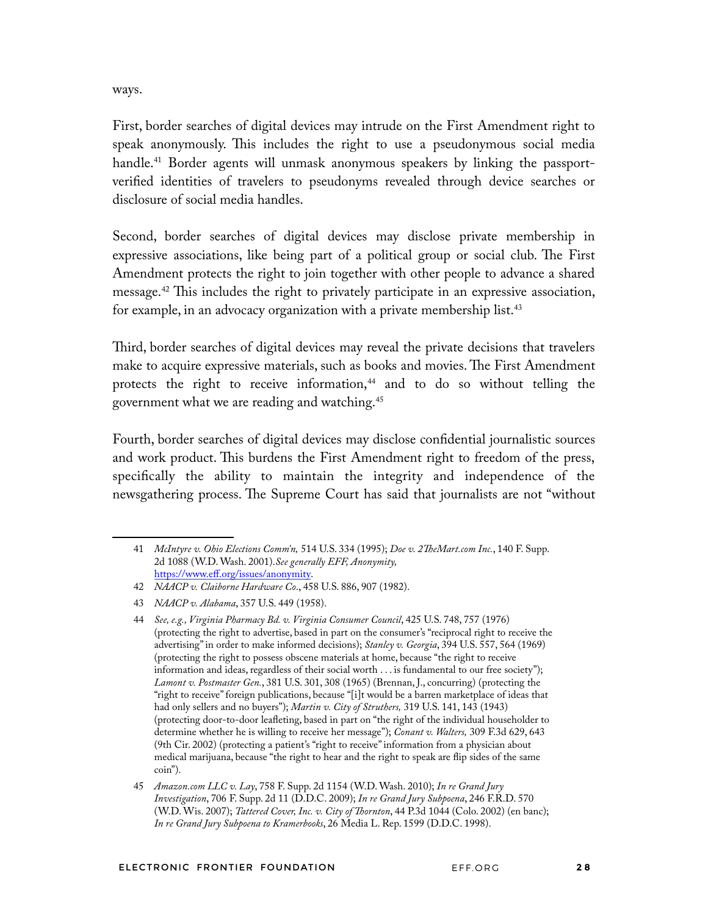ways.

First, border searches of digital devices may intrude on the First Amendment right to speak anonymously. This includes the right to use a pseudonymous social media handle.[41] Border agents will unmask anonymous speakers by linking the passport-verified identities of travelers to pseudonyms revealed through device searches or disclosure of social media handles.

Second, border searches of digital devices may disclose private membership in expressive associations, like being part of a political group or social club. The First Amendment protects the right to join together with other people to advance a shared message.[42] This includes the right to privately participate in an expressive association, for example, in an advocacy organization with a private membership list.[43]

Third, border searches of digital devices may reveal the private decisions that travelers make to acquire expressive materials, such as books and movies. The First Amendment protects the right to receive information,[44] and to do so without telling the government what we are reading and watching.[45]

Fourth, border searches of digital devices may disclose confidential journalistic sources and work product. This burdens the First Amendment right to freedom of the press, specifically the ability to maintain the integrity and independence of the newsgathering process. The Supreme Court has said that journalists are not "without

---

41 *McIntyre v. Ohio Elections Comm'n,* 514 U.S. 334 (1995); *Doe v. 2TheMart.com Inc.*, 140 F. Supp. 2d 1088 (W.D. Wash. 2001). *See generally EFF, Anonymity,* https://www.eff.org/issues/anonymity.

42 *NAACP v. Claiborne Hardware Co.*, 458 U.S. 886, 907 (1982).

43 *NAACP v. Alabama*, 357 U.S. 449 (1958).

44 *See, e.g., Virginia Pharmacy Bd. v. Virginia Consumer Council*, 425 U.S. 748, 757 (1976) (protecting the right to advertise, based in part on the consumer's "reciprocal right to receive the advertising" in order to make informed decisions); *Stanley v. Georgia*, 394 U.S. 557, 564 (1969) (protecting the right to possess obscene materials at home, because "the right to receive information and ideas, regardless of their social worth . . . is fundamental to our free society"); *Lamont v. Postmaster Gen.*, 381 U.S. 301, 308 (1965) (Brennan, J., concurring) (protecting the "right to receive" foreign publications, because "[i]t would be a barren marketplace of ideas that had only sellers and no buyers"); *Martin v. City of Struthers,* 319 U.S. 141, 143 (1943) (protecting door-to-door leafleting, based in part on "the right of the individual householder to determine whether he is willing to receive her message"); *Conant v. Walters,* 309 F.3d 629, 643 (9th Cir. 2002) (protecting a patient's "right to receive" information from a physician about medical marijuana, because "the right to hear and the right to speak are flip sides of the same coin").

45 *Amazon.com LLC v. Lay*, 758 F. Supp. 2d 1154 (W.D. Wash. 2010); *In re Grand Jury Investigation*, 706 F. Supp. 2d 11 (D.D.C. 2009); *In re Grand Jury Subpoena*, 246 F.R.D. 570 (W.D. Wis. 2007); *Tattered Cover, Inc. v. City of Thornton*, 44 P.3d 1044 (Colo. 2002) (en banc); *In re Grand Jury Subpoena to Kramerbooks*, 26 Media L. Rep. 1599 (D.D.C. 1998).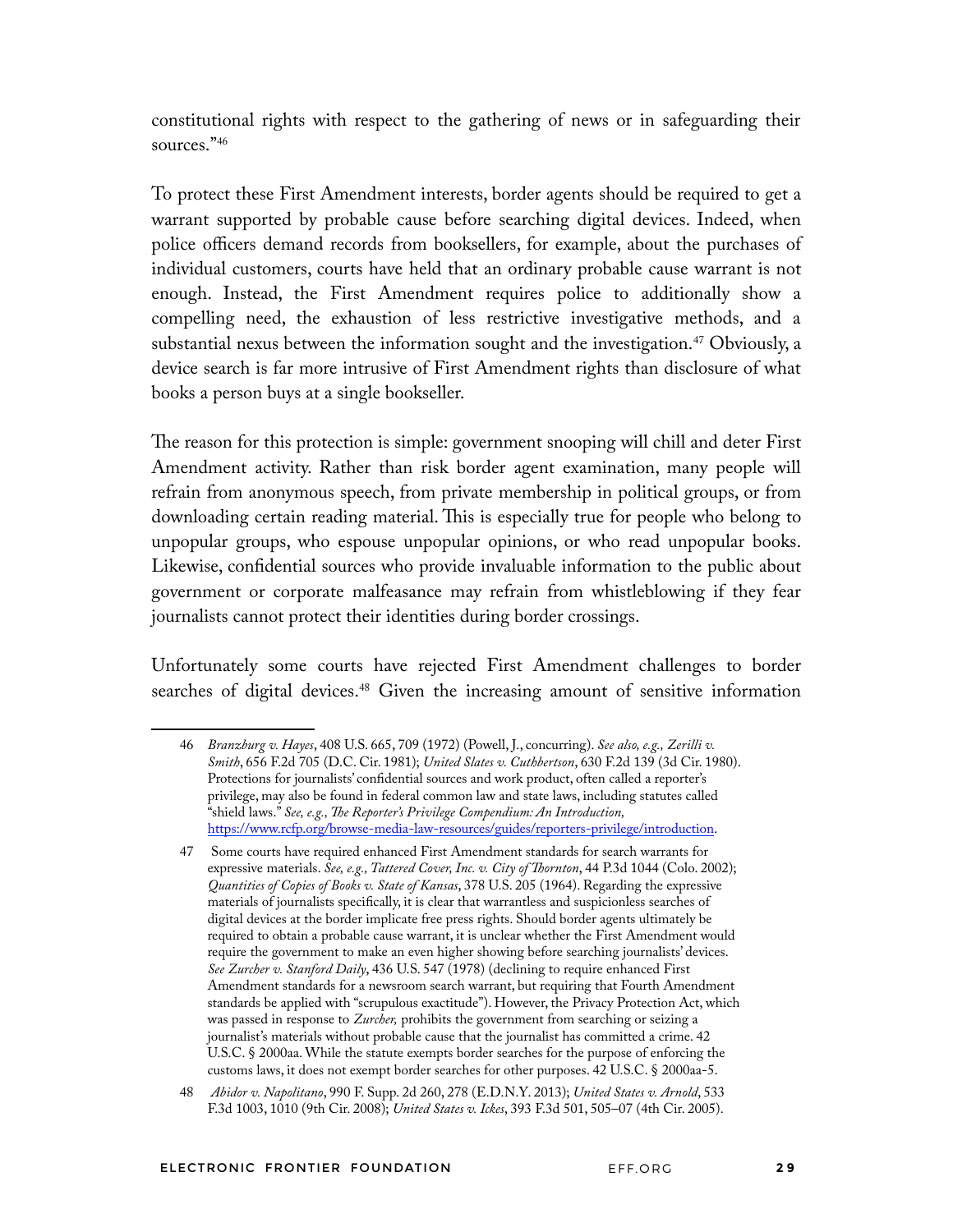constitutional rights with respect to the gathering of news or in safeguarding their sources."[46]

To protect these First Amendment interests, border agents should be required to get a warrant supported by probable cause before searching digital devices. Indeed, when police officers demand records from booksellers, for example, about the purchases of individual customers, courts have held that an ordinary probable cause warrant is not enough. Instead, the First Amendment requires police to additionally show a compelling need, the exhaustion of less restrictive investigative methods, and a substantial nexus between the information sought and the investigation.[47] Obviously, a device search is far more intrusive of First Amendment rights than disclosure of what books a person buys at a single bookseller.

The reason for this protection is simple: government snooping will chill and deter First Amendment activity. Rather than risk border agent examination, many people will refrain from anonymous speech, from private membership in political groups, or from downloading certain reading material. This is especially true for people who belong to unpopular groups, who espouse unpopular opinions, or who read unpopular books. Likewise, confidential sources who provide invaluable information to the public about government or corporate malfeasance may refrain from whistleblowing if they fear journalists cannot protect their identities during border crossings.

Unfortunately some courts have rejected First Amendment challenges to border searches of digital devices.[48] Given the increasing amount of sensitive information

---

46 *Branzburg v. Hayes*, 408 U.S. 665, 709 (1972) (Powell, J., concurring). *See also, e.g., Zerilli v. Smith*, 656 F.2d 705 (D.C. Cir. 1981); *United Slates v. Cuthbertson*, 630 F.2d 139 (3d Cir. 1980). Protections for journalists' confidential sources and work product, often called a reporter's privilege, may also be found in federal common law and state laws, including statutes called "shield laws." *See, e.g., The Reporter's Privilege Compendium: An Introduction,* https://www.rcfp.org/browse-media-law-resources/guides/reporters-privilege/introduction.

47 Some courts have required enhanced First Amendment standards for search warrants for expressive materials. *See, e.g., Tattered Cover, Inc. v. City of Thornton*, 44 P.3d 1044 (Colo. 2002); *Quantities of Copies of Books v. State of Kansas*, 378 U.S. 205 (1964). Regarding the expressive materials of journalists specifically, it is clear that warrantless and suspicionless searches of digital devices at the border implicate free press rights. Should border agents ultimately be required to obtain a probable cause warrant, it is unclear whether the First Amendment would require the government to make an even higher showing before searching journalists' devices. *See Zurcher v. Stanford Daily*, 436 U.S. 547 (1978) (declining to require enhanced First Amendment standards for a newsroom search warrant, but requiring that Fourth Amendment standards be applied with "scrupulous exactitude"). However, the Privacy Protection Act, which was passed in response to *Zurcher,* prohibits the government from searching or seizing a journalist's materials without probable cause that the journalist has committed a crime. 42 U.S.C. § 2000aa. While the statute exempts border searches for the purpose of enforcing the customs laws, it does not exempt border searches for other purposes. 42 U.S.C. § 2000aa-5.

48 *Abidor v. Napolitano*, 990 F. Supp. 2d 260, 278 (E.D.N.Y. 2013); *United States v. Arnold*, 533 F.3d 1003, 1010 (9th Cir. 2008); *United States v. Ickes*, 393 F.3d 501, 505–07 (4th Cir. 2005).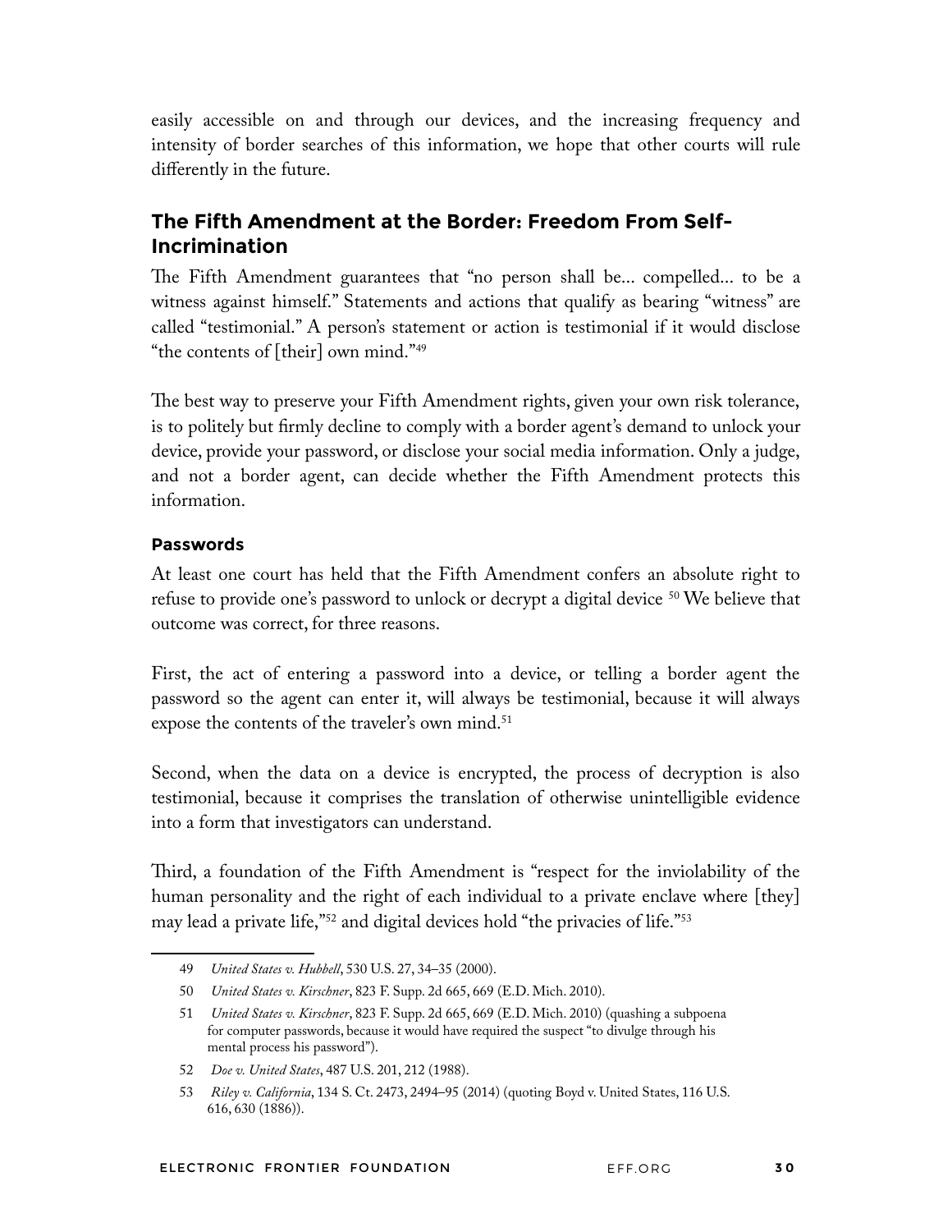easily accessible on and through our devices, and the increasing frequency and intensity of border searches of this information, we hope that other courts will rule differently in the future.

## The Fifth Amendment at the Border: Freedom From Self-Incrimination

The Fifth Amendment guarantees that "no person shall be... compelled... to be a witness against himself." Statements and actions that qualify as bearing "witness" are called "testimonial." A person's statement or action is testimonial if it would disclose "the contents of [their] own mind."[49]

The best way to preserve your Fifth Amendment rights, given your own risk tolerance, is to politely but firmly decline to comply with a border agent's demand to unlock your device, provide your password, or disclose your social media information. Only a judge, and not a border agent, can decide whether the Fifth Amendment protects this information.

### Passwords

At least one court has held that the Fifth Amendment confers an absolute right to refuse to provide one's password to unlock or decrypt a digital device [50] We believe that outcome was correct, for three reasons.

First, the act of entering a password into a device, or telling a border agent the password so the agent can enter it, will always be testimonial, because it will always expose the contents of the traveler's own mind.[51]

Second, when the data on a device is encrypted, the process of decryption is also testimonial, because it comprises the translation of otherwise unintelligible evidence into a form that investigators can understand.

Third, a foundation of the Fifth Amendment is "respect for the inviolability of the human personality and the right of each individual to a private enclave where [they] may lead a private life,"[52] and digital devices hold "the privacies of life."[53]

---

49 *United States v. Hubbell*, 530 U.S. 27, 34–35 (2000).

50 *United States v. Kirschner*, 823 F. Supp. 2d 665, 669 (E.D. Mich. 2010).

51 *United States v. Kirschner*, 823 F. Supp. 2d 665, 669 (E.D. Mich. 2010) (quashing a subpoena for computer passwords, because it would have required the suspect "to divulge through his mental process his password").

52 *Doe v. United States*, 487 U.S. 201, 212 (1988).

53 *Riley v. California*, 134 S. Ct. 2473, 2494–95 (2014) (quoting Boyd v. United States, 116 U.S. 616, 630 (1886)).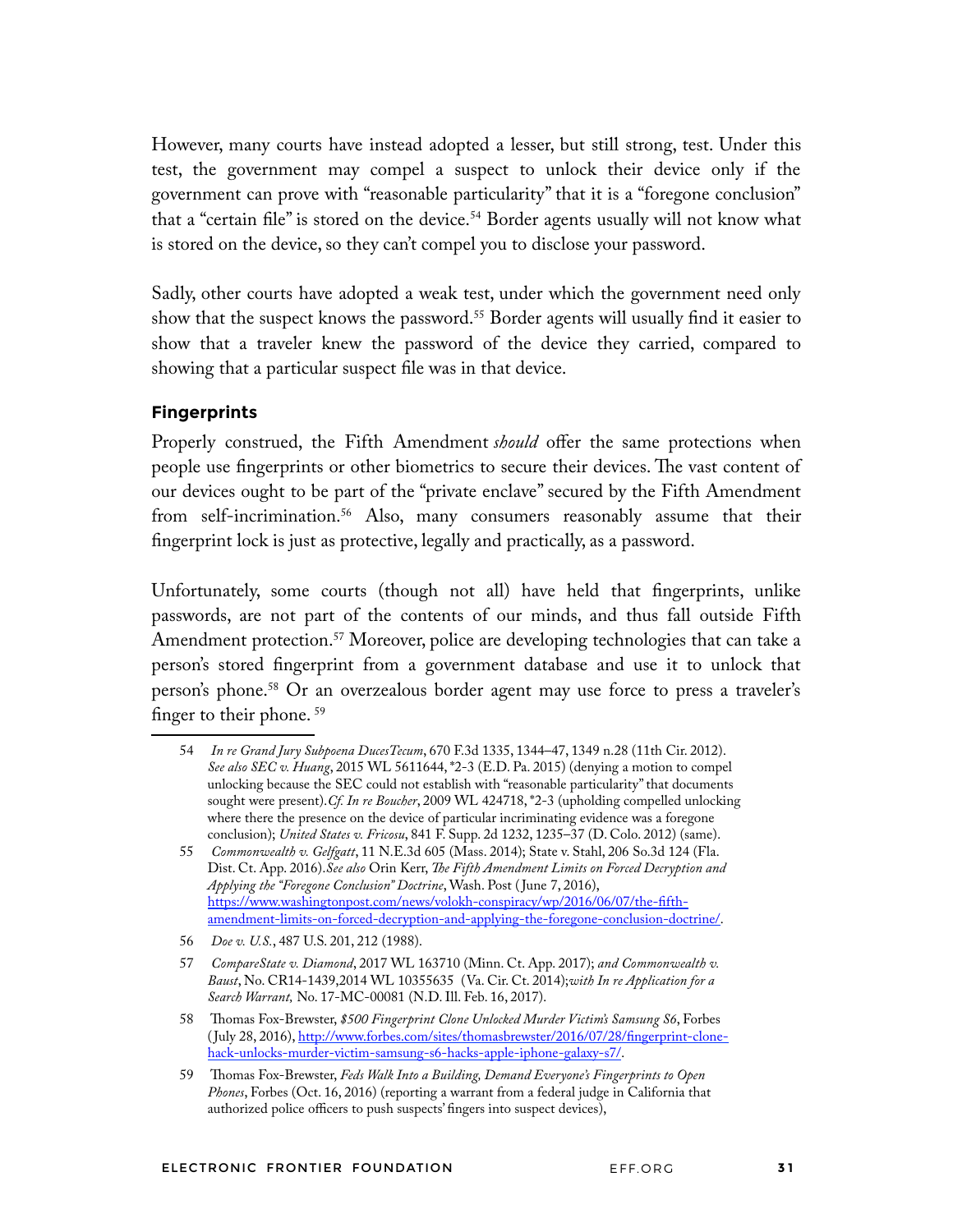However, many courts have instead adopted a lesser, but still strong, test. Under this test, the government may compel a suspect to unlock their device only if the government can prove with "reasonable particularity" that it is a "foregone conclusion" that a "certain file" is stored on the device.[54] Border agents usually will not know what is stored on the device, so they can't compel you to disclose your password.

Sadly, other courts have adopted a weak test, under which the government need only show that the suspect knows the password.[55] Border agents will usually find it easier to show that a traveler knew the password of the device they carried, compared to showing that a particular suspect file was in that device.

### Fingerprints

Properly construed, the Fifth Amendment *should* offer the same protections when people use fingerprints or other biometrics to secure their devices. The vast content of our devices ought to be part of the "private enclave" secured by the Fifth Amendment from self-incrimination.[56] Also, many consumers reasonably assume that their fingerprint lock is just as protective, legally and practically, as a password.

Unfortunately, some courts (though not all) have held that fingerprints, unlike passwords, are not part of the contents of our minds, and thus fall outside Fifth Amendment protection.[57] Moreover, police are developing technologies that can take a person's stored fingerprint from a government database and use it to unlock that person's phone.[58] Or an overzealous border agent may use force to press a traveler's finger to their phone. [59]

---

54 *In re Grand Jury Subpoena DucesTecum*, 670 F.3d 1335, 1344–47, 1349 n.28 (11th Cir. 2012). *See also SEC v. Huang*, 2015 WL 5611644, *2-3 (E.D. Pa. 2015) (denying a motion to compel unlocking because the SEC could not establish with "reasonable particularity" that documents sought were present).*Cf. In re Boucher*, 2009 WL 424718, *2-3 (upholding compelled unlocking where there the presence on the device of particular incriminating evidence was a foregone conclusion); *United States v. Fricosu*, 841 F. Supp. 2d 1232, 1235–37 (D. Colo. 2012) (same).

55 *Commonwealth v. Gelfgatt*, 11 N.E.3d 605 (Mass. 2014); State v. Stahl, 206 So.3d 124 (Fla. Dist. Ct. App. 2016).*See also* Orin Kerr, *The Fifth Amendment Limits on Forced Decryption and Applying the "Foregone Conclusion" Doctrine*, Wash. Post (June 7, 2016), https://www.washingtonpost.com/news/volokh-conspiracy/wp/2016/06/07/the-fifth-amendment-limits-on-forced-decryption-and-applying-the-foregone-conclusion-doctrine/.

56 *Doe v. U.S.*, 487 U.S. 201, 212 (1988).

57 *CompareState v. Diamond*, 2017 WL 163710 (Minn. Ct. App. 2017); *and Commonwealth v. Baust*, No. CR14-1439,2014 WL 10355635 (Va. Cir. Ct. 2014);*with In re Application for a Search Warrant,* No. 17-MC-00081 (N.D. Ill. Feb. 16, 2017).

58 Thomas Fox-Brewster, *$500 Fingerprint Clone Unlocked Murder Victim's Samsung S6*, Forbes (July 28, 2016), http://www.forbes.com/sites/thomasbrewster/2016/07/28/fingerprint-clone-hack-unlocks-murder-victim-samsung-s6-hacks-apple-iphone-galaxy-s7/.

59 Thomas Fox-Brewster, *Feds Walk Into a Building, Demand Everyone's Fingerprints to Open Phones*, Forbes (Oct. 16, 2016) (reporting a warrant from a federal judge in California that authorized police officers to push suspects' fingers into suspect devices),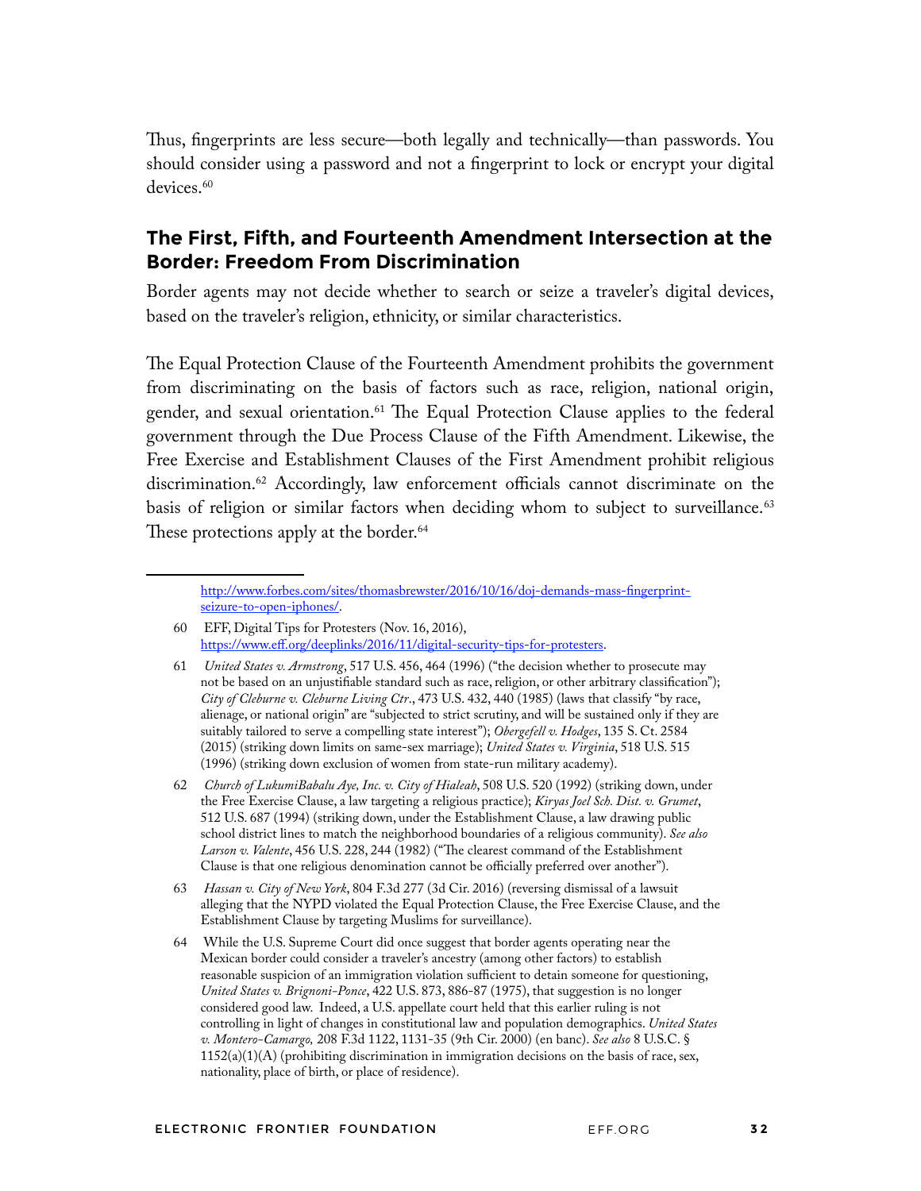Thus, fingerprints are less secure—both legally and technically—than passwords. You should consider using a password and not a fingerprint to lock or encrypt your digital devices.[60]

## The First, Fifth, and Fourteenth Amendment Intersection at the Border: Freedom From Discrimination

Border agents may not decide whether to search or seize a traveler's digital devices, based on the traveler's religion, ethnicity, or similar characteristics.

The Equal Protection Clause of the Fourteenth Amendment prohibits the government from discriminating on the basis of factors such as race, religion, national origin, gender, and sexual orientation.[61] The Equal Protection Clause applies to the federal government through the Due Process Clause of the Fifth Amendment. Likewise, the Free Exercise and Establishment Clauses of the First Amendment prohibit religious discrimination.[62] Accordingly, law enforcement officials cannot discriminate on the basis of religion or similar factors when deciding whom to subject to surveillance.[63] These protections apply at the border.[64]

---

http://www.forbes.com/sites/thomasbrewster/2016/10/16/doj-demands-mass-fingerprint-seizure-to-open-iphones/.

60 EFF, Digital Tips for Protesters (Nov. 16, 2016), https://www.eff.org/deeplinks/2016/11/digital-security-tips-for-protesters.

61 *United States v. Armstrong*, 517 U.S. 456, 464 (1996) ("the decision whether to prosecute may not be based on an unjustifiable standard such as race, religion, or other arbitrary classification"); *City of Cleburne v. Cleburne Living Ctr.*, 473 U.S. 432, 440 (1985) (laws that classify "by race, alienage, or national origin" are "subjected to strict scrutiny, and will be sustained only if they are suitably tailored to serve a compelling state interest"); *Obergefell v. Hodges*, 135 S. Ct. 2584 (2015) (striking down limits on same-sex marriage); *United States v. Virginia*, 518 U.S. 515 (1996) (striking down exclusion of women from state-run military academy).

62 *Church of LukumiBabalu Aye, Inc. v. City of Hialeah*, 508 U.S. 520 (1992) (striking down, under the Free Exercise Clause, a law targeting a religious practice); *Kiryas Joel Sch. Dist. v. Grumet*, 512 U.S. 687 (1994) (striking down, under the Establishment Clause, a law drawing public school district lines to match the neighborhood boundaries of a religious community). *See also Larson v. Valente*, 456 U.S. 228, 244 (1982) ("The clearest command of the Establishment Clause is that one religious denomination cannot be officially preferred over another").

63 *Hassan v. City of New York*, 804 F.3d 277 (3d Cir. 2016) (reversing dismissal of a lawsuit alleging that the NYPD violated the Equal Protection Clause, the Free Exercise Clause, and the Establishment Clause by targeting Muslims for surveillance).

64 While the U.S. Supreme Court did once suggest that border agents operating near the Mexican border could consider a traveler's ancestry (among other factors) to establish reasonable suspicion of an immigration violation sufficient to detain someone for questioning, *United States v. Brignoni-Ponce*, 422 U.S. 873, 886-87 (1975), that suggestion is no longer considered good law. Indeed, a U.S. appellate court held that this earlier ruling is not controlling in light of changes in constitutional law and population demographics. *United States v. Montero-Camargo,* 208 F.3d 1122, 1131-35 (9th Cir. 2000) (en banc). *See also* 8 U.S.C. § 1152(a)(1)(A) (prohibiting discrimination in immigration decisions on the basis of race, sex, nationality, place of birth, or place of residence).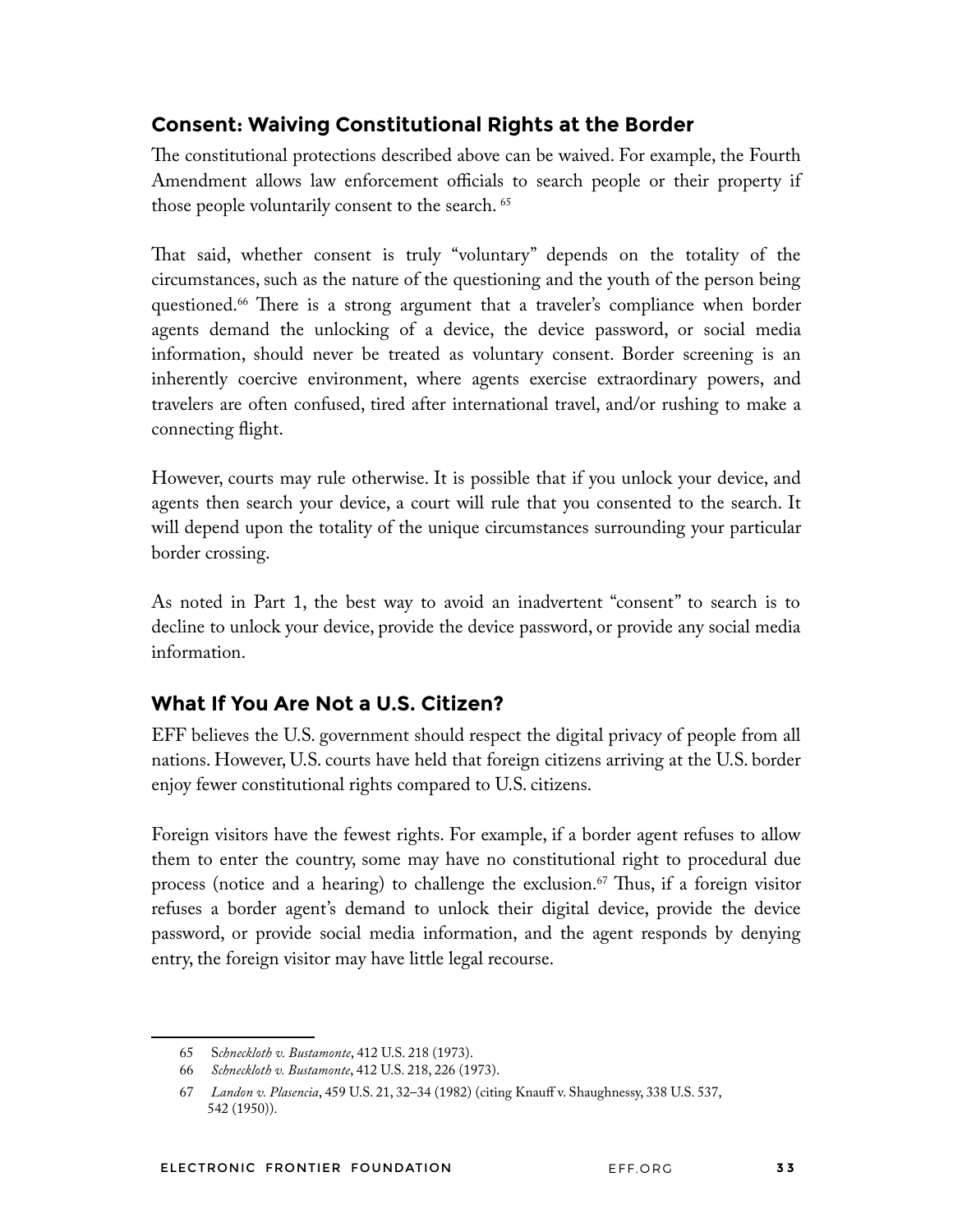## Consent: Waiving Constitutional Rights at the Border

The constitutional protections described above can be waived. For example, the Fourth Amendment allows law enforcement officials to search people or their property if those people voluntarily consent to the search. [65]

That said, whether consent is truly "voluntary" depends on the totality of the circumstances, such as the nature of the questioning and the youth of the person being questioned.[66] There is a strong argument that a traveler's compliance when border agents demand the unlocking of a device, the device password, or social media information, should never be treated as voluntary consent. Border screening is an inherently coercive environment, where agents exercise extraordinary powers, and travelers are often confused, tired after international travel, and/or rushing to make a connecting flight.

However, courts may rule otherwise. It is possible that if you unlock your device, and agents then search your device, a court will rule that you consented to the search. It will depend upon the totality of the unique circumstances surrounding your particular border crossing.

As noted in Part 1, the best way to avoid an inadvertent "consent" to search is to decline to unlock your device, provide the device password, or provide any social media information.

## What If You Are Not a U.S. Citizen?

EFF believes the U.S. government should respect the digital privacy of people from all nations. However, U.S. courts have held that foreign citizens arriving at the U.S. border enjoy fewer constitutional rights compared to U.S. citizens.

Foreign visitors have the fewest rights. For example, if a border agent refuses to allow them to enter the country, some may have no constitutional right to procedural due process (notice and a hearing) to challenge the exclusion.[67] Thus, if a foreign visitor refuses a border agent's demand to unlock their digital device, provide the device password, or provide social media information, and the agent responds by denying entry, the foreign visitor may have little legal recourse.

---

65 S*chneckloth v. Bustamonte*, 412 U.S. 218 (1973).

66 *Schneckloth v. Bustamonte*, 412 U.S. 218, 226 (1973).

67 *Landon v. Plasencia*, 459 U.S. 21, 32–34 (1982) (citing Knauff v. Shaughnessy, 338 U.S. 537, 542 (1950)).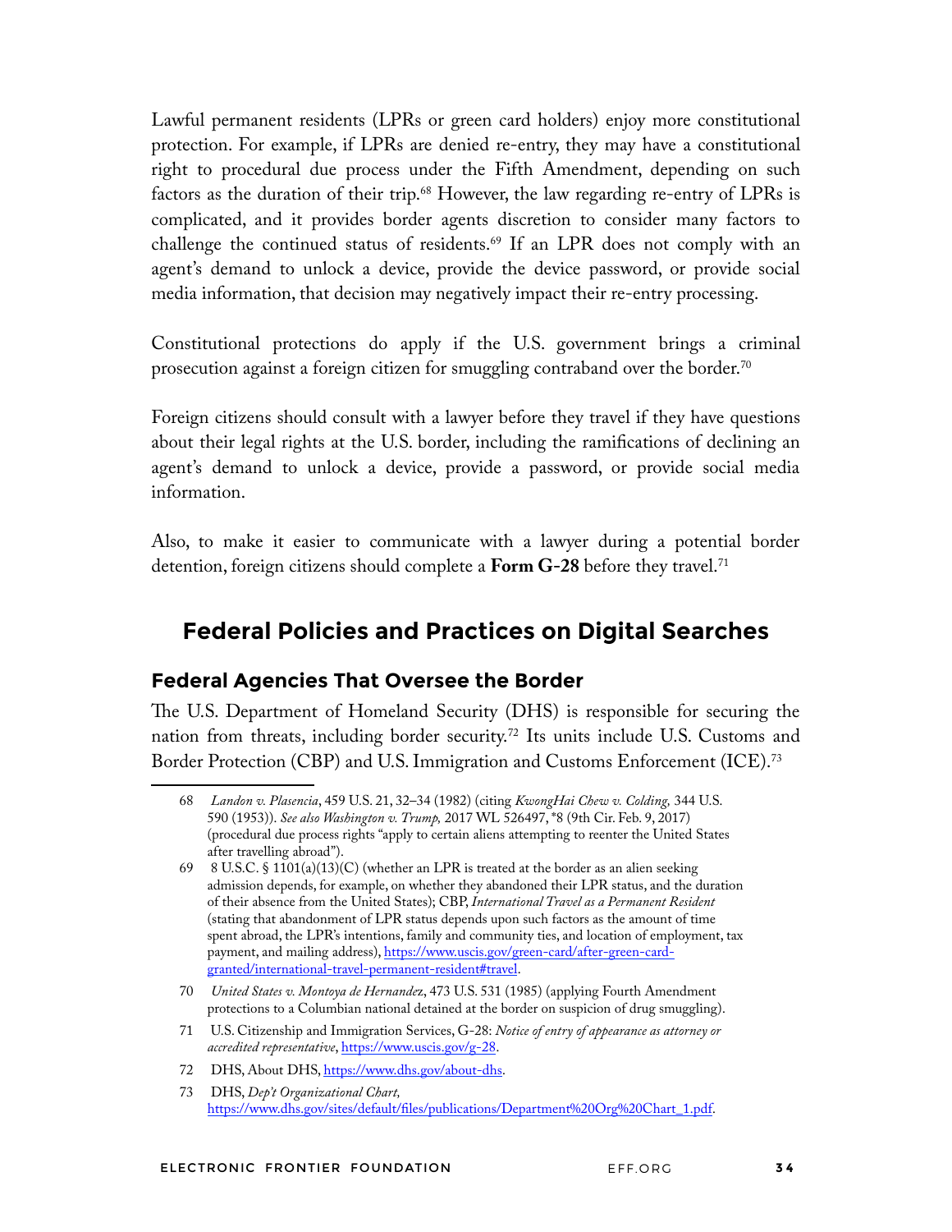Lawful permanent residents (LPRs or green card holders) enjoy more constitutional protection. For example, if LPRs are denied re-entry, they may have a constitutional right to procedural due process under the Fifth Amendment, depending on such factors as the duration of their trip.[68] However, the law regarding re-entry of LPRs is complicated, and it provides border agents discretion to consider many factors to challenge the continued status of residents.[69] If an LPR does not comply with an agent's demand to unlock a device, provide the device password, or provide social media information, that decision may negatively impact their re-entry processing.

Constitutional protections do apply if the U.S. government brings a criminal prosecution against a foreign citizen for smuggling contraband over the border.[70]

Foreign citizens should consult with a lawyer before they travel if they have questions about their legal rights at the U.S. border, including the ramifications of declining an agent's demand to unlock a device, provide a password, or provide social media information.

Also, to make it easier to communicate with a lawyer during a potential border detention, foreign citizens should complete a **Form G-28** before they travel.[71]

## Federal Policies and Practices on Digital Searches

### Federal Agencies That Oversee the Border

The U.S. Department of Homeland Security (DHS) is responsible for securing the nation from threats, including border security.[72] Its units include U.S. Customs and Border Protection (CBP) and U.S. Immigration and Customs Enforcement (ICE).[73]

---

68 *Landon v. Plasencia*, 459 U.S. 21, 32–34 (1982) (citing *KwongHai Chew v. Colding,* 344 U.S. 590 (1953)). *See also Washington v. Trump,* 2017 WL 526497, *8 (9th Cir. Feb. 9, 2017) (procedural due process rights "apply to certain aliens attempting to reenter the United States after travelling abroad").

69 8 U.S.C. § 1101(a)(13)(C) (whether an LPR is treated at the border as an alien seeking admission depends, for example, on whether they abandoned their LPR status, and the duration of their absence from the United States); CBP, *International Travel as a Permanent Resident* (stating that abandonment of LPR status depends upon such factors as the amount of time spent abroad, the LPR's intentions, family and community ties, and location of employment, tax payment, and mailing address), https://www.uscis.gov/green-card/after-green-card-granted/international-travel-permanent-resident#travel.

70 *United States v. Montoya de Hernandez*, 473 U.S. 531 (1985) (applying Fourth Amendment protections to a Columbian national detained at the border on suspicion of drug smuggling).

71 U.S. Citizenship and Immigration Services, G-28: *Notice of entry of appearance as attorney or accredited representative*, https://www.uscis.gov/g-28.

72 DHS, About DHS, https://www.dhs.gov/about-dhs.

73 DHS, *Dep't Organizational Chart,* https://www.dhs.gov/sites/default/files/publications/Department%20Org%20Chart_1.pdf.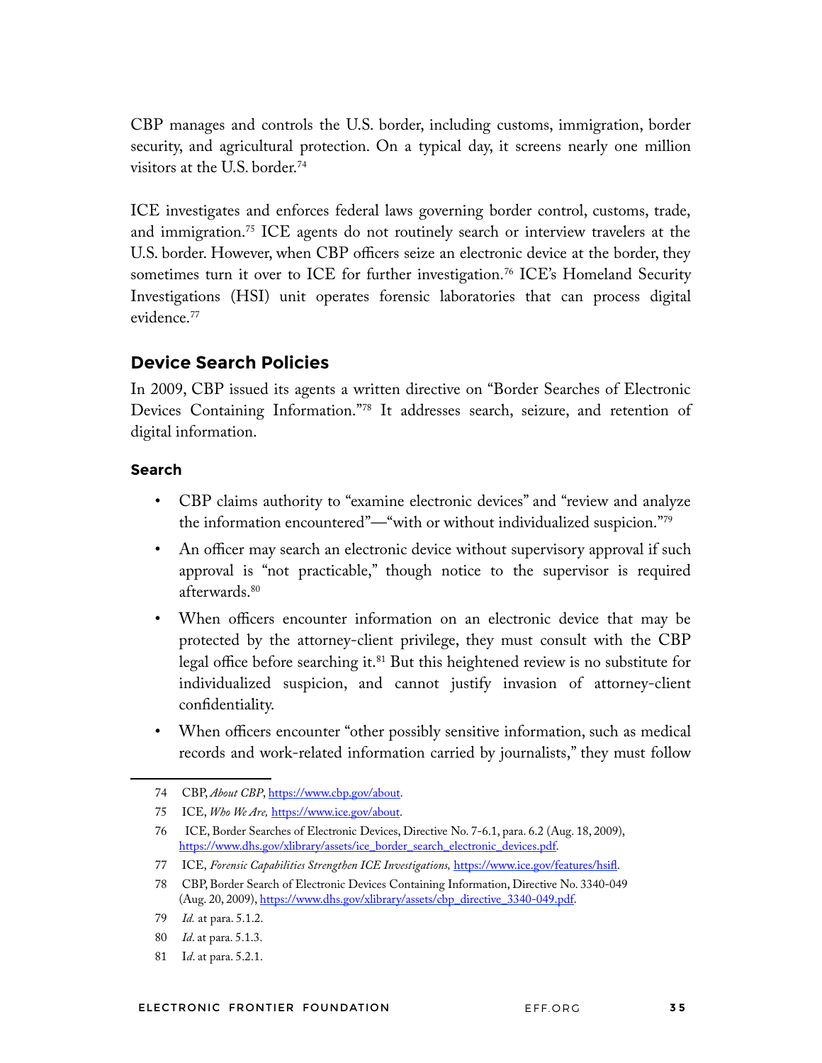CBP manages and controls the U.S. border, including customs, immigration, border security, and agricultural protection. On a typical day, it screens nearly one million visitors at the U.S. border.[74]

ICE investigates and enforces federal laws governing border control, customs, trade, and immigration.[75] ICE agents do not routinely search or interview travelers at the U.S. border. However, when CBP officers seize an electronic device at the border, they sometimes turn it over to ICE for further investigation.[76] ICE's Homeland Security Investigations (HSI) unit operates forensic laboratories that can process digital evidence.[77]

## Device Search Policies

In 2009, CBP issued its agents a written directive on "Border Searches of Electronic Devices Containing Information."[78] It addresses search, seizure, and retention of digital information.

### Search

- CBP claims authority to "examine electronic devices" and "review and analyze the information encountered"—"with or without individualized suspicion."[79]
- An officer may search an electronic device without supervisory approval if such approval is "not practicable," though notice to the supervisor is required afterwards.[80]
- When officers encounter information on an electronic device that may be protected by the attorney-client privilege, they must consult with the CBP legal office before searching it.[81] But this heightened review is no substitute for individualized suspicion, and cannot justify invasion of attorney-client confidentiality.
- When officers encounter "other possibly sensitive information, such as medical records and work-related information carried by journalists," they must follow

---

74 CBP, *About CBP*, https://www.cbp.gov/about.

75 ICE, *Who We Are*, https://www.ice.gov/about.

76 ICE, Border Searches of Electronic Devices, Directive No. 7-6.1, para. 6.2 (Aug. 18, 2009), https://www.dhs.gov/xlibrary/assets/ice_border_search_electronic_devices.pdf.

77 ICE, *Forensic Capabilities Strengthen ICE Investigations*, https://www.ice.gov/features/hsifl.

78 CBP, Border Search of Electronic Devices Containing Information, Directive No. 3340-049 (Aug. 20, 2009), https://www.dhs.gov/xlibrary/assets/cbp_directive_3340-049.pdf.

79 *Id.* at para. 5.1.2.

80 *Id.* at para. 5.1.3.

81 *Id.* at para. 5.2.1.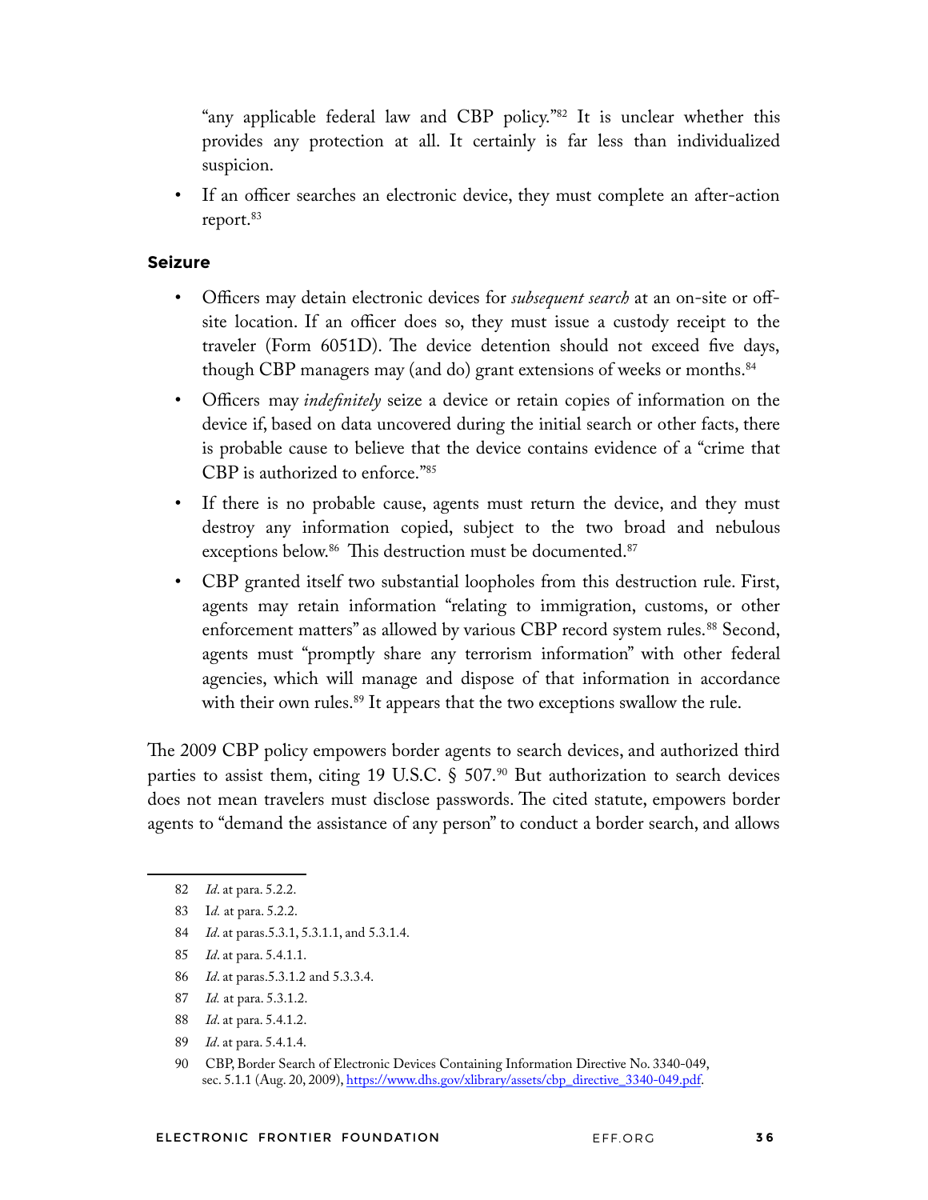"any applicable federal law and CBP policy."[82] It is unclear whether this provides any protection at all. It certainly is far less than individualized suspicion.

- If an officer searches an electronic device, they must complete an after-action report.[83]

### Seizure

- Officers may detain electronic devices for *subsequent search* at an on-site or off-site location. If an officer does so, they must issue a custody receipt to the traveler (Form 6051D). The device detention should not exceed five days, though CBP managers may (and do) grant extensions of weeks or months.[84]
- Officers may *indefinitely* seize a device or retain copies of information on the device if, based on data uncovered during the initial search or other facts, there is probable cause to believe that the device contains evidence of a "crime that CBP is authorized to enforce."[85]
- If there is no probable cause, agents must return the device, and they must destroy any information copied, subject to the two broad and nebulous exceptions below.[86] This destruction must be documented.[87]
- CBP granted itself two substantial loopholes from this destruction rule. First, agents may retain information "relating to immigration, customs, or other enforcement matters" as allowed by various CBP record system rules.[88] Second, agents must "promptly share any terrorism information" with other federal agencies, which will manage and dispose of that information in accordance with their own rules.[89] It appears that the two exceptions swallow the rule.

The 2009 CBP policy empowers border agents to search devices, and authorized third parties to assist them, citing 19 U.S.C. § 507.[90] But authorization to search devices does not mean travelers must disclose passwords. The cited statute, empowers border agents to "demand the assistance of any person" to conduct a border search, and allows

---

82 *Id*. at para. 5.2.2.

83 I*d.* at para. 5.2.2.

84 *Id*. at paras.5.3.1, 5.3.1.1, and 5.3.1.4.

85 *Id*. at para. 5.4.1.1.

86 *Id*. at paras.5.3.1.2 and 5.3.3.4.

87 *Id.* at para. 5.3.1.2.

88 *Id*. at para. 5.4.1.2.

89 *Id*. at para. 5.4.1.4.

90 CBP, Border Search of Electronic Devices Containing Information Directive No. 3340-049, sec. 5.1.1 (Aug. 20, 2009), https://www.dhs.gov/xlibrary/assets/cbp_directive_3340-049.pdf.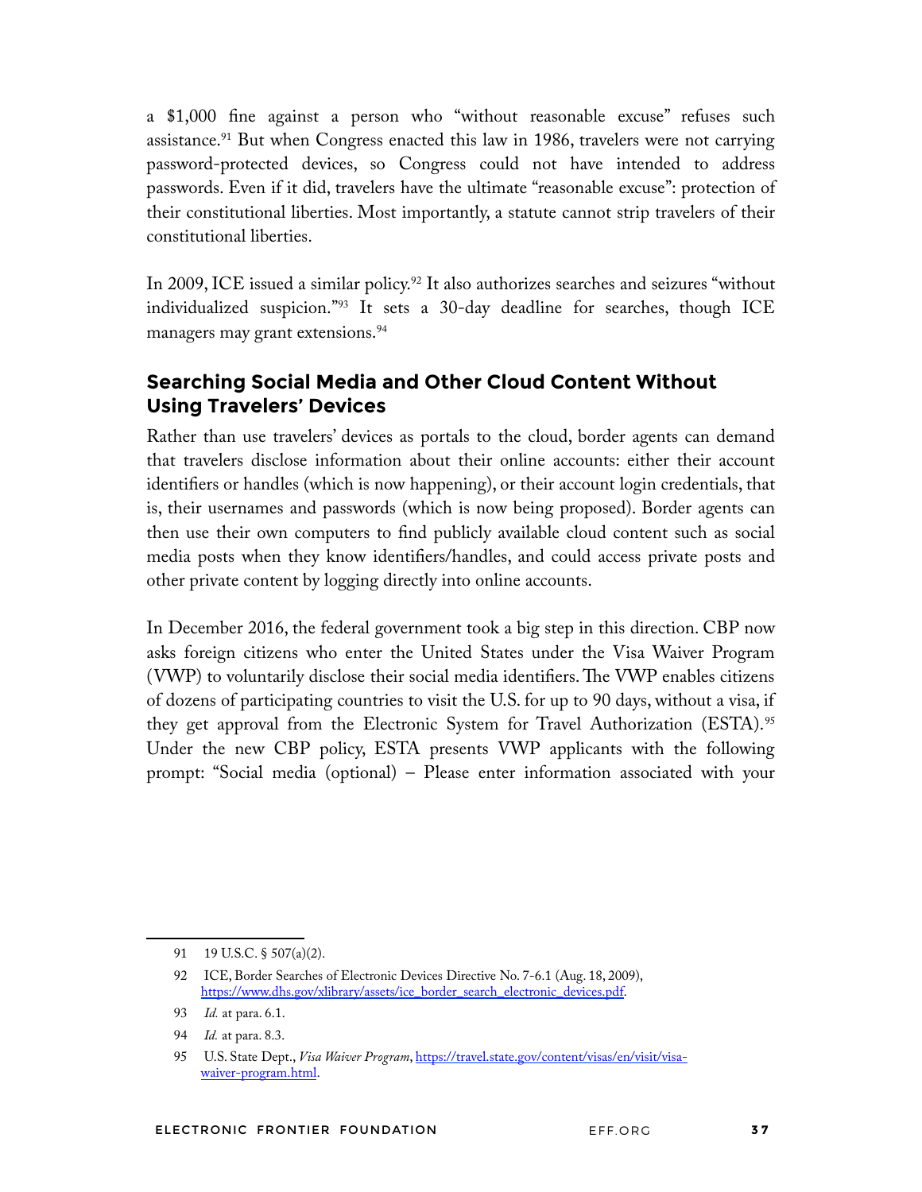a $1,000 fine against a person who "without reasonable excuse" refuses such assistance.[91] But when Congress enacted this law in 1986, travelers were not carrying password-protected devices, so Congress could not have intended to address passwords. Even if it did, travelers have the ultimate "reasonable excuse": protection of their constitutional liberties. Most importantly, a statute cannot strip travelers of their constitutional liberties.

In 2009, ICE issued a similar policy.[92] It also authorizes searches and seizures "without individualized suspicion."[93] It sets a 30-day deadline for searches, though ICE managers may grant extensions.[94]

## Searching Social Media and Other Cloud Content Without Using Travelers' Devices

Rather than use travelers' devices as portals to the cloud, border agents can demand that travelers disclose information about their online accounts: either their account identifiers or handles (which is now happening), or their account login credentials, that is, their usernames and passwords (which is now being proposed). Border agents can then use their own computers to find publicly available cloud content such as social media posts when they know identifiers/handles, and could access private posts and other private content by logging directly into online accounts.

In December 2016, the federal government took a big step in this direction. CBP now asks foreign citizens who enter the United States under the Visa Waiver Program (VWP) to voluntarily disclose their social media identifiers. The VWP enables citizens of dozens of participating countries to visit the U.S. for up to 90 days, without a visa, if they get approval from the Electronic System for Travel Authorization (ESTA).[95] Under the new CBP policy, ESTA presents VWP applicants with the following prompt: "Social media (optional) – Please enter information associated with your

---

91 19 U.S.C. § 507(a)(2).

92 ICE, Border Searches of Electronic Devices Directive No. 7-6.1 (Aug. 18, 2009), https://www.dhs.gov/xlibrary/assets/ice_border_search_electronic_devices.pdf.

93 *Id.* at para. 6.1.

94 *Id.* at para. 8.3.

95 U.S. State Dept., *Visa Waiver Program*, https://travel.state.gov/content/visas/en/visit/visa-waiver-program.html.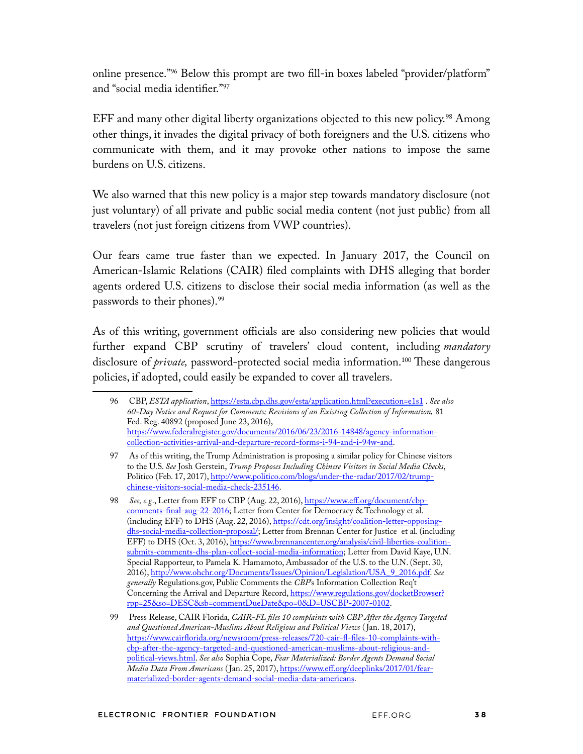online presence."[96] Below this prompt are two fill-in boxes labeled "provider/platform" and "social media identifier."[97]

EFF and many other digital liberty organizations objected to this new policy.[98] Among other things, it invades the digital privacy of both foreigners and the U.S. citizens who communicate with them, and it may provoke other nations to impose the same burdens on U.S. citizens.

We also warned that this new policy is a major step towards mandatory disclosure (not just voluntary) of all private and public social media content (not just public) from all travelers (not just foreign citizens from VWP countries).

Our fears came true faster than we expected. In January 2017, the Council on American-Islamic Relations (CAIR) filed complaints with DHS alleging that border agents ordered U.S. citizens to disclose their social media information (as well as the passwords to their phones).[99]

As of this writing, government officials are also considering new policies that would further expand CBP scrutiny of travelers' cloud content, including *mandatory* disclosure of *private,* password-protected social media information.[100] These dangerous policies, if adopted, could easily be expanded to cover all travelers.

---

96 CBP, *ESTA application*, https://esta.cbp.dhs.gov/esta/application.html?execution=e1s1 . *See also 60-Day Notice and Request for Comments; Revisions of an Existing Collection of Information,* 81 Fed. Reg. 40892 (proposed June 23, 2016), https://www.federalregister.gov/documents/2016/06/23/2016-14848/agency-information-collection-activities-arrival-and-departure-record-forms-i-94-and-i-94w-and.

97 As of this writing, the Trump Administration is proposing a similar policy for Chinese visitors to the U.S. *See* Josh Gerstein, *Trump Proposes Including Chinese Visitors in Social Media Checks*, Politico (Feb. 17, 2017), http://www.politico.com/blogs/under-the-radar/2017/02/trump-chinese-visitors-social-media-check-235146.

98 *See, e.g.*, Letter from EFF to CBP (Aug. 22, 2016), https://www.eff.org/document/cbp-comments-final-aug-22-2016; Letter from Center for Democracy & Technology et al. (including EFF) to DHS (Aug. 22, 2016), https://cdt.org/insight/coalition-letter-opposing-dhs-social-media-collection-proposal/; Letter from Brennan Center for Justice et al. (including EFF) to DHS (Oct. 3, 2016), https://www.brennancenter.org/analysis/civil-liberties-coalition-submits-comments-dhs-plan-collect-social-media-information; Letter from David Kaye, U.N. Special Rapporteur, to Pamela K. Hamamoto, Ambassador of the U.S. to the U.N. (Sept. 30, 2016), http://www.ohchr.org/Documents/Issues/Opinion/Legislation/USA_9_2016.pdf. *See generally* Regulations.gov, Public Comments the *CBP*'s Information Collection Req't Concerning the Arrival and Departure Record, https://www.regulations.gov/docketBrowser?rpp=25&so=DESC&sb=commentDueDate&po=0&D=USCBP-2007-0102.

99 Press Release, CAIR Florida, *CAIR-FL files 10 complaints with CBP After the Agency Targeted and Questioned American-Muslims About Religious and Political Views* (Jan. 18, 2017), https://www.cairflorida.org/newsroom/press-releases/720-cair-fl-files-10-complaints-with-cbp-after-the-agency-targeted-and-questioned-american-muslims-about-religious-and-political-views.html. *See also* Sophia Cope, *Fear Materialized: Border Agents Demand Social Media Data From Americans* (Jan. 25, 2017), https://www.eff.org/deeplinks/2017/01/fear-materialized-border-agents-demand-social-media-data-americans.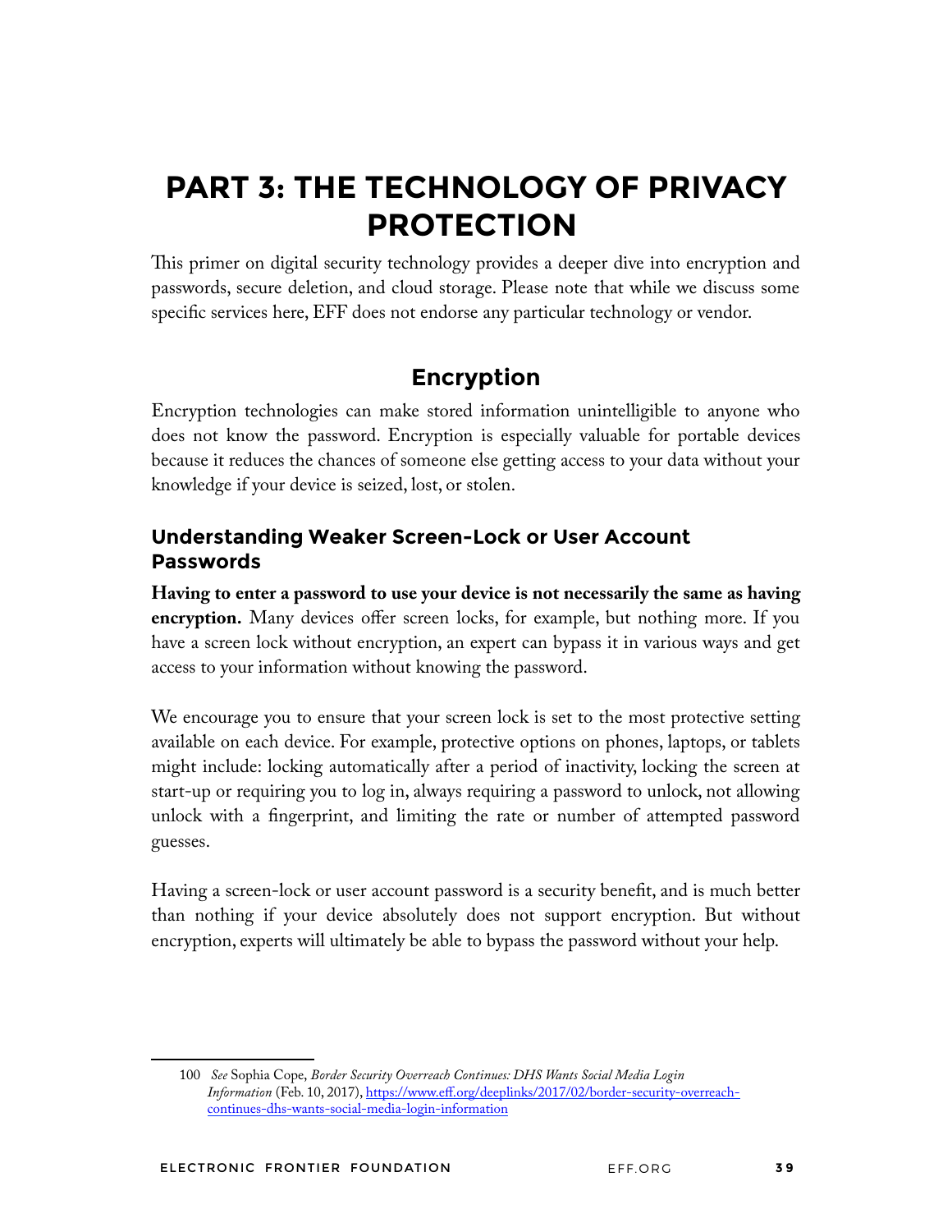# PART 3: THE TECHNOLOGY OF PRIVACY PROTECTION

This primer on digital security technology provides a deeper dive into encryption and passwords, secure deletion, and cloud storage. Please note that while we discuss some specific services here, EFF does not endorse any particular technology or vendor.

## Encryption

Encryption technologies can make stored information unintelligible to anyone who does not know the password. Encryption is especially valuable for portable devices because it reduces the chances of someone else getting access to your data without your knowledge if your device is seized, lost, or stolen.

### Understanding Weaker Screen-Lock or User Account Passwords

**Having to enter a password to use your device is not necessarily the same as having encryption.** Many devices offer screen locks, for example, but nothing more. If you have a screen lock without encryption, an expert can bypass it in various ways and get access to your information without knowing the password.

We encourage you to ensure that your screen lock is set to the most protective setting available on each device. For example, protective options on phones, laptops, or tablets might include: locking automatically after a period of inactivity, locking the screen at start-up or requiring you to log in, always requiring a password to unlock, not allowing unlock with a fingerprint, and limiting the rate or number of attempted password guesses.

Having a screen-lock or user account password is a security benefit, and is much better than nothing if your device absolutely does not support encryption. But without encryption, experts will ultimately be able to bypass the password without your help.

---

100 *See* Sophia Cope, *Border Security Overreach Continues: DHS Wants Social Media Login Information* (Feb. 10, 2017), https://www.eff.org/deeplinks/2017/02/border-security-overreach-continues-dhs-wants-social-media-login-information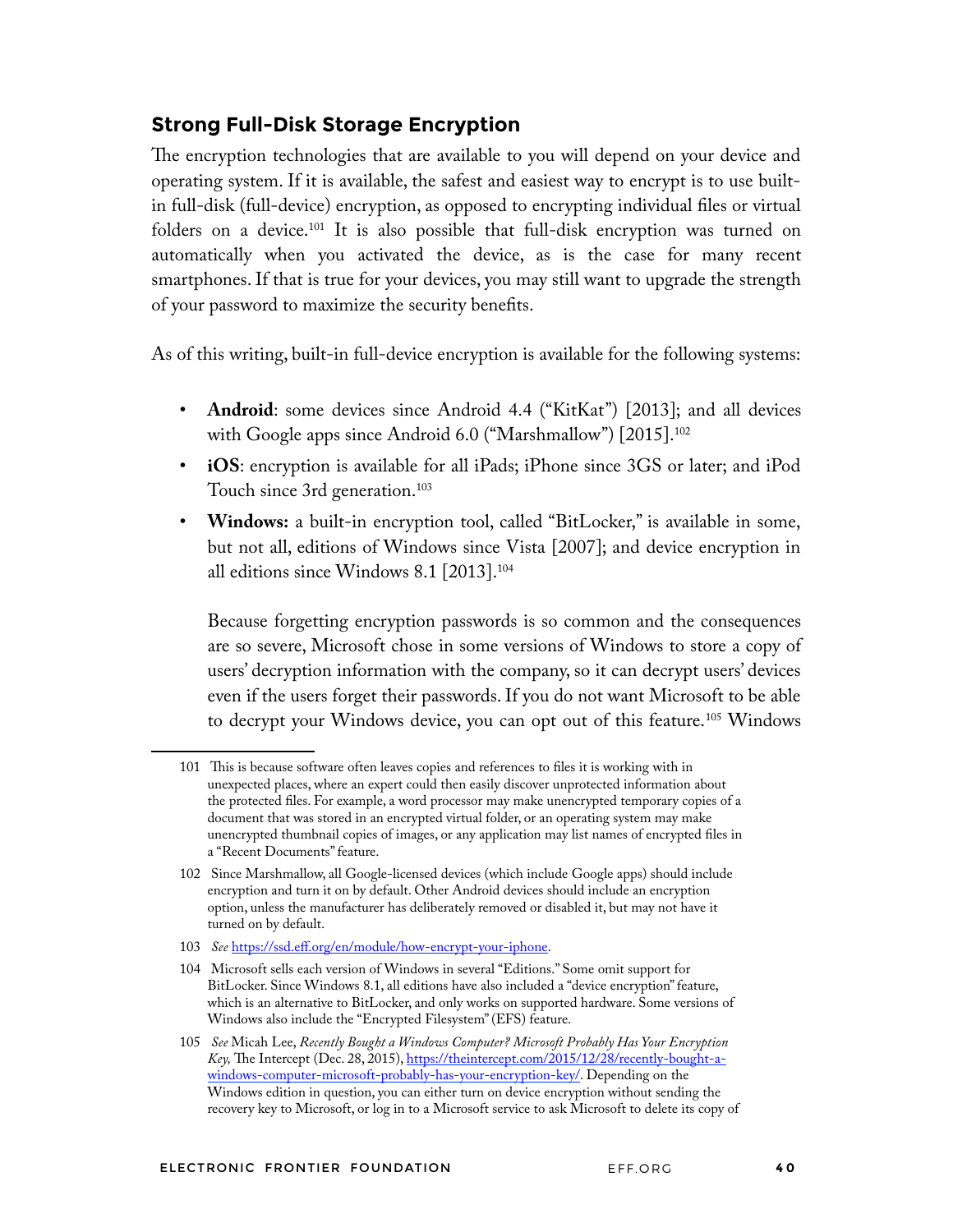## Strong Full-Disk Storage Encryption

The encryption technologies that are available to you will depend on your device and operating system. If it is available, the safest and easiest way to encrypt is to use built-in full-disk (full-device) encryption, as opposed to encrypting individual files or virtual folders on a device.[101] It is also possible that full-disk encryption was turned on automatically when you activated the device, as is the case for many recent smartphones. If that is true for your devices, you may still want to upgrade the strength of your password to maximize the security benefits.

As of this writing, built-in full-device encryption is available for the following systems:

- **Android**: some devices since Android 4.4 ("KitKat") [2013]; and all devices with Google apps since Android 6.0 ("Marshmallow") [2015].[102]
- **iOS**: encryption is available for all iPads; iPhone since 3GS or later; and iPod Touch since 3rd generation.[103]
- **Windows:** a built-in encryption tool, called "BitLocker," is available in some, but not all, editions of Windows since Vista [2007]; and device encryption in all editions since Windows 8.1 [2013].[104]

  Because forgetting encryption passwords is so common and the consequences are so severe, Microsoft chose in some versions of Windows to store a copy of users' decryption information with the company, so it can decrypt users' devices even if the users forget their passwords. If you do not want Microsoft to be able to decrypt your Windows device, you can opt out of this feature.[105] Windows

---

101 This is because software often leaves copies and references to files it is working with in unexpected places, where an expert could then easily discover unprotected information about the protected files. For example, a word processor may make unencrypted temporary copies of a document that was stored in an encrypted virtual folder, or an operating system may make unencrypted thumbnail copies of images, or any application may list names of encrypted files in a "Recent Documents" feature.

102 Since Marshmallow, all Google-licensed devices (which include Google apps) should include encryption and turn it on by default. Other Android devices should include an encryption option, unless the manufacturer has deliberately removed or disabled it, but may not have it turned on by default.

103 *See* https://ssd.eff.org/en/module/how-encrypt-your-iphone.

104 Microsoft sells each version of Windows in several "Editions." Some omit support for BitLocker. Since Windows 8.1, all editions have also included a "device encryption" feature, which is an alternative to BitLocker, and only works on supported hardware. Some versions of Windows also include the "Encrypted Filesystem" (EFS) feature.

105 *See* Micah Lee, *Recently Bought a Windows Computer? Microsoft Probably Has Your Encryption Key,* The Intercept (Dec. 28, 2015), https://theintercept.com/2015/12/28/recently-bought-a-windows-computer-microsoft-probably-has-your-encryption-key/. Depending on the Windows edition in question, you can either turn on device encryption without sending the recovery key to Microsoft, or log in to a Microsoft service to ask Microsoft to delete its copy of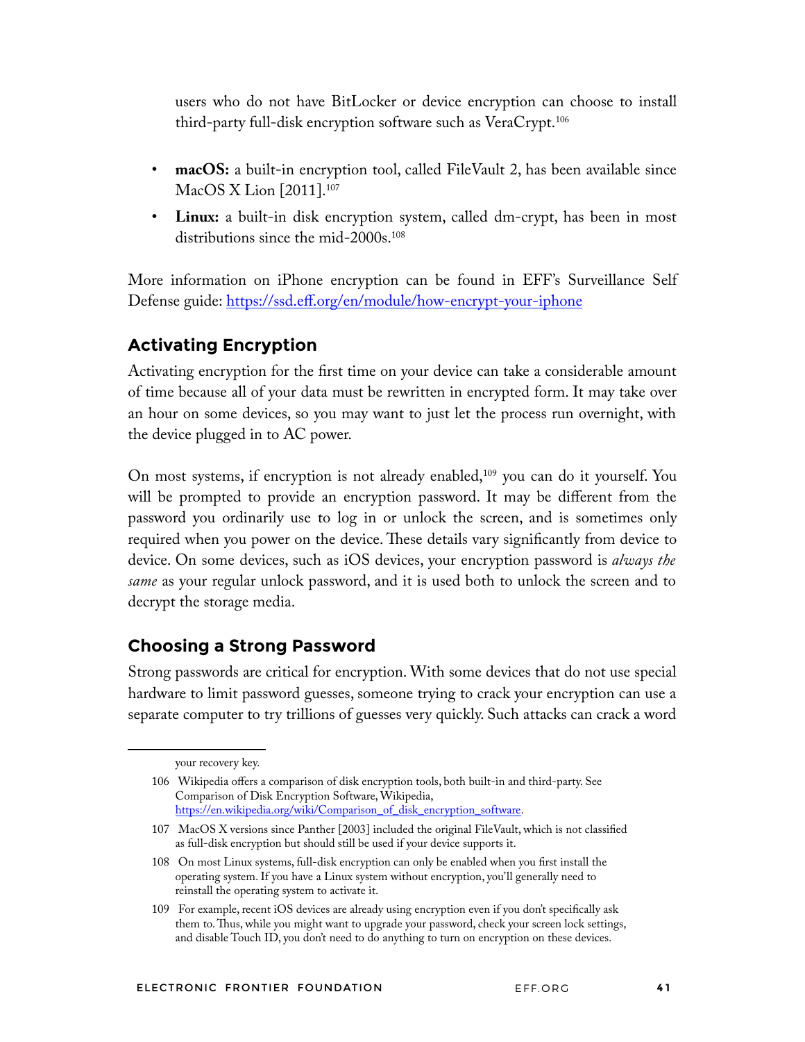users who do not have BitLocker or device encryption can choose to install third-party full-disk encryption software such as VeraCrypt.[106]

- **macOS:** a built-in encryption tool, called FileVault 2, has been available since MacOS X Lion [2011].[107]
- **Linux:** a built-in disk encryption system, called dm-crypt, has been in most distributions since the mid-2000s.[108]

More information on iPhone encryption can be found in EFF's Surveillance Self Defense guide: https://ssd.eff.org/en/module/how-encrypt-your-iphone

## Activating Encryption

Activating encryption for the first time on your device can take a considerable amount of time because all of your data must be rewritten in encrypted form. It may take over an hour on some devices, so you may want to just let the process run overnight, with the device plugged in to AC power.

On most systems, if encryption is not already enabled,[109] you can do it yourself. You will be prompted to provide an encryption password. It may be different from the password you ordinarily use to log in or unlock the screen, and is sometimes only required when you power on the device. These details vary significantly from device to device. On some devices, such as iOS devices, your encryption password is *always the same* as your regular unlock password, and it is used both to unlock the screen and to decrypt the storage media.

## Choosing a Strong Password

Strong passwords are critical for encryption. With some devices that do not use special hardware to limit password guesses, someone trying to crack your encryption can use a separate computer to try trillions of guesses very quickly. Such attacks can crack a word

---

your recovery key.

106 Wikipedia offers a comparison of disk encryption tools, both built-in and third-party. See Comparison of Disk Encryption Software, Wikipedia, https://en.wikipedia.org/wiki/Comparison_of_disk_encryption_software.

107 MacOS X versions since Panther [2003] included the original FileVault, which is not classified as full-disk encryption but should still be used if your device supports it.

108 On most Linux systems, full-disk encryption can only be enabled when you first install the operating system. If you have a Linux system without encryption, you'll generally need to reinstall the operating system to activate it.

109 For example, recent iOS devices are already using encryption even if you don't specifically ask them to. Thus, while you might want to upgrade your password, check your screen lock settings, and disable Touch ID, you don't need to do anything to turn on encryption on these devices.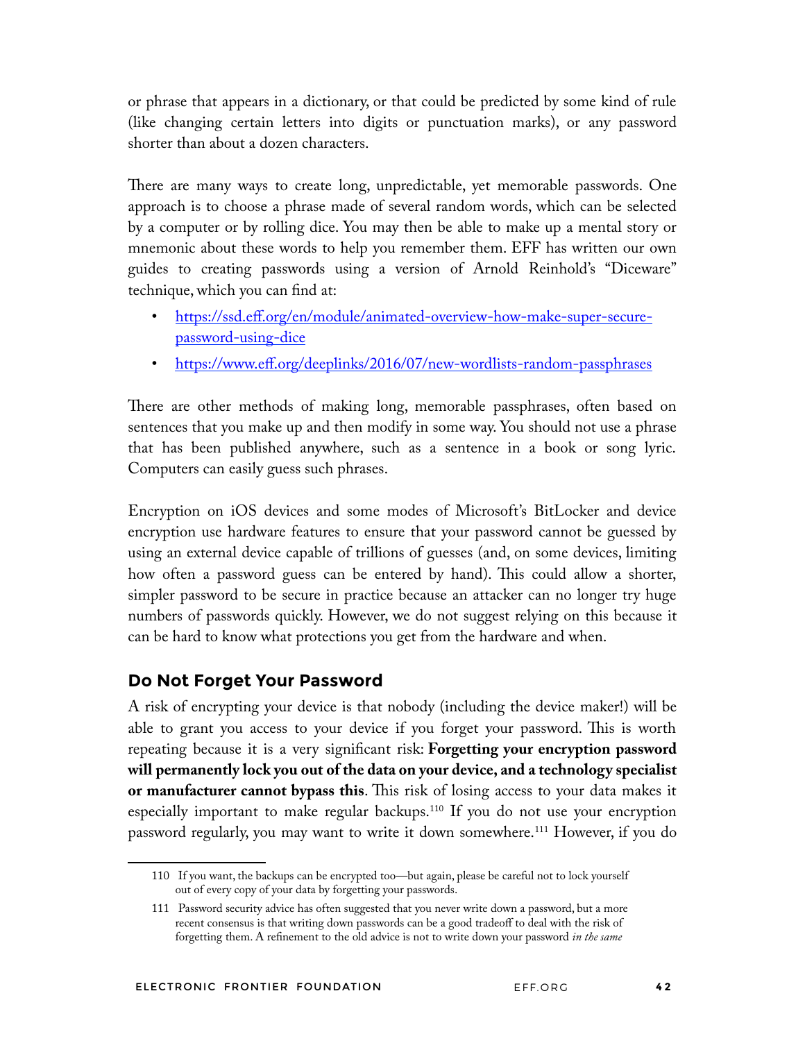or phrase that appears in a dictionary, or that could be predicted by some kind of rule (like changing certain letters into digits or punctuation marks), or any password shorter than about a dozen characters.

There are many ways to create long, unpredictable, yet memorable passwords. One approach is to choose a phrase made of several random words, which can be selected by a computer or by rolling dice. You may then be able to make up a mental story or mnemonic about these words to help you remember them. EFF has written our own guides to creating passwords using a version of Arnold Reinhold's "Diceware" technique, which you can find at:

- https://ssd.eff.org/en/module/animated-overview-how-make-super-secure-password-using-dice
- https://www.eff.org/deeplinks/2016/07/new-wordlists-random-passphrases

There are other methods of making long, memorable passphrases, often based on sentences that you make up and then modify in some way. You should not use a phrase that has been published anywhere, such as a sentence in a book or song lyric. Computers can easily guess such phrases.

Encryption on iOS devices and some modes of Microsoft's BitLocker and device encryption use hardware features to ensure that your password cannot be guessed by using an external device capable of trillions of guesses (and, on some devices, limiting how often a password guess can be entered by hand). This could allow a shorter, simpler password to be secure in practice because an attacker can no longer try huge numbers of passwords quickly. However, we do not suggest relying on this because it can be hard to know what protections you get from the hardware and when.

## Do Not Forget Your Password

A risk of encrypting your device is that nobody (including the device maker!) will be able to grant you access to your device if you forget your password. This is worth repeating because it is a very significant risk: **Forgetting your encryption password will permanently lock you out of the data on your device, and a technology specialist or manufacturer cannot bypass this**. This risk of losing access to your data makes it especially important to make regular backups.[110] If you do not use your encryption password regularly, you may want to write it down somewhere.[111] However, if you do

110 If you want, the backups can be encrypted too—but again, please be careful not to lock yourself out of every copy of your data by forgetting your passwords.

111 Password security advice has often suggested that you never write down a password, but a more recent consensus is that writing down passwords can be a good tradeoff to deal with the risk of forgetting them. A refinement to the old advice is not to write down your password *in the same*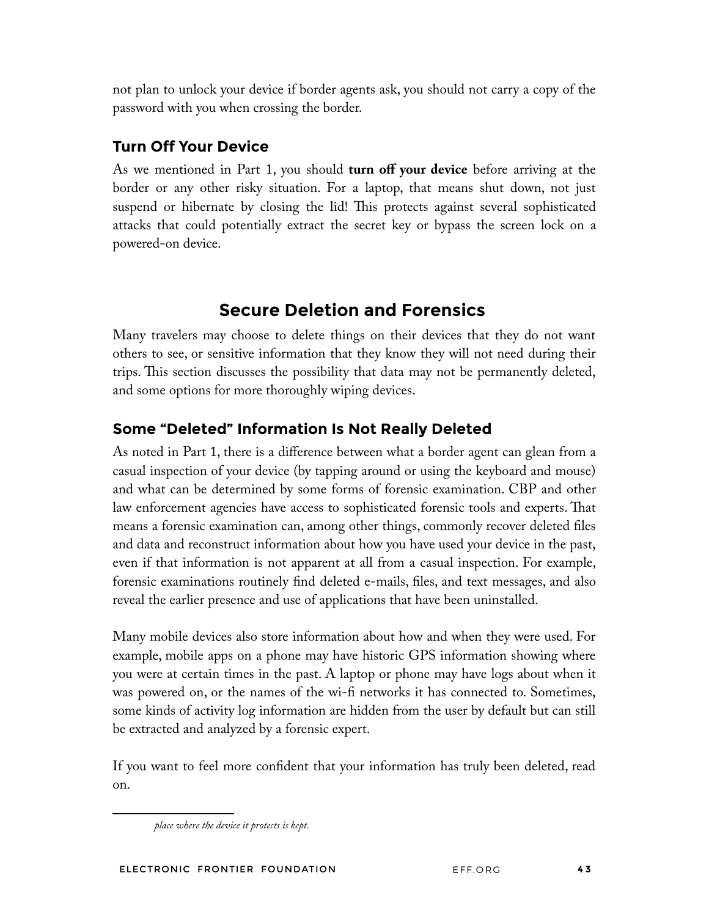not plan to unlock your device if border agents ask, you should not carry a copy of the password with you when crossing the border.

### Turn Off Your Device

As we mentioned in Part 1, you should **turn off your device** before arriving at the border or any other risky situation. For a laptop, that means shut down, not just suspend or hibernate by closing the lid! This protects against several sophisticated attacks that could potentially extract the secret key or bypass the screen lock on a powered-on device.

## Secure Deletion and Forensics

Many travelers may choose to delete things on their devices that they do not want others to see, or sensitive information that they know they will not need during their trips. This section discusses the possibility that data may not be permanently deleted, and some options for more thoroughly wiping devices.

### Some "Deleted" Information Is Not Really Deleted

As noted in Part 1, there is a difference between what a border agent can glean from a casual inspection of your device (by tapping around or using the keyboard and mouse) and what can be determined by some forms of forensic examination. CBP and other law enforcement agencies have access to sophisticated forensic tools and experts. That means a forensic examination can, among other things, commonly recover deleted files and data and reconstruct information about how you have used your device in the past, even if that information is not apparent at all from a casual inspection. For example, forensic examinations routinely find deleted e-mails, files, and text messages, and also reveal the earlier presence and use of applications that have been uninstalled.

Many mobile devices also store information about how and when they were used. For example, mobile apps on a phone may have historic GPS information showing where you were at certain times in the past. A laptop or phone may have logs about when it was powered on, or the names of the wi-fi networks it has connected to. Sometimes, some kinds of activity log information are hidden from the user by default but can still be extracted and analyzed by a forensic expert.

If you want to feel more confident that your information has truly been deleted, read on.

---

*place where the device it protects is kept.*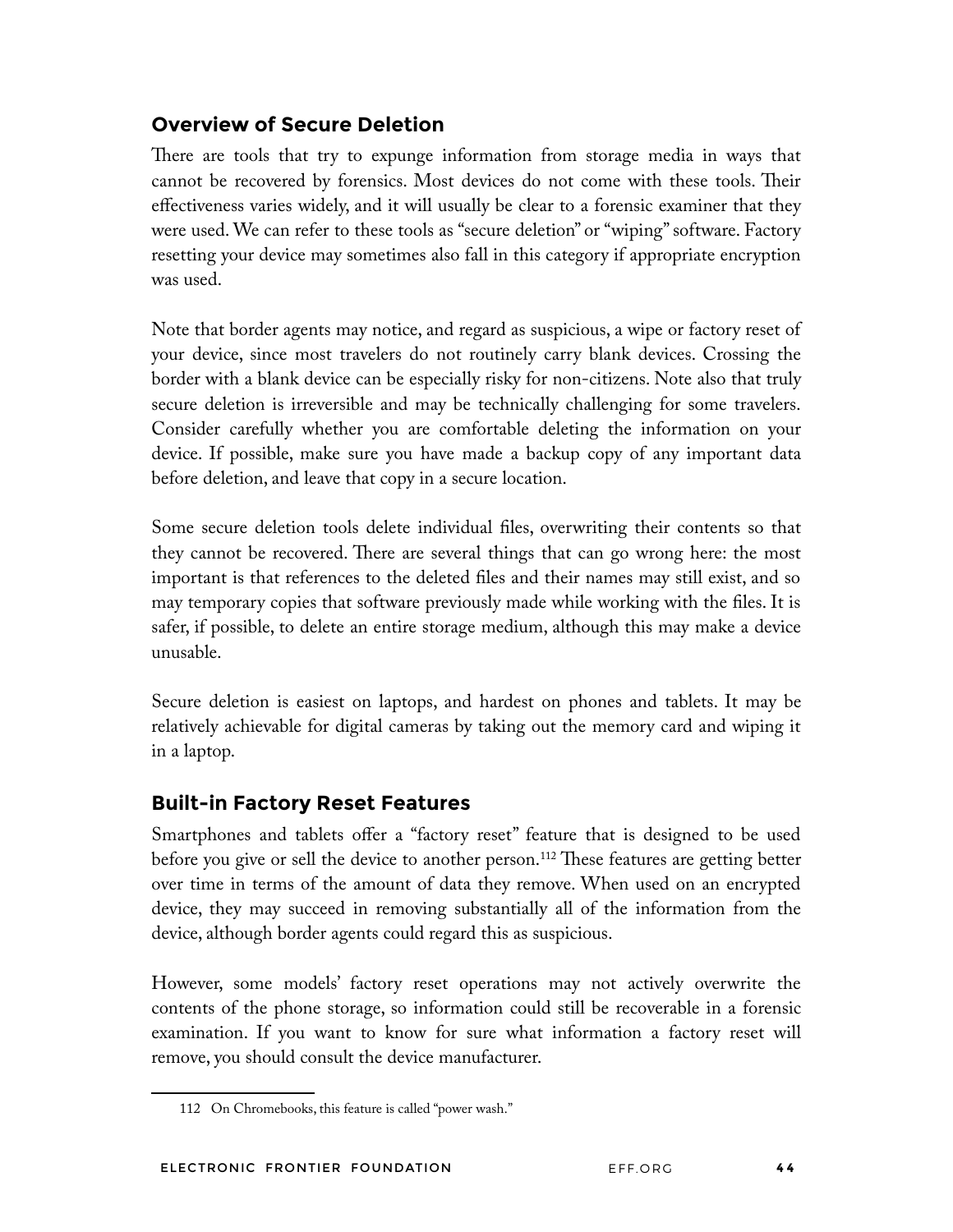## Overview of Secure Deletion

There are tools that try to expunge information from storage media in ways that cannot be recovered by forensics. Most devices do not come with these tools. Their effectiveness varies widely, and it will usually be clear to a forensic examiner that they were used. We can refer to these tools as "secure deletion" or "wiping" software. Factory resetting your device may sometimes also fall in this category if appropriate encryption was used.

Note that border agents may notice, and regard as suspicious, a wipe or factory reset of your device, since most travelers do not routinely carry blank devices. Crossing the border with a blank device can be especially risky for non-citizens. Note also that truly secure deletion is irreversible and may be technically challenging for some travelers. Consider carefully whether you are comfortable deleting the information on your device. If possible, make sure you have made a backup copy of any important data before deletion, and leave that copy in a secure location.

Some secure deletion tools delete individual files, overwriting their contents so that they cannot be recovered. There are several things that can go wrong here: the most important is that references to the deleted files and their names may still exist, and so may temporary copies that software previously made while working with the files. It is safer, if possible, to delete an entire storage medium, although this may make a device unusable.

Secure deletion is easiest on laptops, and hardest on phones and tablets. It may be relatively achievable for digital cameras by taking out the memory card and wiping it in a laptop.

## Built-in Factory Reset Features

Smartphones and tablets offer a "factory reset" feature that is designed to be used before you give or sell the device to another person.[112] These features are getting better over time in terms of the amount of data they remove. When used on an encrypted device, they may succeed in removing substantially all of the information from the device, although border agents could regard this as suspicious.

However, some models' factory reset operations may not actively overwrite the contents of the phone storage, so information could still be recoverable in a forensic examination. If you want to know for sure what information a factory reset will remove, you should consult the device manufacturer.

---

112 On Chromebooks, this feature is called "power wash."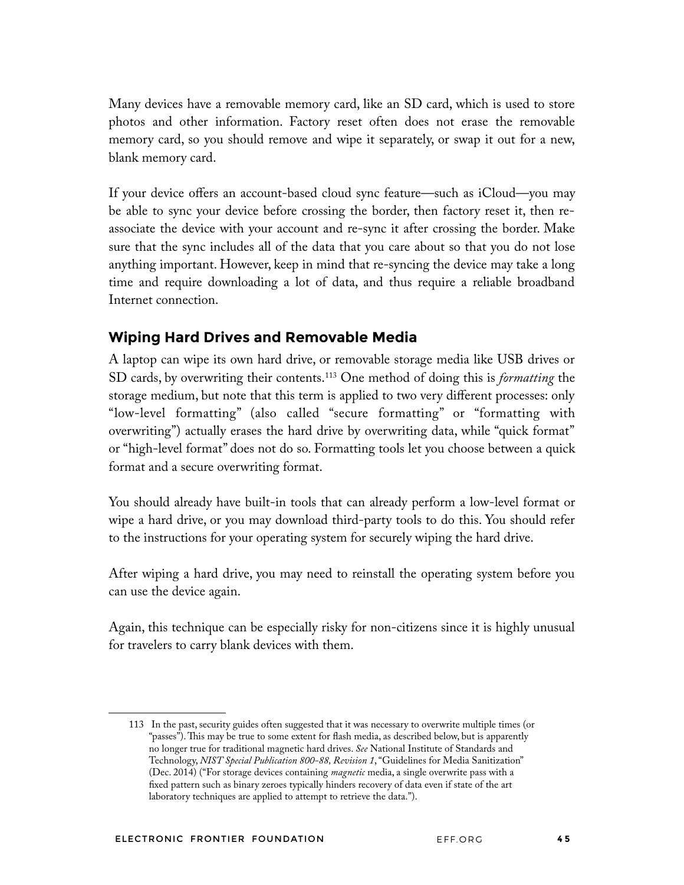Many devices have a removable memory card, like an SD card, which is used to store photos and other information. Factory reset often does not erase the removable memory card, so you should remove and wipe it separately, or swap it out for a new, blank memory card.

If your device offers an account-based cloud sync feature—such as iCloud—you may be able to sync your device before crossing the border, then factory reset it, then re-associate the device with your account and re-sync it after crossing the border. Make sure that the sync includes all of the data that you care about so that you do not lose anything important. However, keep in mind that re-syncing the device may take a long time and require downloading a lot of data, and thus require a reliable broadband Internet connection.

### Wiping Hard Drives and Removable Media

A laptop can wipe its own hard drive, or removable storage media like USB drives or SD cards, by overwriting their contents.[113] One method of doing this is *formatting* the storage medium, but note that this term is applied to two very different processes: only "low-level formatting" (also called "secure formatting" or "formatting with overwriting") actually erases the hard drive by overwriting data, while "quick format" or "high-level format" does not do so. Formatting tools let you choose between a quick format and a secure overwriting format.

You should already have built-in tools that can already perform a low-level format or wipe a hard drive, or you may download third-party tools to do this. You should refer to the instructions for your operating system for securely wiping the hard drive.

After wiping a hard drive, you may need to reinstall the operating system before you can use the device again.

Again, this technique can be especially risky for non-citizens since it is highly unusual for travelers to carry blank devices with them.

---

113 In the past, security guides often suggested that it was necessary to overwrite multiple times (or "passes"). This may be true to some extent for flash media, as described below, but is apparently no longer true for traditional magnetic hard drives. *See* National Institute of Standards and Technology, *NIST Special Publication 800-88, Revision 1*, "Guidelines for Media Sanitization" (Dec. 2014) ("For storage devices containing *magnetic* media, a single overwrite pass with a fixed pattern such as binary zeroes typically hinders recovery of data even if state of the art laboratory techniques are applied to attempt to retrieve the data.").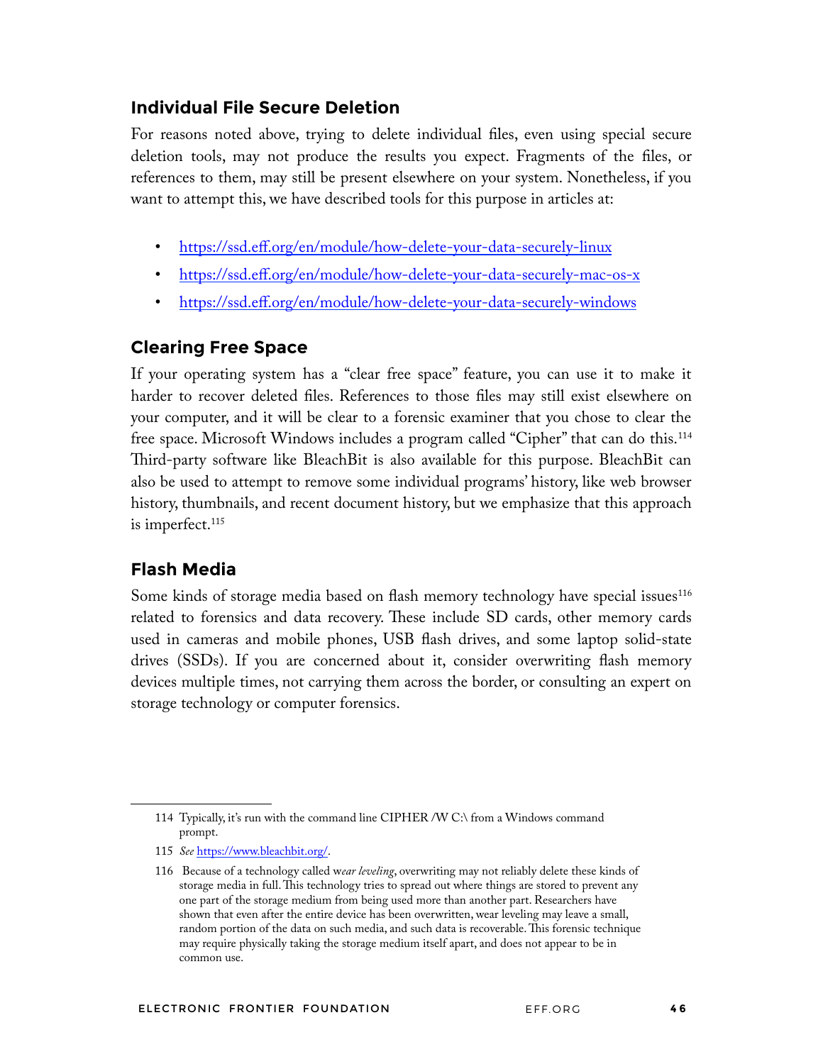## Individual File Secure Deletion

For reasons noted above, trying to delete individual files, even using special secure deletion tools, may not produce the results you expect. Fragments of the files, or references to them, may still be present elsewhere on your system. Nonetheless, if you want to attempt this, we have described tools for this purpose in articles at:

- https://ssd.eff.org/en/module/how-delete-your-data-securely-linux
- https://ssd.eff.org/en/module/how-delete-your-data-securely-mac-os-x
- https://ssd.eff.org/en/module/how-delete-your-data-securely-windows

## Clearing Free Space

If your operating system has a "clear free space" feature, you can use it to make it harder to recover deleted files. References to those files may still exist elsewhere on your computer, and it will be clear to a forensic examiner that you chose to clear the free space. Microsoft Windows includes a program called "Cipher" that can do this.[114] Third-party software like BleachBit is also available for this purpose. BleachBit can also be used to attempt to remove some individual programs' history, like web browser history, thumbnails, and recent document history, but we emphasize that this approach is imperfect.[115]

## Flash Media

Some kinds of storage media based on flash memory technology have special issues[116] related to forensics and data recovery. These include SD cards, other memory cards used in cameras and mobile phones, USB flash drives, and some laptop solid-state drives (SSDs). If you are concerned about it, consider overwriting flash memory devices multiple times, not carrying them across the border, or consulting an expert on storage technology or computer forensics.

---

114 Typically, it's run with the command line CIPHER /W C:\ from a Windows command prompt.

115 *See* https://www.bleachbit.org/.

116 Because of a technology called *wear leveling*, overwriting may not reliably delete these kinds of storage media in full. This technology tries to spread out where things are stored to prevent any one part of the storage medium from being used more than another part. Researchers have shown that even after the entire device has been overwritten, wear leveling may leave a small, random portion of the data on such media, and such data is recoverable. This forensic technique may require physically taking the storage medium itself apart, and does not appear to be in common use.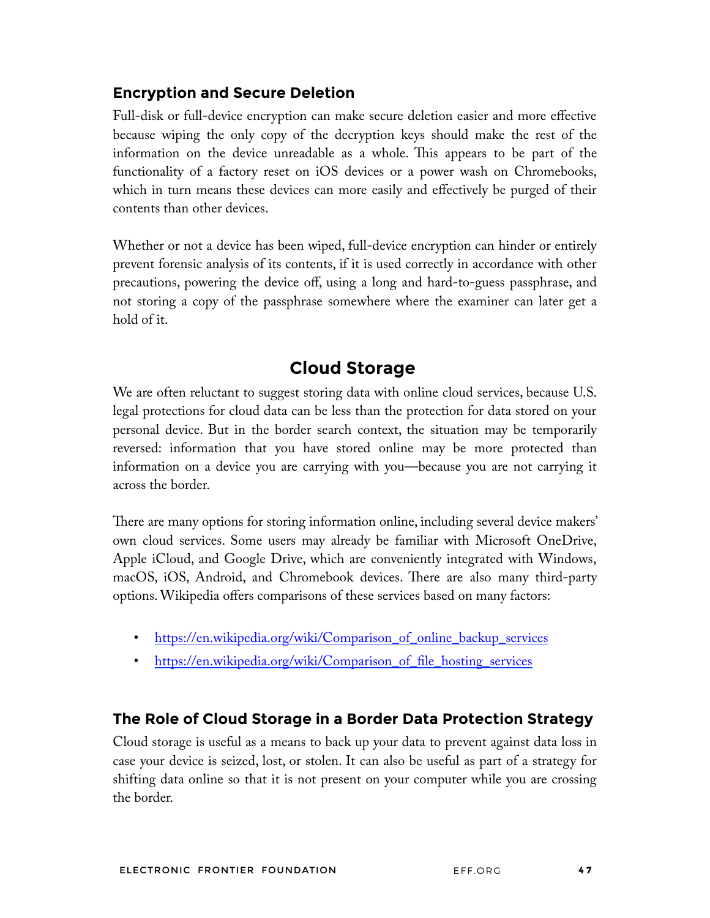### Encryption and Secure Deletion

Full-disk or full-device encryption can make secure deletion easier and more effective because wiping the only copy of the decryption keys should make the rest of the information on the device unreadable as a whole. This appears to be part of the functionality of a factory reset on iOS devices or a power wash on Chromebooks, which in turn means these devices can more easily and effectively be purged of their contents than other devices.

Whether or not a device has been wiped, full-device encryption can hinder or entirely prevent forensic analysis of its contents, if it is used correctly in accordance with other precautions, powering the device off, using a long and hard-to-guess passphrase, and not storing a copy of the passphrase somewhere where the examiner can later get a hold of it.

## Cloud Storage

We are often reluctant to suggest storing data with online cloud services, because U.S. legal protections for cloud data can be less than the protection for data stored on your personal device. But in the border search context, the situation may be temporarily reversed: information that you have stored online may be more protected than information on a device you are carrying with you—because you are not carrying it across the border.

There are many options for storing information online, including several device makers' own cloud services. Some users may already be familiar with Microsoft OneDrive, Apple iCloud, and Google Drive, which are conveniently integrated with Windows, macOS, iOS, Android, and Chromebook devices. There are also many third-party options. Wikipedia offers comparisons of these services based on many factors:

- https://en.wikipedia.org/wiki/Comparison_of_online_backup_services
- https://en.wikipedia.org/wiki/Comparison_of_file_hosting_services

### The Role of Cloud Storage in a Border Data Protection Strategy

Cloud storage is useful as a means to back up your data to prevent against data loss in case your device is seized, lost, or stolen. It can also be useful as part of a strategy for shifting data online so that it is not present on your computer while you are crossing the border.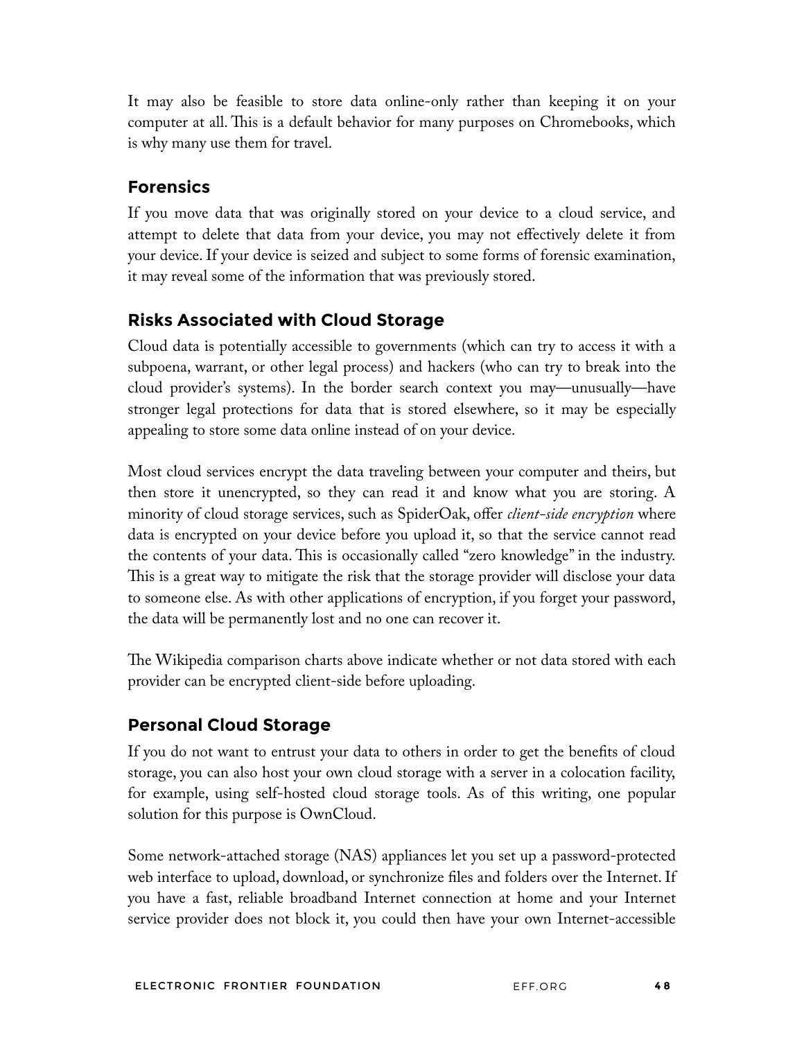It may also be feasible to store data online-only rather than keeping it on your computer at all. This is a default behavior for many purposes on Chromebooks, which is why many use them for travel.

### Forensics

If you move data that was originally stored on your device to a cloud service, and attempt to delete that data from your device, you may not effectively delete it from your device. If your device is seized and subject to some forms of forensic examination, it may reveal some of the information that was previously stored.

### Risks Associated with Cloud Storage

Cloud data is potentially accessible to governments (which can try to access it with a subpoena, warrant, or other legal process) and hackers (who can try to break into the cloud provider's systems). In the border search context you may—unusually—have stronger legal protections for data that is stored elsewhere, so it may be especially appealing to store some data online instead of on your device.

Most cloud services encrypt the data traveling between your computer and theirs, but then store it unencrypted, so they can read it and know what you are storing. A minority of cloud storage services, such as SpiderOak, offer *client-side encryption* where data is encrypted on your device before you upload it, so that the service cannot read the contents of your data. This is occasionally called "zero knowledge" in the industry. This is a great way to mitigate the risk that the storage provider will disclose your data to someone else. As with other applications of encryption, if you forget your password, the data will be permanently lost and no one can recover it.

The Wikipedia comparison charts above indicate whether or not data stored with each provider can be encrypted client-side before uploading.

### Personal Cloud Storage

If you do not want to entrust your data to others in order to get the benefits of cloud storage, you can also host your own cloud storage with a server in a colocation facility, for example, using self-hosted cloud storage tools. As of this writing, one popular solution for this purpose is OwnCloud.

Some network-attached storage (NAS) appliances let you set up a password-protected web interface to upload, download, or synchronize files and folders over the Internet. If you have a fast, reliable broadband Internet connection at home and your Internet service provider does not block it, you could then have your own Internet-accessible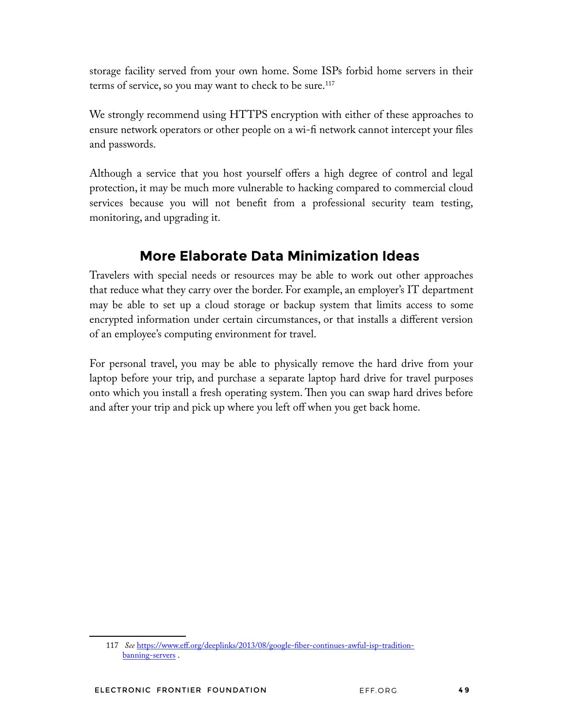storage facility served from your own home. Some ISPs forbid home servers in their terms of service, so you may want to check to be sure.[117]

We strongly recommend using HTTPS encryption with either of these approaches to ensure network operators or other people on a wi-fi network cannot intercept your files and passwords.

Although a service that you host yourself offers a high degree of control and legal protection, it may be much more vulnerable to hacking compared to commercial cloud services because you will not benefit from a professional security team testing, monitoring, and upgrading it.

## More Elaborate Data Minimization Ideas

Travelers with special needs or resources may be able to work out other approaches that reduce what they carry over the border. For example, an employer's IT department may be able to set up a cloud storage or backup system that limits access to some encrypted information under certain circumstances, or that installs a different version of an employee's computing environment for travel.

For personal travel, you may be able to physically remove the hard drive from your laptop before your trip, and purchase a separate laptop hard drive for travel purposes onto which you install a fresh operating system. Then you can swap hard drives before and after your trip and pick up where you left off when you get back home.

---

117 *See* https://www.eff.org/deeplinks/2013/08/google-fiber-continues-awful-isp-tradition-banning-servers .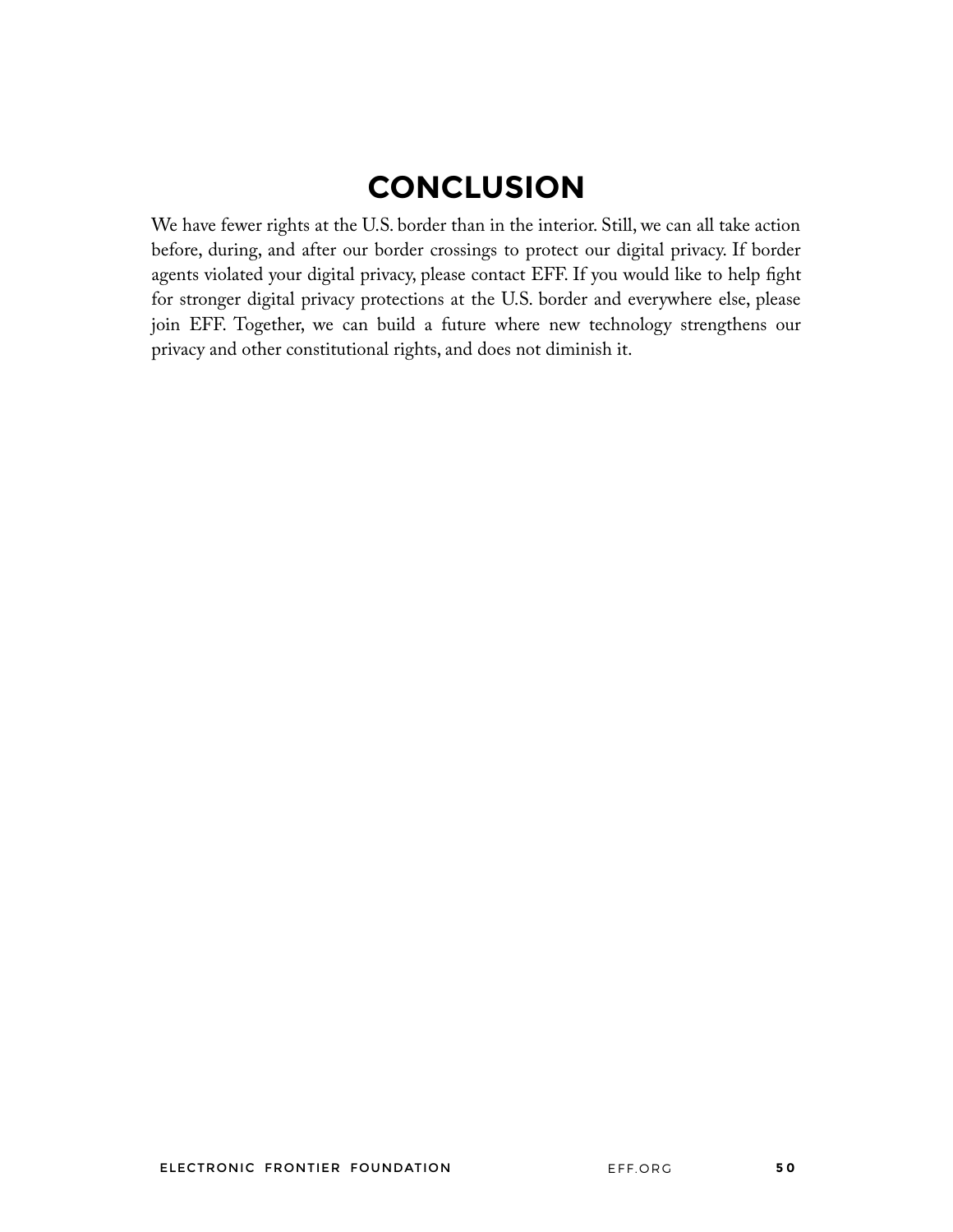# CONCLUSION

We have fewer rights at the U.S. border than in the interior. Still, we can all take action before, during, and after our border crossings to protect our digital privacy. If border agents violated your digital privacy, please contact EFF. If you would like to help fight for stronger digital privacy protections at the U.S. border and everywhere else, please join EFF. Together, we can build a future where new technology strengthens our privacy and other constitutional rights, and does not diminish it.